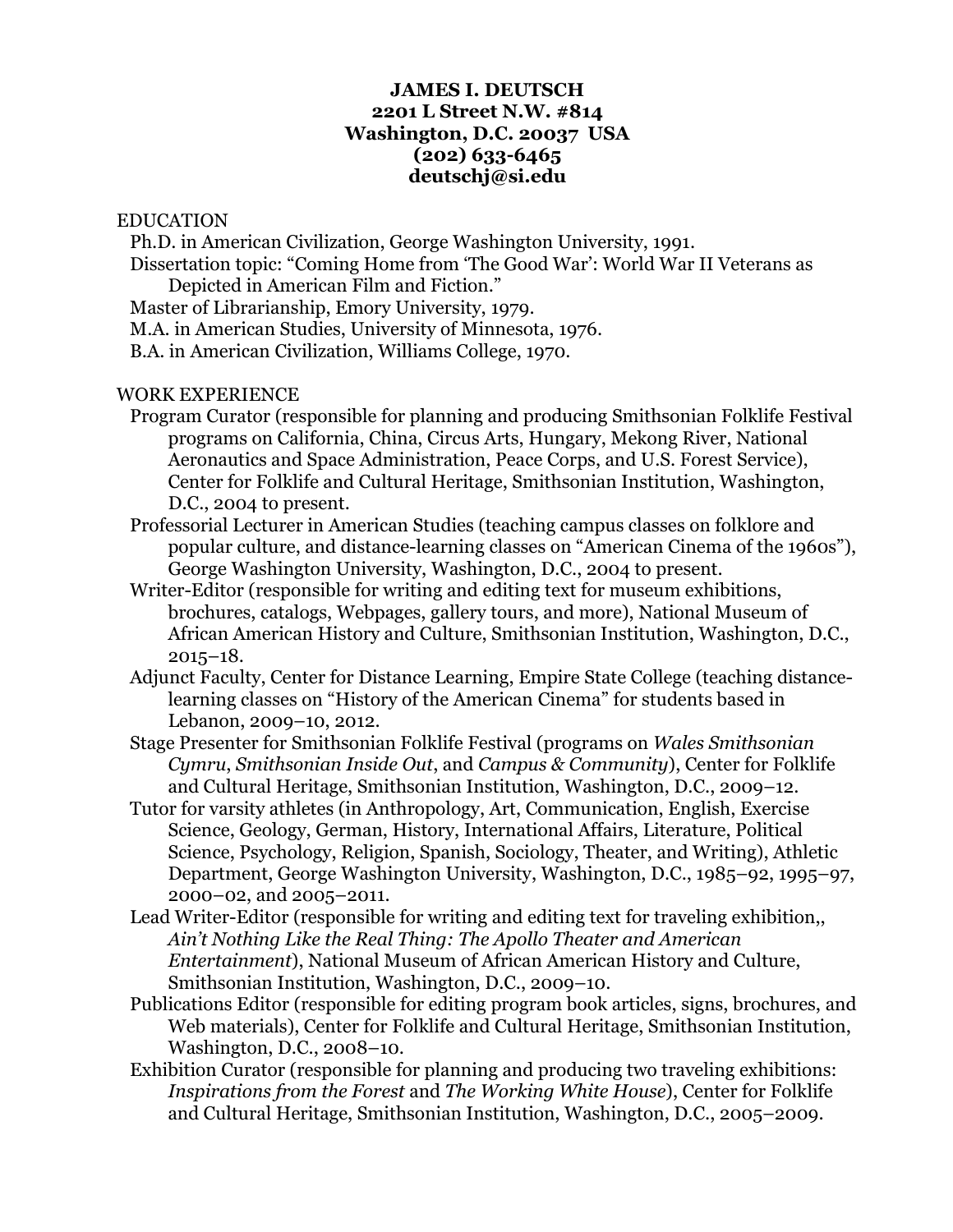**JAMES I. DEUTSCH**
**2201 L Street N.W. #814**
**Washington, D.C. 20037 USA**
**(202) 633-6465**
**deutschj@si.edu**

EDUCATION

Ph.D. in American Civilization, George Washington University, 1991.
Dissertation topic: "Coming Home from 'The Good War': World War II Veterans as Depicted in American Film and Fiction."
Master of Librarianship, Emory University, 1979.
M.A. in American Studies, University of Minnesota, 1976.
B.A. in American Civilization, Williams College, 1970.

WORK EXPERIENCE

Program Curator (responsible for planning and producing Smithsonian Folklife Festival programs on California, China, Circus Arts, Hungary, Mekong River, National Aeronautics and Space Administration, Peace Corps, and U.S. Forest Service), Center for Folklife and Cultural Heritage, Smithsonian Institution, Washington, D.C., 2004 to present.

Professorial Lecturer in American Studies (teaching campus classes on folklore and popular culture, and distance-learning classes on "American Cinema of the 1960s"), George Washington University, Washington, D.C., 2004 to present.

Writer-Editor (responsible for writing and editing text for museum exhibitions, brochures, catalogs, Webpages, gallery tours, and more), National Museum of African American History and Culture, Smithsonian Institution, Washington, D.C., 2015–18.

Adjunct Faculty, Center for Distance Learning, Empire State College (teaching distance-learning classes on "History of the American Cinema" for students based in Lebanon, 2009–10, 2012.

Stage Presenter for Smithsonian Folklife Festival (programs on *Wales Smithsonian Cymru*, *Smithsonian Inside Out*, and *Campus & Community*), Center for Folklife and Cultural Heritage, Smithsonian Institution, Washington, D.C., 2009–12.

Tutor for varsity athletes (in Anthropology, Art, Communication, English, Exercise Science, Geology, German, History, International Affairs, Literature, Political Science, Psychology, Religion, Spanish, Sociology, Theater, and Writing), Athletic Department, George Washington University, Washington, D.C., 1985–92, 1995–97, 2000–02, and 2005–2011.

Lead Writer-Editor (responsible for writing and editing text for traveling exhibition,, *Ain't Nothing Like the Real Thing: The Apollo Theater and American Entertainment*), National Museum of African American History and Culture, Smithsonian Institution, Washington, D.C., 2009–10.

Publications Editor (responsible for editing program book articles, signs, brochures, and Web materials), Center for Folklife and Cultural Heritage, Smithsonian Institution, Washington, D.C., 2008–10.

Exhibition Curator (responsible for planning and producing two traveling exhibitions: *Inspirations from the Forest* and *The Working White House*), Center for Folklife and Cultural Heritage, Smithsonian Institution, Washington, D.C., 2005–2009.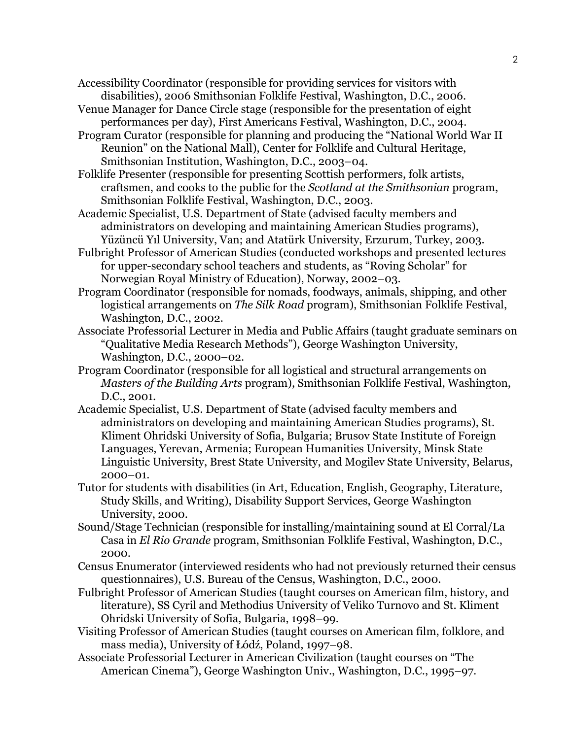Accessibility Coordinator (responsible for providing services for visitors with disabilities), 2006 Smithsonian Folklife Festival, Washington, D.C., 2006.

Venue Manager for Dance Circle stage (responsible for the presentation of eight performances per day), First Americans Festival, Washington, D.C., 2004.

Program Curator (responsible for planning and producing the "National World War II Reunion" on the National Mall), Center for Folklife and Cultural Heritage, Smithsonian Institution, Washington, D.C., 2003–04.

Folklife Presenter (responsible for presenting Scottish performers, folk artists, craftsmen, and cooks to the public for the *Scotland at the Smithsonian* program, Smithsonian Folklife Festival, Washington, D.C., 2003.

Academic Specialist, U.S. Department of State (advised faculty members and administrators on developing and maintaining American Studies programs), Yüzüncü Yıl University, Van; and Atatürk University, Erzurum, Turkey, 2003.

Fulbright Professor of American Studies (conducted workshops and presented lectures for upper-secondary school teachers and students, as "Roving Scholar" for Norwegian Royal Ministry of Education), Norway, 2002–03.

Program Coordinator (responsible for nomads, foodways, animals, shipping, and other logistical arrangements on *The Silk Road* program), Smithsonian Folklife Festival, Washington, D.C., 2002.

Associate Professorial Lecturer in Media and Public Affairs (taught graduate seminars on "Qualitative Media Research Methods"), George Washington University, Washington, D.C., 2000–02.

Program Coordinator (responsible for all logistical and structural arrangements on *Masters of the Building Arts* program), Smithsonian Folklife Festival, Washington, D.C., 2001.

Academic Specialist, U.S. Department of State (advised faculty members and administrators on developing and maintaining American Studies programs), St. Kliment Ohridski University of Sofia, Bulgaria; Brusov State Institute of Foreign Languages, Yerevan, Armenia; European Humanities University, Minsk State Linguistic University, Brest State University, and Mogilev State University, Belarus, 2000–01.

Tutor for students with disabilities (in Art, Education, English, Geography, Literature, Study Skills, and Writing), Disability Support Services, George Washington University, 2000.

Sound/Stage Technician (responsible for installing/maintaining sound at El Corral/La Casa in *El Rio Grande* program, Smithsonian Folklife Festival, Washington, D.C., 2000.

Census Enumerator (interviewed residents who had not previously returned their census questionnaires), U.S. Bureau of the Census, Washington, D.C., 2000.

Fulbright Professor of American Studies (taught courses on American film, history, and literature), SS Cyril and Methodius University of Veliko Turnovo and St. Kliment Ohridski University of Sofia, Bulgaria, 1998–99.

Visiting Professor of American Studies (taught courses on American film, folklore, and mass media), University of Łódź, Poland, 1997–98.

Associate Professorial Lecturer in American Civilization (taught courses on "The American Cinema"), George Washington Univ., Washington, D.C., 1995–97.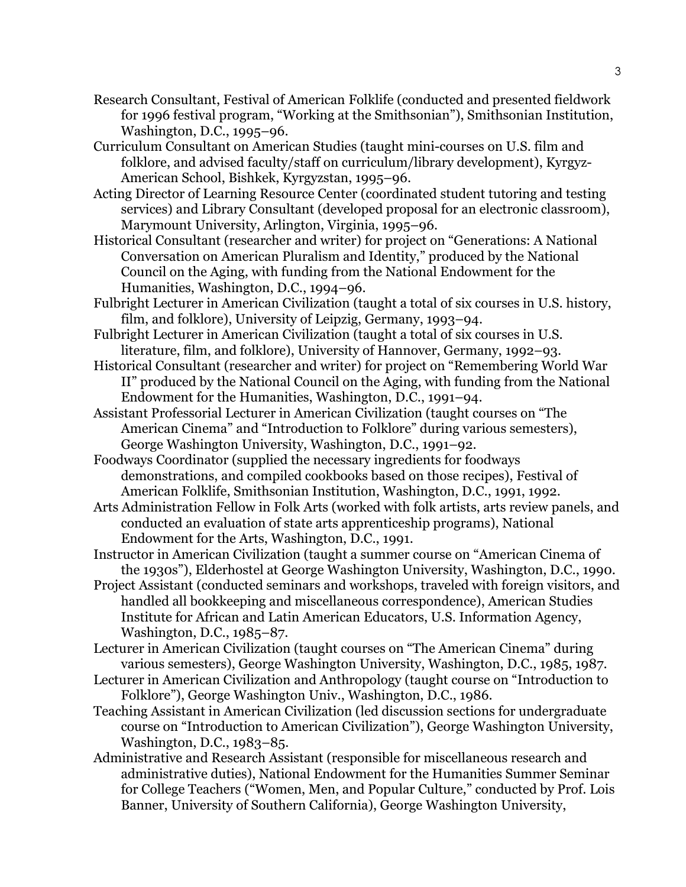Research Consultant, Festival of American Folklife (conducted and presented fieldwork for 1996 festival program, "Working at the Smithsonian"), Smithsonian Institution, Washington, D.C., 1995–96.

Curriculum Consultant on American Studies (taught mini-courses on U.S. film and folklore, and advised faculty/staff on curriculum/library development), Kyrgyz-American School, Bishkek, Kyrgyzstan, 1995–96.

Acting Director of Learning Resource Center (coordinated student tutoring and testing services) and Library Consultant (developed proposal for an electronic classroom), Marymount University, Arlington, Virginia, 1995–96.

Historical Consultant (researcher and writer) for project on "Generations: A National Conversation on American Pluralism and Identity," produced by the National Council on the Aging, with funding from the National Endowment for the Humanities, Washington, D.C., 1994–96.

Fulbright Lecturer in American Civilization (taught a total of six courses in U.S. history, film, and folklore), University of Leipzig, Germany, 1993–94.

Fulbright Lecturer in American Civilization (taught a total of six courses in U.S. literature, film, and folklore), University of Hannover, Germany, 1992–93.

Historical Consultant (researcher and writer) for project on "Remembering World War II" produced by the National Council on the Aging, with funding from the National Endowment for the Humanities, Washington, D.C., 1991–94.

Assistant Professorial Lecturer in American Civilization (taught courses on "The American Cinema" and "Introduction to Folklore" during various semesters), George Washington University, Washington, D.C., 1991–92.

Foodways Coordinator (supplied the necessary ingredients for foodways demonstrations, and compiled cookbooks based on those recipes), Festival of American Folklife, Smithsonian Institution, Washington, D.C., 1991, 1992.

Arts Administration Fellow in Folk Arts (worked with folk artists, arts review panels, and conducted an evaluation of state arts apprenticeship programs), National Endowment for the Arts, Washington, D.C., 1991.

Instructor in American Civilization (taught a summer course on "American Cinema of the 1930s"), Elderhostel at George Washington University, Washington, D.C., 1990.

Project Assistant (conducted seminars and workshops, traveled with foreign visitors, and handled all bookkeeping and miscellaneous correspondence), American Studies Institute for African and Latin American Educators, U.S. Information Agency, Washington, D.C., 1985–87.

Lecturer in American Civilization (taught courses on "The American Cinema" during various semesters), George Washington University, Washington, D.C., 1985, 1987.

Lecturer in American Civilization and Anthropology (taught course on "Introduction to Folklore"), George Washington Univ., Washington, D.C., 1986.

Teaching Assistant in American Civilization (led discussion sections for undergraduate course on "Introduction to American Civilization"), George Washington University, Washington, D.C., 1983–85.

Administrative and Research Assistant (responsible for miscellaneous research and administrative duties), National Endowment for the Humanities Summer Seminar for College Teachers ("Women, Men, and Popular Culture," conducted by Prof. Lois Banner, University of Southern California), George Washington University,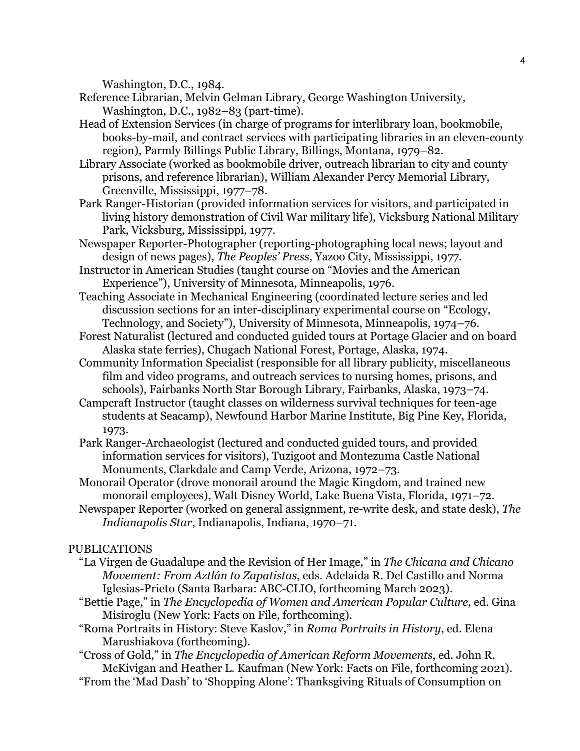Washington, D.C., 1984.

Reference Librarian, Melvin Gelman Library, George Washington University, Washington, D.C., 1982–83 (part-time).

Head of Extension Services (in charge of programs for interlibrary loan, bookmobile, books-by-mail, and contract services with participating libraries in an eleven-county region), Parmly Billings Public Library, Billings, Montana, 1979–82.

Library Associate (worked as bookmobile driver, outreach librarian to city and county prisons, and reference librarian), William Alexander Percy Memorial Library, Greenville, Mississippi, 1977–78.

Park Ranger-Historian (provided information services for visitors, and participated in living history demonstration of Civil War military life), Vicksburg National Military Park, Vicksburg, Mississippi, 1977.

Newspaper Reporter-Photographer (reporting-photographing local news; layout and design of news pages), *The Peoples' Press*, Yazoo City, Mississippi, 1977.

Instructor in American Studies (taught course on "Movies and the American Experience"), University of Minnesota, Minneapolis, 1976.

Teaching Associate in Mechanical Engineering (coordinated lecture series and led discussion sections for an inter-disciplinary experimental course on "Ecology, Technology, and Society"), University of Minnesota, Minneapolis, 1974–76.

Forest Naturalist (lectured and conducted guided tours at Portage Glacier and on board Alaska state ferries), Chugach National Forest, Portage, Alaska, 1974.

Community Information Specialist (responsible for all library publicity, miscellaneous film and video programs, and outreach services to nursing homes, prisons, and schools), Fairbanks North Star Borough Library, Fairbanks, Alaska, 1973–74.

Campcraft Instructor (taught classes on wilderness survival techniques for teen-age students at Seacamp), Newfound Harbor Marine Institute, Big Pine Key, Florida, 1973.

Park Ranger-Archaeologist (lectured and conducted guided tours, and provided information services for visitors), Tuzigoot and Montezuma Castle National Monuments, Clarkdale and Camp Verde, Arizona, 1972–73.

Monorail Operator (drove monorail around the Magic Kingdom, and trained new monorail employees), Walt Disney World, Lake Buena Vista, Florida, 1971–72.

Newspaper Reporter (worked on general assignment, re-write desk, and state desk), *The Indianapolis Star*, Indianapolis, Indiana, 1970–71.

## PUBLICATIONS

"La Virgen de Guadalupe and the Revision of Her Image," in *The Chicana and Chicano Movement: From Aztlán to Zapatistas*, eds. Adelaida R. Del Castillo and Norma Iglesias-Prieto (Santa Barbara: ABC-CLIO, forthcoming March 2023).

"Bettie Page," in *The Encyclopedia of Women and American Popular Culture*, ed. Gina Misiroglu (New York: Facts on File, forthcoming).

"Roma Portraits in History: Steve Kaslov," in *Roma Portraits in History*, ed. Elena Marushiakova (forthcoming).

"Cross of Gold," in *The Encyclopedia of American Reform Movements*, ed. John R. McKivigan and Heather L. Kaufman (New York: Facts on File, forthcoming 2021).

"From the 'Mad Dash' to 'Shopping Alone': Thanksgiving Rituals of Consumption on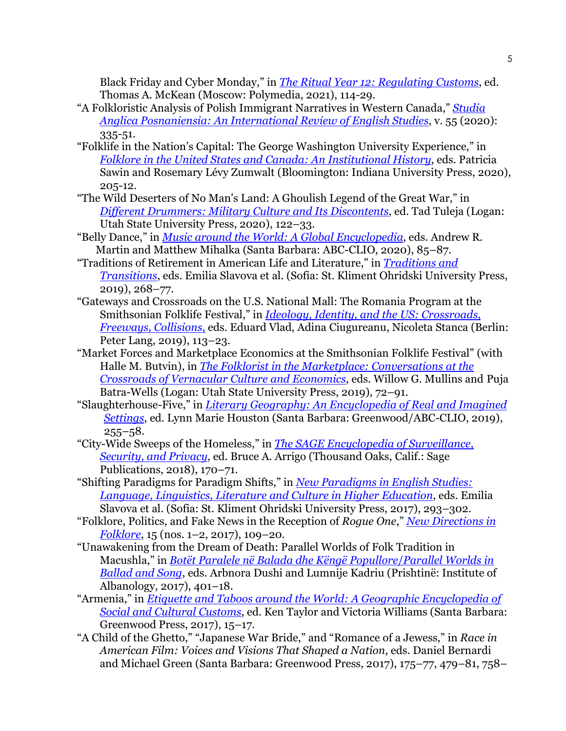Black Friday and Cyber Monday," in *The Ritual Year 12: Regulating Customs*, ed. Thomas A. McKean (Moscow: Polymedia, 2021), 114-29.

"A Folkloristic Analysis of Polish Immigrant Narratives in Western Canada," *Studia Anglica Posnaniensia: An International Review of English Studies*, v. 55 (2020): 335-51.

"Folklife in the Nation's Capital: The George Washington University Experience," in *Folklore in the United States and Canada: An Institutional History*, eds. Patricia Sawin and Rosemary Lévy Zumwalt (Bloomington: Indiana University Press, 2020), 205-12.

"The Wild Deserters of No Man's Land: A Ghoulish Legend of the Great War," in *Different Drummers: Military Culture and Its Discontents*, ed. Tad Tuleja (Logan: Utah State University Press, 2020), 122–33.

"Belly Dance," in *Music around the World: A Global Encyclopedia*, eds. Andrew R. Martin and Matthew Mihalka (Santa Barbara: ABC-CLIO, 2020), 85–87.

"Traditions of Retirement in American Life and Literature," in *Traditions and Transitions*, eds. Emilia Slavova et al. (Sofia: St. Kliment Ohridski University Press, 2019), 268–77.

"Gateways and Crossroads on the U.S. National Mall: The Romania Program at the Smithsonian Folklife Festival," in *Ideology, Identity, and the US: Crossroads, Freeways, Collisions,* eds. Eduard Vlad, Adina Ciugureanu, Nicoleta Stanca (Berlin: Peter Lang, 2019), 113–23.

"Market Forces and Marketplace Economics at the Smithsonian Folklife Festival" (with Halle M. Butvin), in *The Folklorist in the Marketplace: Conversations at the Crossroads of Vernacular Culture and Economics*, eds. Willow G. Mullins and Puja Batra-Wells (Logan: Utah State University Press, 2019), 72–91.

"Slaughterhouse-Five," in *Literary Geography: An Encyclopedia of Real and Imagined Settings*, ed. Lynn Marie Houston (Santa Barbara: Greenwood/ABC-CLIO, 2019), 255–58.

"City-Wide Sweeps of the Homeless," in *The SAGE Encyclopedia of Surveillance, Security, and Privacy*, ed. Bruce A. Arrigo (Thousand Oaks, Calif.: Sage Publications, 2018), 170–71.

"Shifting Paradigms for Paradigm Shifts," in *New Paradigms in English Studies: Language, Linguistics, Literature and Culture in Higher Education*, eds. Emilia Slavova et al. (Sofia: St. Kliment Ohridski University Press, 2017), 293–302.

"Folklore, Politics, and Fake News in the Reception of *Rogue One*," *New Directions in Folklore*, 15 (nos. 1–2, 2017), 109–20.

"Unawakening from the Dream of Death: Parallel Worlds of Folk Tradition in Macushla," in *Botët Paralele në Balada dhe Këngë Popullore/Parallel Worlds in Ballad and Song*, eds. Arbnora Dushi and Lumnije Kadriu (Prishtinë: Institute of Albanology, 2017), 401–18.

"Armenia," in *Etiquette and Taboos around the World: A Geographic Encyclopedia of Social and Cultural Customs*, ed. Ken Taylor and Victoria Williams (Santa Barbara: Greenwood Press, 2017), 15–17.

"A Child of the Ghetto," "Japanese War Bride," and "Romance of a Jewess," in *Race in American Film: Voices and Visions That Shaped a Nation*, eds. Daniel Bernardi and Michael Green (Santa Barbara: Greenwood Press, 2017), 175–77, 479–81, 758–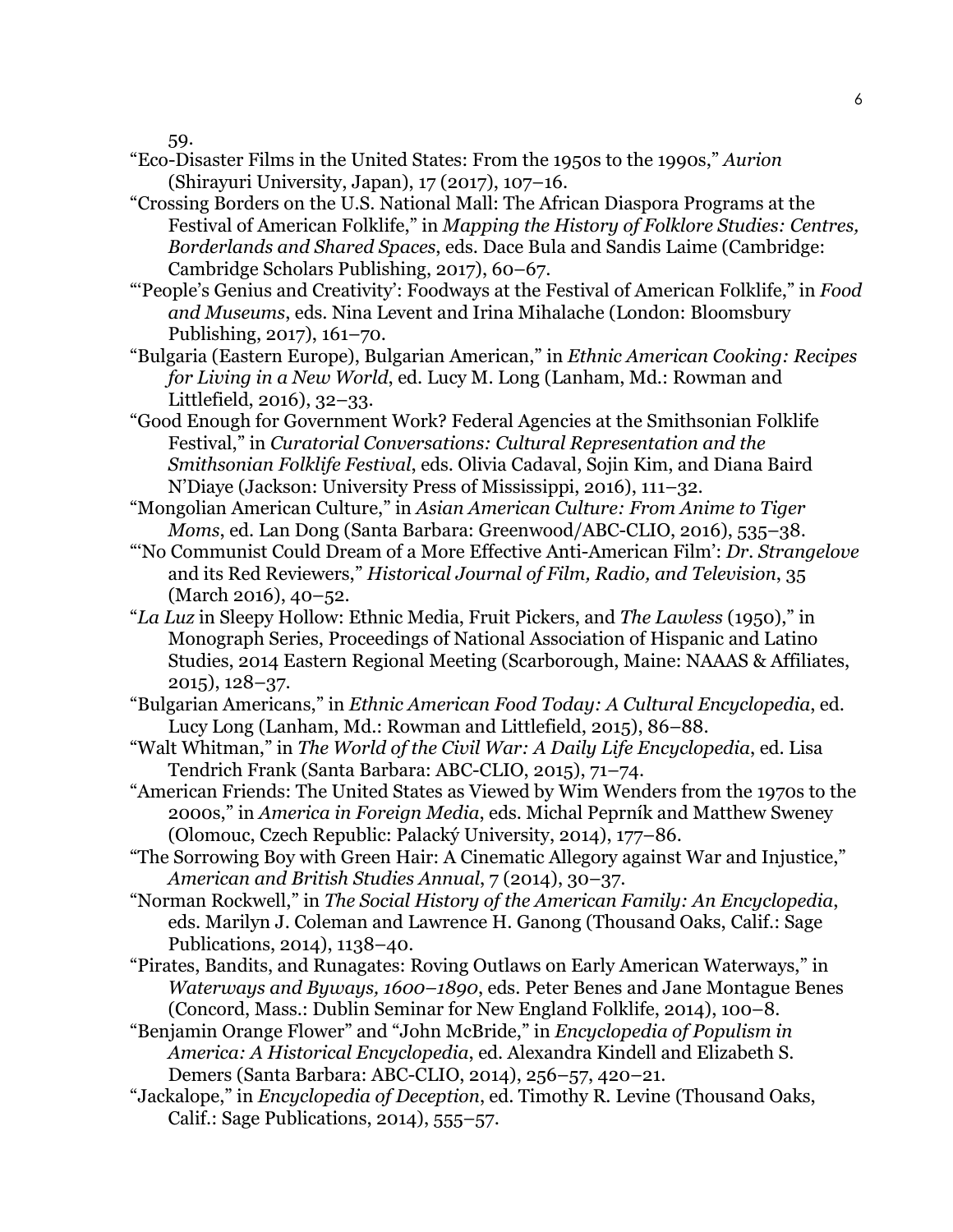59.

"Eco-Disaster Films in the United States: From the 1950s to the 1990s," *Aurion* (Shirayuri University, Japan), 17 (2017), 107–16.

"Crossing Borders on the U.S. National Mall: The African Diaspora Programs at the Festival of American Folklife," in *Mapping the History of Folklore Studies: Centres, Borderlands and Shared Spaces*, eds. Dace Bula and Sandis Laime (Cambridge: Cambridge Scholars Publishing, 2017), 60–67.

"'People's Genius and Creativity': Foodways at the Festival of American Folklife," in *Food and Museums*, eds. Nina Levent and Irina Mihalache (London: Bloomsbury Publishing, 2017), 161–70.

"Bulgaria (Eastern Europe), Bulgarian American," in *Ethnic American Cooking: Recipes for Living in a New World*, ed. Lucy M. Long (Lanham, Md.: Rowman and Littlefield, 2016), 32–33.

"Good Enough for Government Work? Federal Agencies at the Smithsonian Folklife Festival," in *Curatorial Conversations: Cultural Representation and the Smithsonian Folklife Festival*, eds. Olivia Cadaval, Sojin Kim, and Diana Baird N'Diaye (Jackson: University Press of Mississippi, 2016), 111–32.

"Mongolian American Culture," in *Asian American Culture: From Anime to Tiger Moms*, ed. Lan Dong (Santa Barbara: Greenwood/ABC-CLIO, 2016), 535–38.

"'No Communist Could Dream of a More Effective Anti-American Film': *Dr. Strangelove* and its Red Reviewers," *Historical Journal of Film, Radio, and Television*, 35 (March 2016), 40–52.

"*La Luz* in Sleepy Hollow: Ethnic Media, Fruit Pickers, and *The Lawless* (1950)," in Monograph Series, Proceedings of National Association of Hispanic and Latino Studies, 2014 Eastern Regional Meeting (Scarborough, Maine: NAAAS & Affiliates, 2015), 128–37.

"Bulgarian Americans," in *Ethnic American Food Today: A Cultural Encyclopedia*, ed. Lucy Long (Lanham, Md.: Rowman and Littlefield, 2015), 86–88.

"Walt Whitman," in *The World of the Civil War: A Daily Life Encyclopedia*, ed. Lisa Tendrich Frank (Santa Barbara: ABC-CLIO, 2015), 71–74.

"American Friends: The United States as Viewed by Wim Wenders from the 1970s to the 2000s," in *America in Foreign Media*, eds. Michal Peprník and Matthew Sweney (Olomouc, Czech Republic: Palacký University, 2014), 177–86.

"The Sorrowing Boy with Green Hair: A Cinematic Allegory against War and Injustice," *American and British Studies Annual*, 7 (2014), 30–37.

"Norman Rockwell," in *The Social History of the American Family: An Encyclopedia*, eds. Marilyn J. Coleman and Lawrence H. Ganong (Thousand Oaks, Calif.: Sage Publications, 2014), 1138–40.

"Pirates, Bandits, and Runagates: Roving Outlaws on Early American Waterways," in *Waterways and Byways, 1600–1890*, eds. Peter Benes and Jane Montague Benes (Concord, Mass.: Dublin Seminar for New England Folklife, 2014), 100–8.

"Benjamin Orange Flower" and "John McBride," in *Encyclopedia of Populism in America: A Historical Encyclopedia*, ed. Alexandra Kindell and Elizabeth S. Demers (Santa Barbara: ABC-CLIO, 2014), 256–57, 420–21.

"Jackalope," in *Encyclopedia of Deception*, ed. Timothy R. Levine (Thousand Oaks, Calif.: Sage Publications, 2014), 555–57.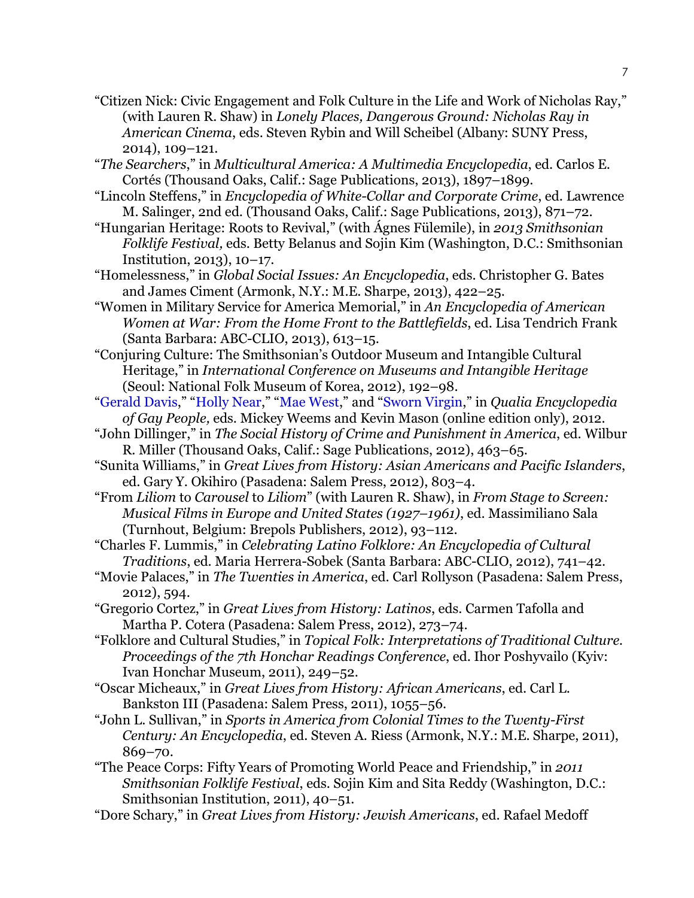"Citizen Nick: Civic Engagement and Folk Culture in the Life and Work of Nicholas Ray," (with Lauren R. Shaw) in *Lonely Places, Dangerous Ground: Nicholas Ray in American Cinema*, eds. Steven Rybin and Will Scheibel (Albany: SUNY Press, 2014), 109–121.

"*The Searchers*," in *Multicultural America: A Multimedia Encyclopedia*, ed. Carlos E. Cortés (Thousand Oaks, Calif.: Sage Publications, 2013), 1897–1899.

"Lincoln Steffens," in *Encyclopedia of White-Collar and Corporate Crime*, ed. Lawrence M. Salinger, 2nd ed. (Thousand Oaks, Calif.: Sage Publications, 2013), 871–72.

"Hungarian Heritage: Roots to Revival," (with Ágnes Fülemile), in *2013 Smithsonian Folklife Festival,* eds. Betty Belanus and Sojin Kim (Washington, D.C.: Smithsonian Institution, 2013), 10–17.

"Homelessness," in *Global Social Issues: An Encyclopedia*, eds. Christopher G. Bates and James Ciment (Armonk, N.Y.: M.E. Sharpe, 2013), 422–25.

"Women in Military Service for America Memorial," in *An Encyclopedia of American Women at War: From the Home Front to the Battlefields*, ed. Lisa Tendrich Frank (Santa Barbara: ABC-CLIO, 2013), 613–15.

"Conjuring Culture: The Smithsonian's Outdoor Museum and Intangible Cultural Heritage," in *International Conference on Museums and Intangible Heritage* (Seoul: National Folk Museum of Korea, 2012), 192–98.

"Gerald Davis," "Holly Near," "Mae West," and "Sworn Virgin," in *Qualia Encyclopedia of Gay People,* eds. Mickey Weems and Kevin Mason (online edition only), 2012.

"John Dillinger," in *The Social History of Crime and Punishment in America*, ed. Wilbur R. Miller (Thousand Oaks, Calif.: Sage Publications, 2012), 463–65.

"Sunita Williams," in *Great Lives from History: Asian Americans and Pacific Islanders*, ed. Gary Y. Okihiro (Pasadena: Salem Press, 2012), 803–4.

"From *Liliom* to *Carousel* to *Liliom*" (with Lauren R. Shaw), in *From Stage to Screen: Musical Films in Europe and United States (1927–1961)*, ed. Massimiliano Sala (Turnhout, Belgium: Brepols Publishers, 2012), 93–112.

"Charles F. Lummis," in *Celebrating Latino Folklore: An Encyclopedia of Cultural Traditions*, ed. Maria Herrera-Sobek (Santa Barbara: ABC-CLIO, 2012), 741–42.

"Movie Palaces," in *The Twenties in America*, ed. Carl Rollyson (Pasadena: Salem Press, 2012), 594.

"Gregorio Cortez," in *Great Lives from History: Latinos*, eds. Carmen Tafolla and Martha P. Cotera (Pasadena: Salem Press, 2012), 273–74.

"Folklore and Cultural Studies," in *Topical Folk: Interpretations of Traditional Culture. Proceedings of the 7th Honchar Readings Conference*, ed. Ihor Poshyvailo (Kyiv: Ivan Honchar Museum, 2011), 249–52.

"Oscar Micheaux," in *Great Lives from History: African Americans*, ed. Carl L. Bankston III (Pasadena: Salem Press, 2011), 1055–56.

"John L. Sullivan," in *Sports in America from Colonial Times to the Twenty-First Century: An Encyclopedia*, ed. Steven A. Riess (Armonk, N.Y.: M.E. Sharpe, 2011), 869–70.

"The Peace Corps: Fifty Years of Promoting World Peace and Friendship," in *2011 Smithsonian Folklife Festival*, eds. Sojin Kim and Sita Reddy (Washington, D.C.: Smithsonian Institution, 2011), 40–51.

"Dore Schary," in *Great Lives from History: Jewish Americans*, ed. Rafael Medoff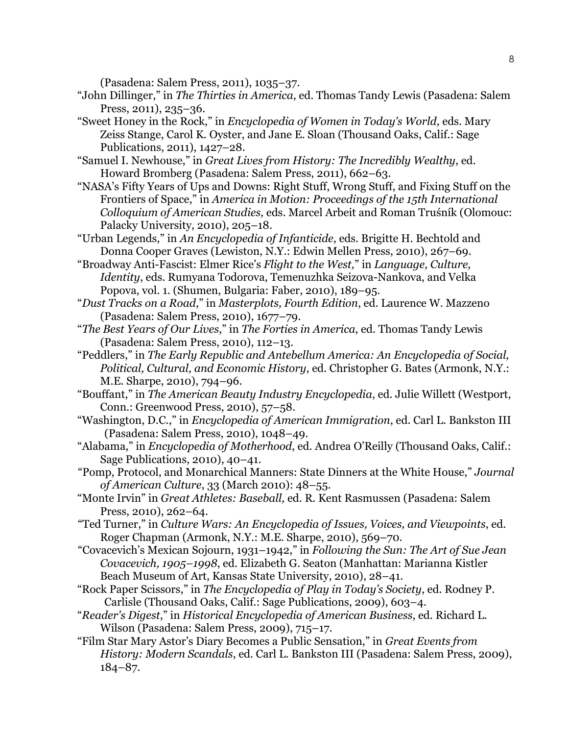(Pasadena: Salem Press, 2011), 1035–37.

"John Dillinger," in *The Thirties in America*, ed. Thomas Tandy Lewis (Pasadena: Salem Press, 2011), 235–36.

"Sweet Honey in the Rock," in *Encyclopedia of Women in Today's World,* eds. Mary Zeiss Stange, Carol K. Oyster, and Jane E. Sloan (Thousand Oaks, Calif.: Sage Publications, 2011), 1427–28.

"Samuel I. Newhouse," in *Great Lives from History: The Incredibly Wealthy*, ed. Howard Bromberg (Pasadena: Salem Press, 2011), 662–63.

"NASA's Fifty Years of Ups and Downs: Right Stuff, Wrong Stuff, and Fixing Stuff on the Frontiers of Space," in *America in Motion: Proceedings of the 15th International Colloquium of American Studies,* eds. Marcel Arbeit and Roman Trušník (Olomouc: Palacky University, 2010), 205–18.

"Urban Legends," in *An Encyclopedia of Infanticide*, eds. Brigitte H. Bechtold and Donna Cooper Graves (Lewiston, N.Y.: Edwin Mellen Press, 2010), 267–69.

"Broadway Anti-Fascist: Elmer Rice's *Flight to the West,*" in *Language, Culture, Identity*, eds. Rumyana Todorova, Temenuzhka Seizova-Nankova, and Velka Popova, vol. 1. (Shumen, Bulgaria: Faber, 2010), 189–95.

"*Dust Tracks on a Road*," in *Masterplots, Fourth Edition*, ed. Laurence W. Mazzeno (Pasadena: Salem Press, 2010), 1677–79.

"*The Best Years of Our Lives*," in *The Forties in America*, ed. Thomas Tandy Lewis (Pasadena: Salem Press, 2010), 112–13.

"Peddlers," in *The Early Republic and Antebellum America: An Encyclopedia of Social, Political, Cultural, and Economic History*, ed. Christopher G. Bates (Armonk, N.Y.: M.E. Sharpe, 2010), 794–96.

"Bouffant," in *The American Beauty Industry Encyclopedia*, ed. Julie Willett (Westport, Conn.: Greenwood Press, 2010), 57–58.

"Washington, D.C.," in *Encyclopedia of American Immigration*, ed. Carl L. Bankston III (Pasadena: Salem Press, 2010), 1048–49.

"Alabama," in *Encyclopedia of Motherhood*, ed. Andrea O'Reilly (Thousand Oaks, Calif.: Sage Publications, 2010), 40–41.

"Pomp, Protocol, and Monarchical Manners: State Dinners at the White House," *Journal of American Culture*, 33 (March 2010): 48–55.

"Monte Irvin" in *Great Athletes: Baseball,* ed. R. Kent Rasmussen (Pasadena: Salem Press, 2010), 262–64.

"Ted Turner," in *Culture Wars: An Encyclopedia of Issues, Voices, and Viewpoints*, ed. Roger Chapman (Armonk, N.Y.: M.E. Sharpe, 2010), 569–70.

"Covacevich's Mexican Sojourn, 1931–1942," in *Following the Sun: The Art of Sue Jean Covacevich, 1905–1998*, ed. Elizabeth G. Seaton (Manhattan: Marianna Kistler Beach Museum of Art, Kansas State University, 2010), 28–41.

"Rock Paper Scissors," in *The Encyclopedia of Play in Today's Society*, ed. Rodney P. Carlisle (Thousand Oaks, Calif.: Sage Publications, 2009), 603–4.

"*Reader's Digest*," in *Historical Encyclopedia of American Business*, ed. Richard L. Wilson (Pasadena: Salem Press, 2009), 715–17.

"Film Star Mary Astor's Diary Becomes a Public Sensation," in *Great Events from History: Modern Scandals*, ed. Carl L. Bankston III (Pasadena: Salem Press, 2009), 184–87.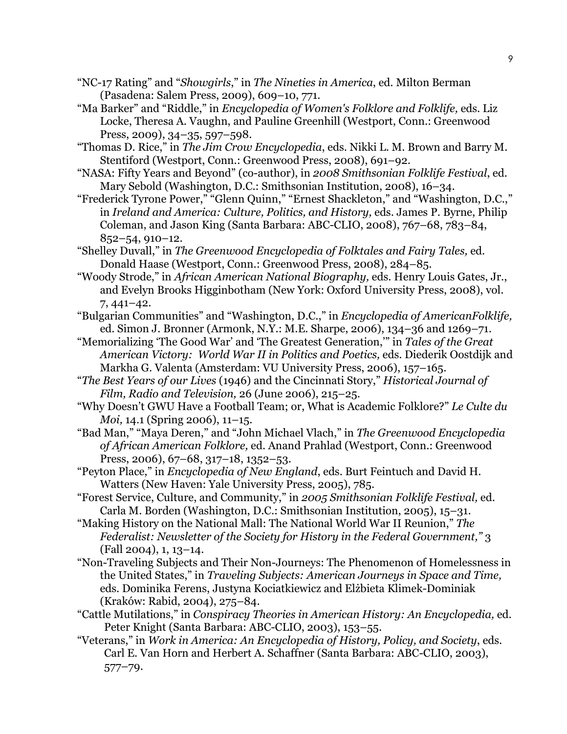"NC-17 Rating" and "*Showgirls*," in *The Nineties in America*, ed. Milton Berman (Pasadena: Salem Press, 2009), 609–10, 771.

"Ma Barker" and "Riddle," in *Encyclopedia of Women's Folklore and Folklife,* eds. Liz Locke, Theresa A. Vaughn, and Pauline Greenhill (Westport, Conn.: Greenwood Press, 2009), 34–35, 597–598.

"Thomas D. Rice," in *The Jim Crow Encyclopedia*, eds. Nikki L. M. Brown and Barry M. Stentiford (Westport, Conn.: Greenwood Press, 2008), 691–92.

"NASA: Fifty Years and Beyond" (co-author), in *2008 Smithsonian Folklife Festival*, ed. Mary Sebold (Washington, D.C.: Smithsonian Institution, 2008), 16–34.

"Frederick Tyrone Power," "Glenn Quinn," "Ernest Shackleton," and "Washington, D.C.," in *Ireland and America: Culture, Politics, and History,* eds. James P. Byrne, Philip Coleman, and Jason King (Santa Barbara: ABC-CLIO, 2008), 767–68, 783–84, 852–54, 910–12.

"Shelley Duvall," in *The Greenwood Encyclopedia of Folktales and Fairy Tales,* ed. Donald Haase (Westport, Conn.: Greenwood Press, 2008), 284–85.

"Woody Strode," in *African American National Biography,* eds. Henry Louis Gates, Jr., and Evelyn Brooks Higginbotham (New York: Oxford University Press, 2008), vol. 7, 441–42.

"Bulgarian Communities" and "Washington, D.C.," in *Encyclopedia of AmericanFolklife,* ed. Simon J. Bronner (Armonk, N.Y.: M.E. Sharpe, 2006), 134–36 and 1269–71.

"Memorializing 'The Good War' and 'The Greatest Generation,'" in *Tales of the Great American Victory: World War II in Politics and Poetics,* eds. Diederik Oostdijk and Markha G. Valenta (Amsterdam: VU University Press, 2006), 157–165.

"*The Best Years of our Lives* (1946) and the Cincinnati Story," *Historical Journal of Film, Radio and Television,* 26 (June 2006), 215–25.

"Why Doesn't GWU Have a Football Team; or, What is Academic Folklore?" *Le Culte du Moi,* 14.1 (Spring 2006), 11–15.

"Bad Man," "Maya Deren," and "John Michael Vlach," in *The Greenwood Encyclopedia of African American Folklore,* ed. Anand Prahlad (Westport, Conn.: Greenwood Press, 2006), 67–68, 317–18, 1352–53.

"Peyton Place," in *Encyclopedia of New England*, eds. Burt Feintuch and David H. Watters (New Haven: Yale University Press, 2005), 785.

"Forest Service, Culture, and Community," in *2005 Smithsonian Folklife Festival,* ed. Carla M. Borden (Washington, D.C.: Smithsonian Institution, 2005), 15–31.

"Making History on the National Mall: The National World War II Reunion," *The Federalist: Newsletter of the Society for History in the Federal Government,"* 3 (Fall 2004), 1, 13–14.

"Non-Traveling Subjects and Their Non-Journeys: The Phenomenon of Homelessness in the United States," in *Traveling Subjects: American Journeys in Space and Time,* eds. Dominika Ferens, Justyna Kociatkiewicz and Elżbieta Klimek-Dominiak (Kraków: Rabid, 2004), 275–84.

"Cattle Mutilations," in *Conspiracy Theories in American History: An Encyclopedia,* ed. Peter Knight (Santa Barbara: ABC-CLIO, 2003), 153–55.

"Veterans," in *Work in America: An Encyclopedia of History, Policy, and Society*, eds. Carl E. Van Horn and Herbert A. Schaffner (Santa Barbara: ABC-CLIO, 2003), 577–79.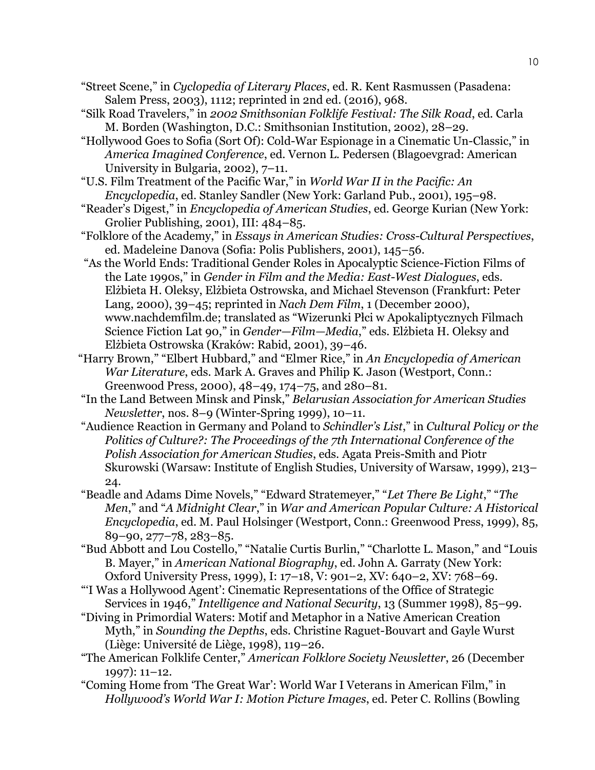"Street Scene," in *Cyclopedia of Literary Places*, ed. R. Kent Rasmussen (Pasadena: Salem Press, 2003), 1112; reprinted in 2nd ed. (2016), 968.

"Silk Road Travelers," in *2002 Smithsonian Folklife Festival: The Silk Road*, ed. Carla M. Borden (Washington, D.C.: Smithsonian Institution, 2002), 28–29.

"Hollywood Goes to Sofia (Sort Of): Cold-War Espionage in a Cinematic Un-Classic," in *America Imagined Conference*, ed. Vernon L. Pedersen (Blagoevgrad: American University in Bulgaria, 2002), 7–11.

"U.S. Film Treatment of the Pacific War," in *World War II in the Pacific: An Encyclopedia*, ed. Stanley Sandler (New York: Garland Pub., 2001), 195–98.

"Reader's Digest," in *Encyclopedia of American Studies*, ed. George Kurian (New York: Grolier Publishing, 2001), III: 484–85.

"Folklore of the Academy," in *Essays in American Studies: Cross-Cultural Perspectives*, ed. Madeleine Danova (Sofia: Polis Publishers, 2001), 145–56.

"As the World Ends: Traditional Gender Roles in Apocalyptic Science-Fiction Films of the Late 1990s," in *Gender in Film and the Media: East-West Dialogues*, eds. Elżbieta H. Oleksy, Elżbieta Ostrowska, and Michael Stevenson (Frankfurt: Peter Lang, 2000), 39–45; reprinted in *Nach Dem Film*, 1 (December 2000), www.nachdemfilm.de; translated as "Wizerunki Płci w Apokaliptycznych Filmach Science Fiction Lat 90," in *Gender—Film—Media*," eds. Elżbieta H. Oleksy and Elżbieta Ostrowska (Kraków: Rabid, 2001), 39–46.

"Harry Brown," "Elbert Hubbard," and "Elmer Rice," in *An Encyclopedia of American War Literature*, eds. Mark A. Graves and Philip K. Jason (Westport, Conn.: Greenwood Press, 2000), 48–49, 174–75, and 280–81.

"In the Land Between Minsk and Pinsk," *Belarusian Association for American Studies Newsletter*, nos. 8–9 (Winter-Spring 1999), 10–11.

"Audience Reaction in Germany and Poland to *Schindler's List*," in *Cultural Policy or the Politics of Culture?: The Proceedings of the 7th International Conference of the Polish Association for American Studies*, eds. Agata Preis-Smith and Piotr Skurowski (Warsaw: Institute of English Studies, University of Warsaw, 1999), 213–24.

"Beadle and Adams Dime Novels," "Edward Stratemeyer," "*Let There Be Light*," "*The Men*," and "*A Midnight Clear*," in *War and American Popular Culture: A Historical Encyclopedia*, ed. M. Paul Holsinger (Westport, Conn.: Greenwood Press, 1999), 85, 89–90, 277–78, 283–85.

"Bud Abbott and Lou Costello," "Natalie Curtis Burlin," "Charlotte L. Mason," and "Louis B. Mayer," in *American National Biography*, ed. John A. Garraty (New York: Oxford University Press, 1999), I: 17–18, V: 901–2, XV: 640–2, XV: 768–69.

"'I Was a Hollywood Agent': Cinematic Representations of the Office of Strategic Services in 1946," *Intelligence and National Security*, 13 (Summer 1998), 85–99.

"Diving in Primordial Waters: Motif and Metaphor in a Native American Creation Myth," in *Sounding the Depths*, eds. Christine Raguet-Bouvart and Gayle Wurst (Liège: Université de Liège, 1998), 119–26.

"The American Folklife Center," *American Folklore Society Newsletter*, 26 (December 1997): 11–12.

"Coming Home from 'The Great War': World War I Veterans in American Film," in *Hollywood's World War I: Motion Picture Images*, ed. Peter C. Rollins (Bowling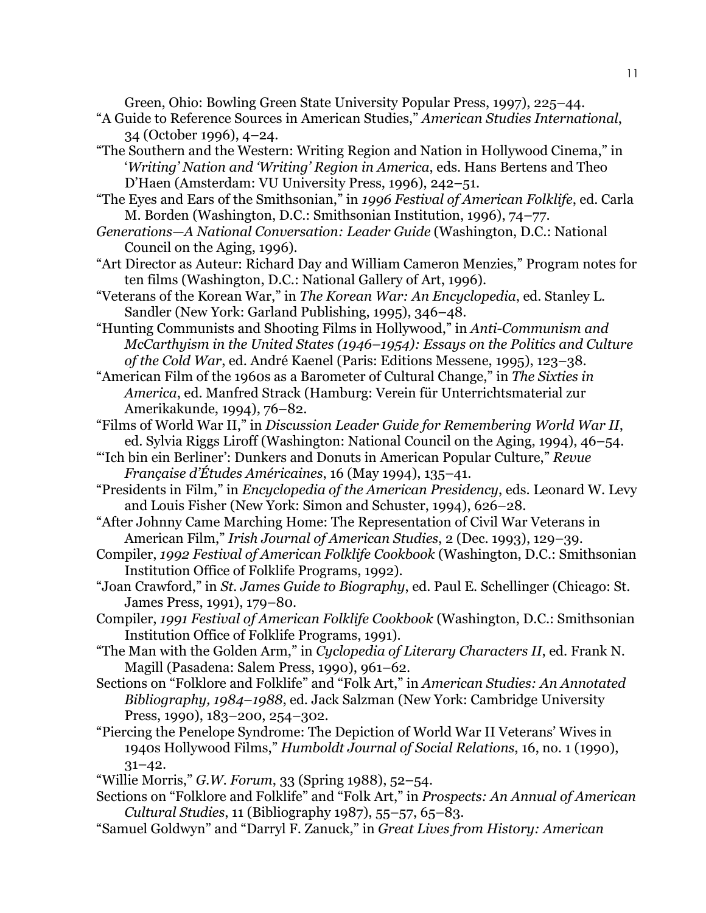Green, Ohio: Bowling Green State University Popular Press, 1997), 225–44.

"A Guide to Reference Sources in American Studies," *American Studies International*, 34 (October 1996), 4–24.

"The Southern and the Western: Writing Region and Nation in Hollywood Cinema," in '*Writing' Nation and 'Writing' Region in America*, eds. Hans Bertens and Theo D'Haen (Amsterdam: VU University Press, 1996), 242–51.

"The Eyes and Ears of the Smithsonian," in *1996 Festival of American Folklife*, ed. Carla M. Borden (Washington, D.C.: Smithsonian Institution, 1996), 74–77.

*Generations—A National Conversation: Leader Guide* (Washington, D.C.: National Council on the Aging, 1996).

"Art Director as Auteur: Richard Day and William Cameron Menzies," Program notes for ten films (Washington, D.C.: National Gallery of Art, 1996).

"Veterans of the Korean War," in *The Korean War: An Encyclopedia*, ed. Stanley L. Sandler (New York: Garland Publishing, 1995), 346–48.

"Hunting Communists and Shooting Films in Hollywood," in *Anti-Communism and McCarthyism in the United States (1946–1954): Essays on the Politics and Culture of the Cold War*, ed. André Kaenel (Paris: Editions Messene, 1995), 123–38.

"American Film of the 1960s as a Barometer of Cultural Change," in *The Sixties in America*, ed. Manfred Strack (Hamburg: Verein für Unterrichtsmaterial zur Amerikakunde, 1994), 76–82.

"Films of World War II," in *Discussion Leader Guide for Remembering World War II*, ed. Sylvia Riggs Liroff (Washington: National Council on the Aging, 1994), 46–54.

"'Ich bin ein Berliner': Dunkers and Donuts in American Popular Culture," *Revue Française d'Études Américaines*, 16 (May 1994), 135–41.

"Presidents in Film," in *Encyclopedia of the American Presidency*, eds. Leonard W. Levy and Louis Fisher (New York: Simon and Schuster, 1994), 626–28.

"After Johnny Came Marching Home: The Representation of Civil War Veterans in American Film," *Irish Journal of American Studies*, 2 (Dec. 1993), 129–39.

Compiler, *1992 Festival of American Folklife Cookbook* (Washington, D.C.: Smithsonian Institution Office of Folklife Programs, 1992).

"Joan Crawford," in *St. James Guide to Biography*, ed. Paul E. Schellinger (Chicago: St. James Press, 1991), 179–80.

Compiler, *1991 Festival of American Folklife Cookbook* (Washington, D.C.: Smithsonian Institution Office of Folklife Programs, 1991).

"The Man with the Golden Arm," in *Cyclopedia of Literary Characters II*, ed. Frank N. Magill (Pasadena: Salem Press, 1990), 961–62.

Sections on "Folklore and Folklife" and "Folk Art," in *American Studies: An Annotated Bibliography, 1984–1988*, ed. Jack Salzman (New York: Cambridge University Press, 1990), 183–200, 254–302.

"Piercing the Penelope Syndrome: The Depiction of World War II Veterans' Wives in 1940s Hollywood Films," *Humboldt Journal of Social Relations*, 16, no. 1 (1990), 31–42.

"Willie Morris," *G.W. Forum*, 33 (Spring 1988), 52–54.

Sections on "Folklore and Folklife" and "Folk Art," in *Prospects: An Annual of American Cultural Studies*, 11 (Bibliography 1987), 55–57, 65–83.

"Samuel Goldwyn" and "Darryl F. Zanuck," in *Great Lives from History: American*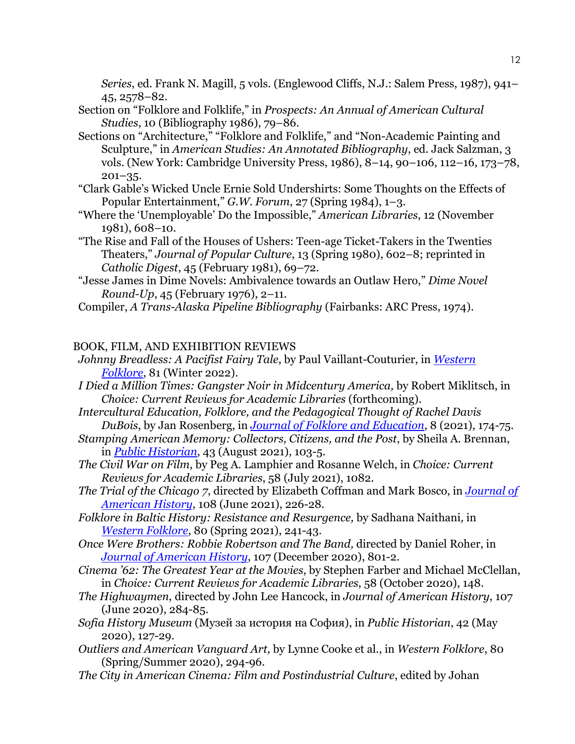*Series*, ed. Frank N. Magill, 5 vols. (Englewood Cliffs, N.J.: Salem Press, 1987), 941–45, 2578–82.

Section on "Folklore and Folklife," in *Prospects: An Annual of American Cultural Studies*, 10 (Bibliography 1986), 79–86.

Sections on "Architecture," "Folklore and Folklife," and "Non-Academic Painting and Sculpture," in *American Studies: An Annotated Bibliography*, ed. Jack Salzman, 3 vols. (New York: Cambridge University Press, 1986), 8–14, 90–106, 112–16, 173–78, 201–35.

"Clark Gable's Wicked Uncle Ernie Sold Undershirts: Some Thoughts on the Effects of Popular Entertainment," *G.W. Forum*, 27 (Spring 1984), 1–3.

"Where the 'Unemployable' Do the Impossible," *American Libraries*, 12 (November 1981), 608–10.

"The Rise and Fall of the Houses of Ushers: Teen-age Ticket-Takers in the Twenties Theaters," *Journal of Popular Culture*, 13 (Spring 1980), 602–8; reprinted in *Catholic Digest*, 45 (February 1981), 69–72.

"Jesse James in Dime Novels: Ambivalence towards an Outlaw Hero," *Dime Novel Round-Up*, 45 (February 1976), 2–11.

Compiler, *A Trans-Alaska Pipeline Bibliography* (Fairbanks: ARC Press, 1974).

BOOK, FILM, AND EXHIBITION REVIEWS

*Johnny Breadless: A Pacifist Fairy Tale*, by Paul Vaillant-Couturier, in *Western Folklore*, 81 (Winter 2022).

*I Died a Million Times: Gangster Noir in Midcentury America,* by Robert Miklitsch, in *Choice: Current Reviews for Academic Libraries* (forthcoming).

*Intercultural Education, Folklore, and the Pedagogical Thought of Rachel Davis DuBois*, by Jan Rosenberg, in *Journal of Folklore and Education*, 8 (2021), 174-75.

*Stamping American Memory: Collectors, Citizens, and the Post*, by Sheila A. Brennan, in *Public Historian*, 43 (August 2021), 103-5.

*The Civil War on Film*, by Peg A. Lamphier and Rosanne Welch, in *Choice: Current Reviews for Academic Libraries*, 58 (July 2021), 1082.

*The Trial of the Chicago 7*, directed by Elizabeth Coffman and Mark Bosco, in *Journal of American History*, 108 (June 2021), 226-28.

*Folklore in Baltic History: Resistance and Resurgence,* by Sadhana Naithani, in *Western Folklore*, 80 (Spring 2021), 241-43.

*Once Were Brothers: Robbie Robertson and The Band,* directed by Daniel Roher, in *Journal of American History*, 107 (December 2020), 801-2.

*Cinema '62: The Greatest Year at the Movies*, by Stephen Farber and Michael McClellan, in *Choice: Current Reviews for Academic Libraries*, 58 (October 2020), 148.

*The Highwaymen*, directed by John Lee Hancock, in *Journal of American History*, 107 (June 2020), 284-85.

*Sofia History Museum* (Музей за история на София), in *Public Historian*, 42 (May 2020), 127-29.

*Outliers and American Vanguard Art,* by Lynne Cooke et al., in *Western Folklore*, 80 (Spring/Summer 2020), 294-96.

*The City in American Cinema: Film and Postindustrial Culture*, edited by Johan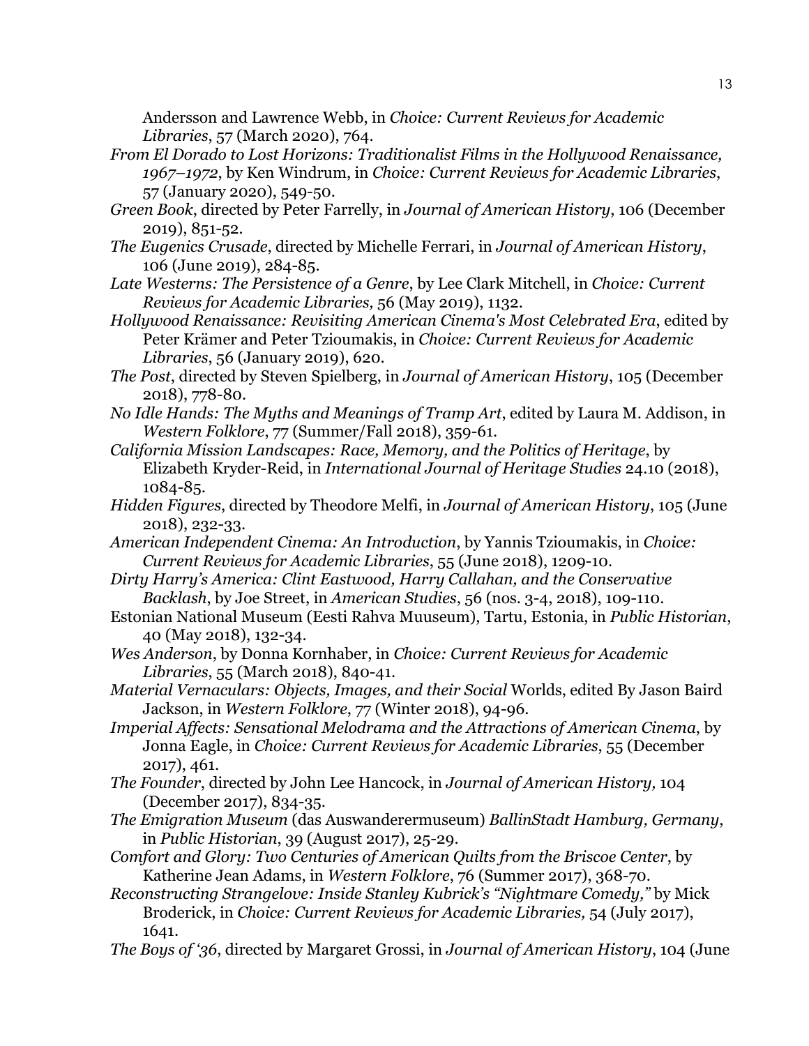Andersson and Lawrence Webb, in *Choice: Current Reviews for Academic Libraries*, 57 (March 2020), 764.

*From El Dorado to Lost Horizons: Traditionalist Films in the Hollywood Renaissance, 1967–1972*, by Ken Windrum, in *Choice: Current Reviews for Academic Libraries*, 57 (January 2020), 549-50.

*Green Book*, directed by Peter Farrelly, in *Journal of American History*, 106 (December 2019), 851-52.

*The Eugenics Crusade*, directed by Michelle Ferrari, in *Journal of American History*, 106 (June 2019), 284-85.

*Late Westerns: The Persistence of a Genre*, by Lee Clark Mitchell, in *Choice: Current Reviews for Academic Libraries,* 56 (May 2019), 1132.

*Hollywood Renaissance: Revisiting American Cinema's Most Celebrated Era*, edited by Peter Krämer and Peter Tzioumakis, in *Choice: Current Reviews for Academic Libraries*, 56 (January 2019), 620.

*The Post*, directed by Steven Spielberg, in *Journal of American History*, 105 (December 2018), 778-80.

*No Idle Hands: The Myths and Meanings of Tramp Art*, edited by Laura M. Addison, in *Western Folklore*, 77 (Summer/Fall 2018), 359-61.

*California Mission Landscapes: Race, Memory, and the Politics of Heritage*, by Elizabeth Kryder-Reid, in *International Journal of Heritage Studies* 24.10 (2018), 1084-85.

*Hidden Figures*, directed by Theodore Melfi, in *Journal of American History*, 105 (June 2018), 232-33.

*American Independent Cinema: An Introduction*, by Yannis Tzioumakis, in *Choice: Current Reviews for Academic Libraries*, 55 (June 2018), 1209-10.

*Dirty Harry's America: Clint Eastwood, Harry Callahan, and the Conservative Backlash*, by Joe Street, in *American Studies*, 56 (nos. 3-4, 2018), 109-110.

Estonian National Museum (Eesti Rahva Muuseum), Tartu, Estonia, in *Public Historian*, 40 (May 2018), 132-34.

*Wes Anderson*, by Donna Kornhaber, in *Choice: Current Reviews for Academic Libraries*, 55 (March 2018), 840-41.

*Material Vernaculars: Objects, Images, and their Social* Worlds, edited By Jason Baird Jackson, in *Western Folklore*, 77 (Winter 2018), 94-96.

*Imperial Affects: Sensational Melodrama and the Attractions of American Cinema*, by Jonna Eagle, in *Choice: Current Reviews for Academic Libraries*, 55 (December 2017), 461.

*The Founder*, directed by John Lee Hancock, in *Journal of American History,* 104 (December 2017), 834-35.

*The Emigration Museum* (das Auswanderermuseum) *BallinStadt Hamburg, Germany*, in *Public Historian*, 39 (August 2017), 25-29.

*Comfort and Glory: Two Centuries of American Quilts from the Briscoe Center*, by Katherine Jean Adams, in *Western Folklore*, 76 (Summer 2017), 368-70.

*Reconstructing Strangelove: Inside Stanley Kubrick's "Nightmare Comedy,"* by Mick Broderick, in *Choice: Current Reviews for Academic Libraries,* 54 (July 2017), 1641.

*The Boys of '36*, directed by Margaret Grossi, in *Journal of American History*, 104 (June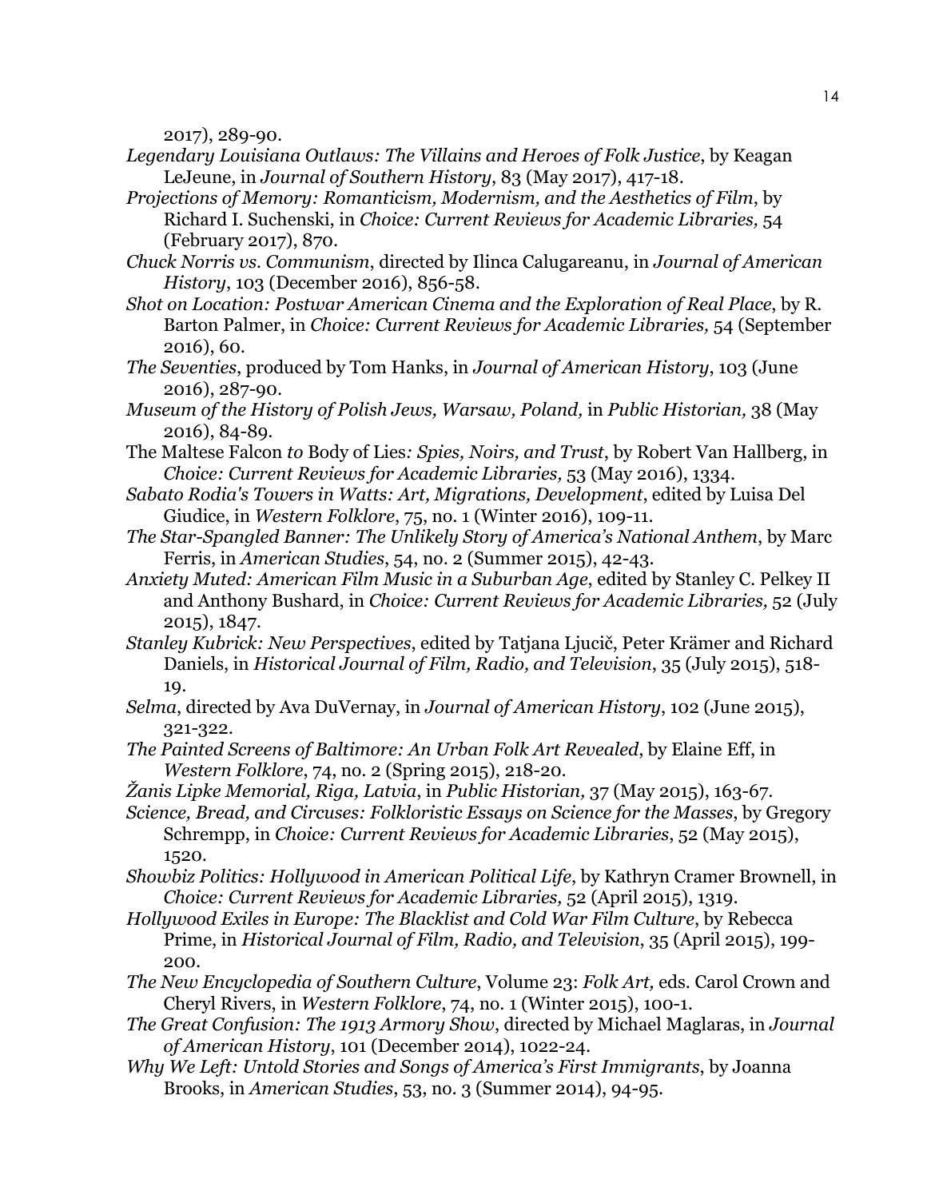2017), 289-90.

*Legendary Louisiana Outlaws: The Villains and Heroes of Folk Justice*, by Keagan LeJeune, in *Journal of Southern History*, 83 (May 2017), 417-18.

*Projections of Memory: Romanticism, Modernism, and the Aesthetics of Film*, by Richard I. Suchenski, in *Choice: Current Reviews for Academic Libraries,* 54 (February 2017), 870.

*Chuck Norris vs. Communism*, directed by Ilinca Calugareanu, in *Journal of American History*, 103 (December 2016), 856-58.

*Shot on Location: Postwar American Cinema and the Exploration of Real Place*, by R. Barton Palmer, in *Choice: Current Reviews for Academic Libraries,* 54 (September 2016), 60.

*The Seventies*, produced by Tom Hanks, in *Journal of American History*, 103 (June 2016), 287-90.

*Museum of the History of Polish Jews, Warsaw, Poland,* in *Public Historian,* 38 (May 2016), 84-89.

The Maltese Falcon *to* Body of Lies*: Spies, Noirs, and Trust*, by Robert Van Hallberg, in *Choice: Current Reviews for Academic Libraries,* 53 (May 2016), 1334.

*Sabato Rodia's Towers in Watts: Art, Migrations, Development*, edited by Luisa Del Giudice, in *Western Folklore*, 75, no. 1 (Winter 2016), 109-11.

*The Star-Spangled Banner: The Unlikely Story of America's National Anthem*, by Marc Ferris, in *American Studies*, 54, no. 2 (Summer 2015), 42-43.

*Anxiety Muted: American Film Music in a Suburban Age*, edited by Stanley C. Pelkey II and Anthony Bushard, in *Choice: Current Reviews for Academic Libraries,* 52 (July 2015), 1847.

*Stanley Kubrick: New Perspectives*, edited by Tatjana Ljucič, Peter Krämer and Richard Daniels, in *Historical Journal of Film, Radio, and Television*, 35 (July 2015), 518-19.

*Selma*, directed by Ava DuVernay, in *Journal of American History*, 102 (June 2015), 321-322.

*The Painted Screens of Baltimore: An Urban Folk Art Revealed*, by Elaine Eff, in *Western Folklore*, 74, no. 2 (Spring 2015), 218-20.

*Žanis Lipke Memorial, Riga, Latvia*, in *Public Historian,* 37 (May 2015), 163-67.

*Science, Bread, and Circuses: Folkloristic Essays on Science for the Masses*, by Gregory Schrempp, in *Choice: Current Reviews for Academic Libraries*, 52 (May 2015), 1520.

*Showbiz Politics: Hollywood in American Political Life*, by Kathryn Cramer Brownell, in *Choice: Current Reviews for Academic Libraries,* 52 (April 2015), 1319.

*Hollywood Exiles in Europe: The Blacklist and Cold War Film Culture*, by Rebecca Prime, in *Historical Journal of Film, Radio, and Television*, 35 (April 2015), 199-200.

*The New Encyclopedia of Southern Culture*, Volume 23: *Folk Art,* eds. Carol Crown and Cheryl Rivers, in *Western Folklore*, 74, no. 1 (Winter 2015), 100-1.

*The Great Confusion: The 1913 Armory Show*, directed by Michael Maglaras, in *Journal of American History*, 101 (December 2014), 1022-24.

*Why We Left: Untold Stories and Songs of America's First Immigrants*, by Joanna Brooks, in *American Studies*, 53, no. 3 (Summer 2014), 94-95.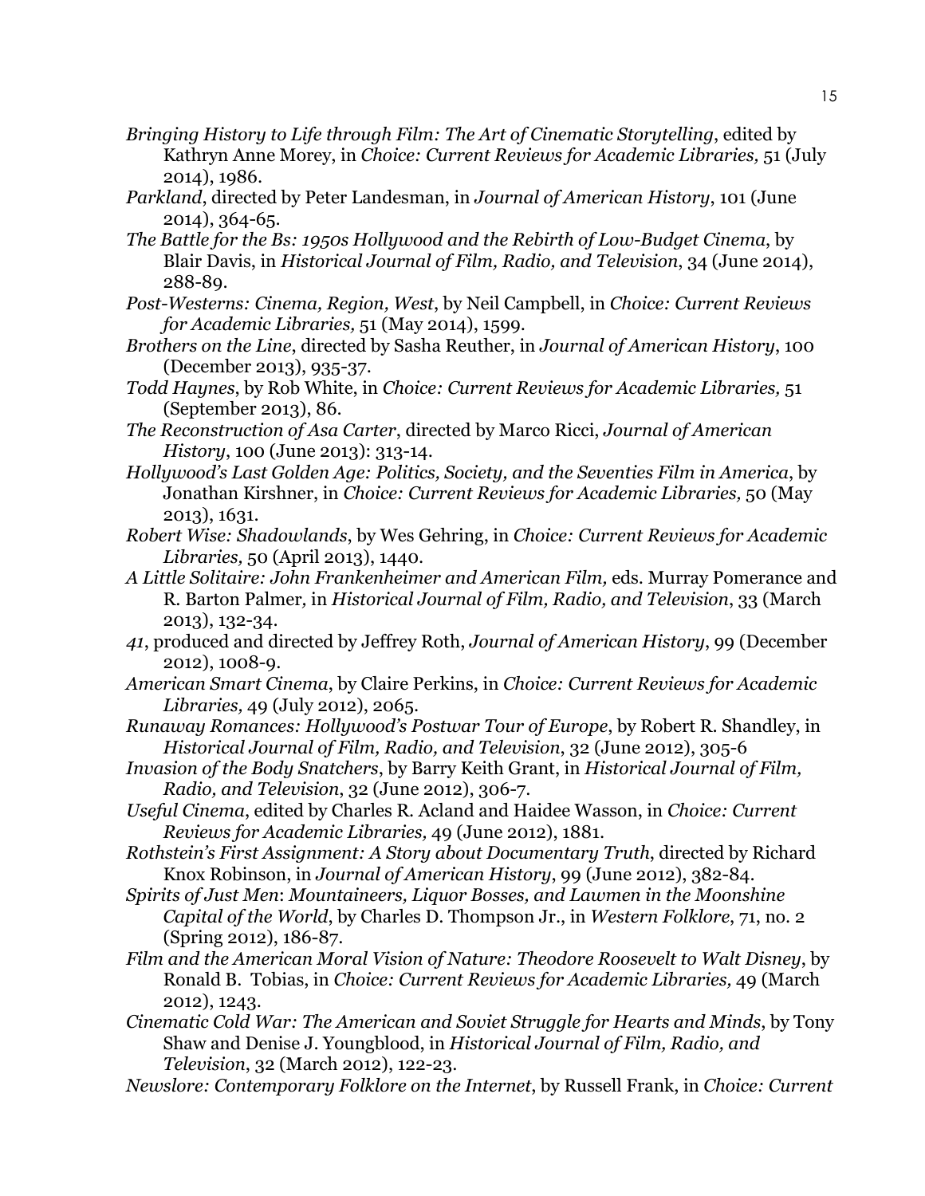*Bringing History to Life through Film: The Art of Cinematic Storytelling*, edited by Kathryn Anne Morey, in *Choice: Current Reviews for Academic Libraries,* 51 (July 2014), 1986.

*Parkland*, directed by Peter Landesman, in *Journal of American History*, 101 (June 2014), 364-65.

*The Battle for the Bs: 1950s Hollywood and the Rebirth of Low-Budget Cinema*, by Blair Davis, in *Historical Journal of Film, Radio, and Television*, 34 (June 2014), 288-89.

*Post-Westerns: Cinema, Region, West*, by Neil Campbell, in *Choice: Current Reviews for Academic Libraries,* 51 (May 2014), 1599.

*Brothers on the Line*, directed by Sasha Reuther, in *Journal of American History*, 100 (December 2013), 935-37.

*Todd Haynes*, by Rob White, in *Choice: Current Reviews for Academic Libraries,* 51 (September 2013), 86.

*The Reconstruction of Asa Carter*, directed by Marco Ricci, *Journal of American History*, 100 (June 2013): 313-14.

*Hollywood's Last Golden Age: Politics, Society, and the Seventies Film in America*, by Jonathan Kirshner, in *Choice: Current Reviews for Academic Libraries,* 50 (May 2013), 1631.

*Robert Wise: Shadowlands*, by Wes Gehring, in *Choice: Current Reviews for Academic Libraries,* 50 (April 2013), 1440.

*A Little Solitaire: John Frankenheimer and American Film,* eds. Murray Pomerance and R. Barton Palmer*,* in *Historical Journal of Film, Radio, and Television*, 33 (March 2013), 132-34.

*41*, produced and directed by Jeffrey Roth, *Journal of American History*, 99 (December 2012), 1008-9.

*American Smart Cinema*, by Claire Perkins, in *Choice: Current Reviews for Academic Libraries,* 49 (July 2012), 2065.

*Runaway Romances: Hollywood's Postwar Tour of Europe*, by Robert R. Shandley, in *Historical Journal of Film, Radio, and Television*, 32 (June 2012), 305-6

*Invasion of the Body Snatchers*, by Barry Keith Grant, in *Historical Journal of Film, Radio, and Television*, 32 (June 2012), 306-7.

*Useful Cinema*, edited by Charles R. Acland and Haidee Wasson, in *Choice: Current Reviews for Academic Libraries,* 49 (June 2012), 1881.

*Rothstein's First Assignment: A Story about Documentary Truth*, directed by Richard Knox Robinson, in *Journal of American History*, 99 (June 2012), 382-84.

*Spirits of Just Men*: *Mountaineers, Liquor Bosses, and Lawmen in the Moonshine Capital of the World*, by Charles D. Thompson Jr., in *Western Folklore*, 71, no. 2 (Spring 2012), 186-87.

*Film and the American Moral Vision of Nature: Theodore Roosevelt to Walt Disney*, by Ronald B. Tobias, in *Choice: Current Reviews for Academic Libraries,* 49 (March 2012), 1243.

*Cinematic Cold War: The American and Soviet Struggle for Hearts and Minds*, by Tony Shaw and Denise J. Youngblood, in *Historical Journal of Film, Radio, and Television*, 32 (March 2012), 122-23.

*Newslore: Contemporary Folklore on the Internet*, by Russell Frank, in *Choice: Current*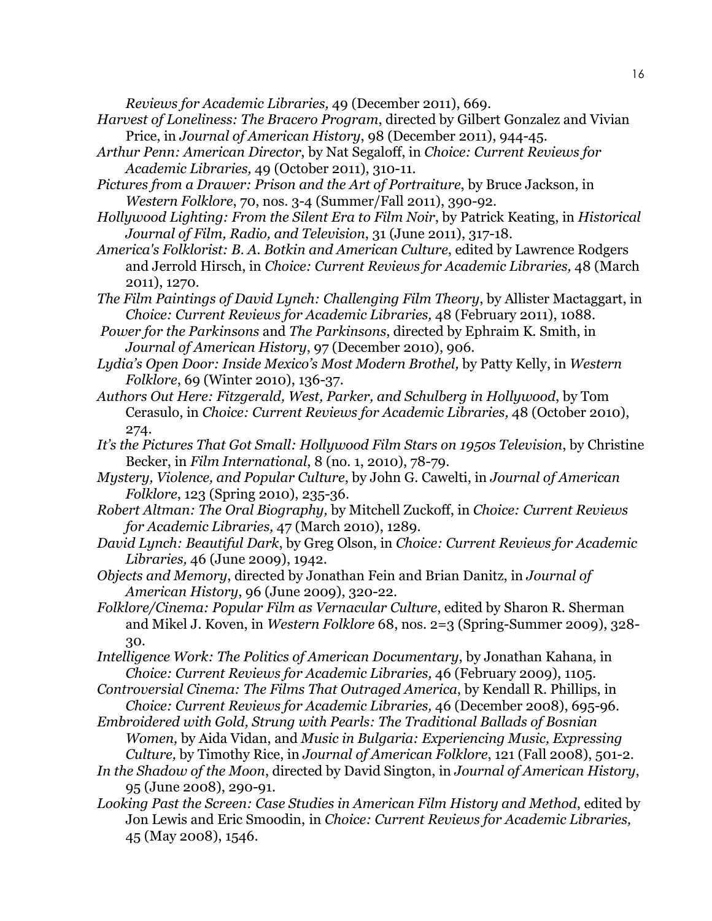*Reviews for Academic Libraries,* 49 (December 2011), 669.

*Harvest of Loneliness: The Bracero Program*, directed by Gilbert Gonzalez and Vivian Price, in *Journal of American History*, 98 (December 2011), 944-45.

*Arthur Penn: American Director*, by Nat Segaloff, in *Choice: Current Reviews for Academic Libraries,* 49 (October 2011), 310-11.

*Pictures from a Drawer: Prison and the Art of Portraiture*, by Bruce Jackson, in *Western Folklore*, 70, nos. 3-4 (Summer/Fall 2011), 390-92.

*Hollywood Lighting: From the Silent Era to Film Noir*, by Patrick Keating, in *Historical Journal of Film, Radio, and Television*, 31 (June 2011), 317-18.

*America's Folklorist: B. A. Botkin and American Culture*, edited by Lawrence Rodgers and Jerrold Hirsch, in *Choice: Current Reviews for Academic Libraries,* 48 (March 2011), 1270.

*The Film Paintings of David Lynch: Challenging Film Theory*, by Allister Mactaggart, in *Choice: Current Reviews for Academic Libraries,* 48 (February 2011), 1088.

*Power for the Parkinsons* and *The Parkinsons*, directed by Ephraim K. Smith, in *Journal of American History*, 97 (December 2010), 906.

*Lydia's Open Door: Inside Mexico's Most Modern Brothel,* by Patty Kelly, in *Western Folklore*, 69 (Winter 2010), 136-37.

*Authors Out Here: Fitzgerald, West, Parker, and Schulberg in Hollywood*, by Tom Cerasulo, in *Choice: Current Reviews for Academic Libraries,* 48 (October 2010), 274.

*It's the Pictures That Got Small: Hollywood Film Stars on 1950s Television*, by Christine Becker, in *Film International*, 8 (no. 1, 2010), 78-79.

*Mystery, Violence, and Popular Culture*, by John G. Cawelti, in *Journal of American Folklore*, 123 (Spring 2010), 235-36.

*Robert Altman: The Oral Biography,* by Mitchell Zuckoff, in *Choice: Current Reviews for Academic Libraries,* 47 (March 2010), 1289.

*David Lynch: Beautiful Dark*, by Greg Olson, in *Choice: Current Reviews for Academic Libraries,* 46 (June 2009), 1942.

*Objects and Memory*, directed by Jonathan Fein and Brian Danitz, in *Journal of American History*, 96 (June 2009), 320-22.

*Folklore/Cinema: Popular Film as Vernacular Culture*, edited by Sharon R. Sherman and Mikel J. Koven, in *Western Folklore* 68, nos. 2=3 (Spring-Summer 2009), 328-30.

*Intelligence Work: The Politics of American Documentary*, by Jonathan Kahana, in *Choice: Current Reviews for Academic Libraries,* 46 (February 2009), 1105.

*Controversial Cinema: The Films That Outraged America*, by Kendall R. Phillips, in *Choice: Current Reviews for Academic Libraries,* 46 (December 2008), 695-96.

*Embroidered with Gold, Strung with Pearls: The Traditional Ballads of Bosnian Women,* by Aida Vidan, and *Music in Bulgaria: Experiencing Music, Expressing Culture,* by Timothy Rice, in *Journal of American Folklore*, 121 (Fall 2008), 501-2.

*In the Shadow of the Moon*, directed by David Sington, in *Journal of American History*, 95 (June 2008), 290-91.

*Looking Past the Screen: Case Studies in American Film History and Method*, edited by Jon Lewis and Eric Smoodin, in *Choice: Current Reviews for Academic Libraries,* 45 (May 2008), 1546.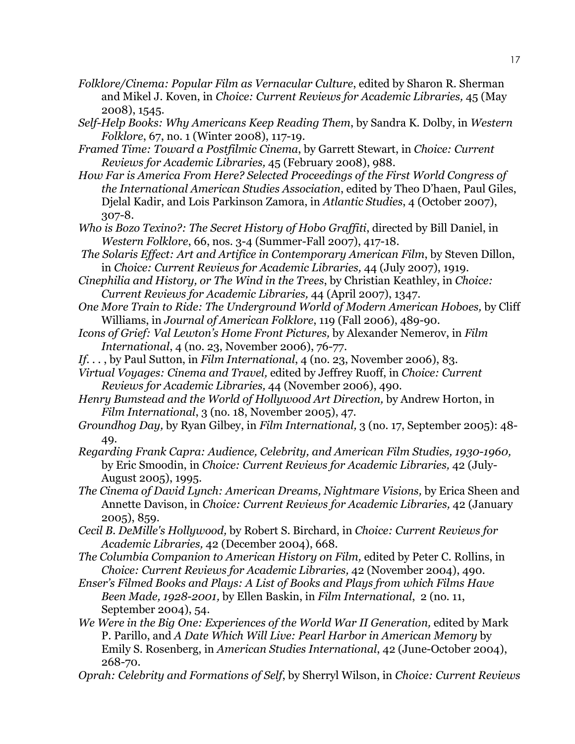*Folklore/Cinema: Popular Film as Vernacular Culture*, edited by Sharon R. Sherman and Mikel J. Koven, in *Choice: Current Reviews for Academic Libraries,* 45 (May 2008), 1545.

*Self-Help Books: Why Americans Keep Reading Them*, by Sandra K. Dolby, in *Western Folklore*, 67, no. 1 (Winter 2008), 117-19.

*Framed Time: Toward a Postfilmic Cinema*, by Garrett Stewart, in *Choice: Current Reviews for Academic Libraries,* 45 (February 2008), 988.

*How Far is America From Here? Selected Proceedings of the First World Congress of the International American Studies Association*, edited by Theo D'haen, Paul Giles, Djelal Kadir, and Lois Parkinson Zamora, in *Atlantic Studies*, 4 (October 2007), 307-8.

*Who is Bozo Texino?: The Secret History of Hobo Graffiti*, directed by Bill Daniel, in *Western Folklore*, 66, nos. 3-4 (Summer-Fall 2007), 417-18.

*The Solaris Effect: Art and Artifice in Contemporary American Film*, by Steven Dillon, in *Choice: Current Reviews for Academic Libraries,* 44 (July 2007), 1919.

*Cinephilia and History, or The Wind in the Trees*, by Christian Keathley, in *Choice: Current Reviews for Academic Libraries,* 44 (April 2007), 1347.

*One More Train to Ride: The Underground World of Modern American Hoboes,* by Cliff Williams, in *Journal of American Folklore*, 119 (Fall 2006), 489-90.

*Icons of Grief: Val Lewton's Home Front Pictures,* by Alexander Nemerov, in *Film International*, 4 (no. 23, November 2006), 76-77.

*If. . .* , by Paul Sutton, in *Film International*, 4 (no. 23, November 2006), 83.

*Virtual Voyages: Cinema and Travel,* edited by Jeffrey Ruoff, in *Choice: Current Reviews for Academic Libraries,* 44 (November 2006), 490.

*Henry Bumstead and the World of Hollywood Art Direction,* by Andrew Horton, in *Film International*, 3 (no. 18, November 2005), 47.

*Groundhog Day,* by Ryan Gilbey, in *Film International,* 3 (no. 17, September 2005): 48-49.

*Regarding Frank Capra: Audience, Celebrity, and American Film Studies, 1930-1960,* by Eric Smoodin, in *Choice: Current Reviews for Academic Libraries,* 42 (July-August 2005), 1995.

*The Cinema of David Lynch: American Dreams, Nightmare Visions,* by Erica Sheen and Annette Davison, in *Choice: Current Reviews for Academic Libraries,* 42 (January 2005), 859.

*Cecil B. DeMille's Hollywood,* by Robert S. Birchard, in *Choice: Current Reviews for Academic Libraries,* 42 (December 2004), 668.

*The Columbia Companion to American History on Film,* edited by Peter C. Rollins, in *Choice: Current Reviews for Academic Libraries,* 42 (November 2004), 490.

*Enser's Filmed Books and Plays: A List of Books and Plays from which Films Have Been Made, 1928-2001,* by Ellen Baskin, in *Film International*, 2 (no. 11, September 2004), 54.

*We Were in the Big One: Experiences of the World War II Generation,* edited by Mark P. Parillo, and *A Date Which Will Live: Pearl Harbor in American Memory* by Emily S. Rosenberg, in *American Studies International*, 42 (June-October 2004), 268-70.

*Oprah: Celebrity and Formations of Self*, by Sherryl Wilson, in *Choice: Current Reviews*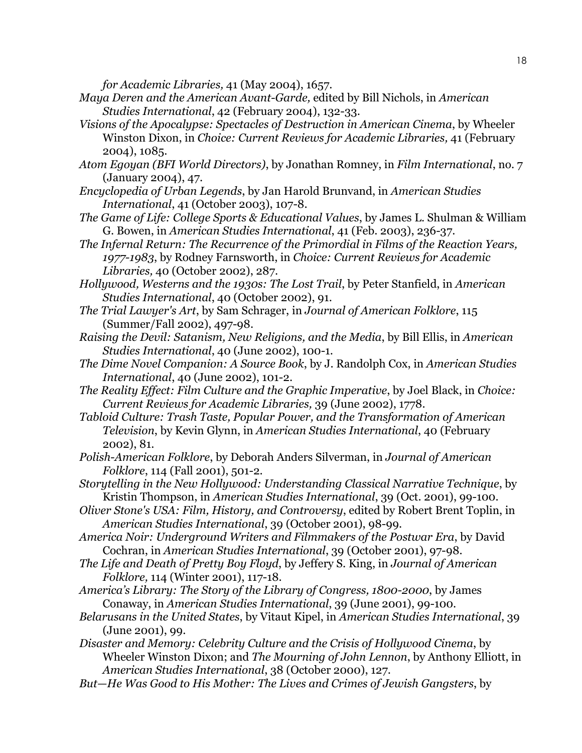*for Academic Libraries,* 41 (May 2004), 1657.

*Maya Deren and the American Avant-Garde,* edited by Bill Nichols, in *American Studies International*, 42 (February 2004), 132-33.

*Visions of the Apocalypse: Spectacles of Destruction in American Cinema*, by Wheeler Winston Dixon, in *Choice: Current Reviews for Academic Libraries,* 41 (February 2004), 1085.

*Atom Egoyan (BFI World Directors)*, by Jonathan Romney, in *Film International*, no. 7 (January 2004), 47.

*Encyclopedia of Urban Legends*, by Jan Harold Brunvand, in *American Studies International*, 41 (October 2003), 107-8.

*The Game of Life: College Sports & Educational Values*, by James L. Shulman & William G. Bowen, in *American Studies International*, 41 (Feb. 2003), 236-37.

*The Infernal Return: The Recurrence of the Primordial in Films of the Reaction Years, 1977-1983*, by Rodney Farnsworth, in *Choice: Current Reviews for Academic Libraries,* 40 (October 2002), 287.

*Hollywood, Westerns and the 1930s: The Lost Trail*, by Peter Stanfield, in *American Studies International*, 40 (October 2002), 91.

*The Trial Lawyer's Art*, by Sam Schrager, in *Journal of American Folklore*, 115 (Summer/Fall 2002), 497-98.

*Raising the Devil: Satanism, New Religions, and the Media*, by Bill Ellis, in *American Studies International*, 40 (June 2002), 100-1.

*The Dime Novel Companion: A Source Book*, by J. Randolph Cox, in *American Studies International*, 40 (June 2002), 101-2.

*The Reality Effect: Film Culture and the Graphic Imperative*, by Joel Black, in *Choice: Current Reviews for Academic Libraries,* 39 (June 2002), 1778.

*Tabloid Culture: Trash Taste, Popular Power, and the Transformation of American Television*, by Kevin Glynn, in *American Studies International*, 40 (February 2002), 81.

*Polish-American Folklore*, by Deborah Anders Silverman, in *Journal of American Folklore*, 114 (Fall 2001), 501-2.

*Storytelling in the New Hollywood: Understanding Classical Narrative Technique*, by Kristin Thompson, in *American Studies International*, 39 (Oct. 2001), 99-100.

*Oliver Stone's USA: Film, History, and Controversy*, edited by Robert Brent Toplin, in *American Studies International*, 39 (October 2001), 98-99.

*America Noir: Underground Writers and Filmmakers of the Postwar Era*, by David Cochran, in *American Studies International*, 39 (October 2001), 97-98.

*The Life and Death of Pretty Boy Floyd*, by Jeffery S. King, in *Journal of American Folklore,* 114 (Winter 2001), 117-18.

*America's Library: The Story of the Library of Congress, 1800-2000*, by James Conaway, in *American Studies International*, 39 (June 2001), 99-100.

*Belarusans in the United States*, by Vitaut Kipel, in *American Studies International*, 39 (June 2001), 99.

*Disaster and Memory: Celebrity Culture and the Crisis of Hollywood Cinema*, by Wheeler Winston Dixon; and *The Mourning of John Lennon*, by Anthony Elliott, in *American Studies International*, 38 (October 2000), 127.

*But—He Was Good to His Mother: The Lives and Crimes of Jewish Gangsters*, by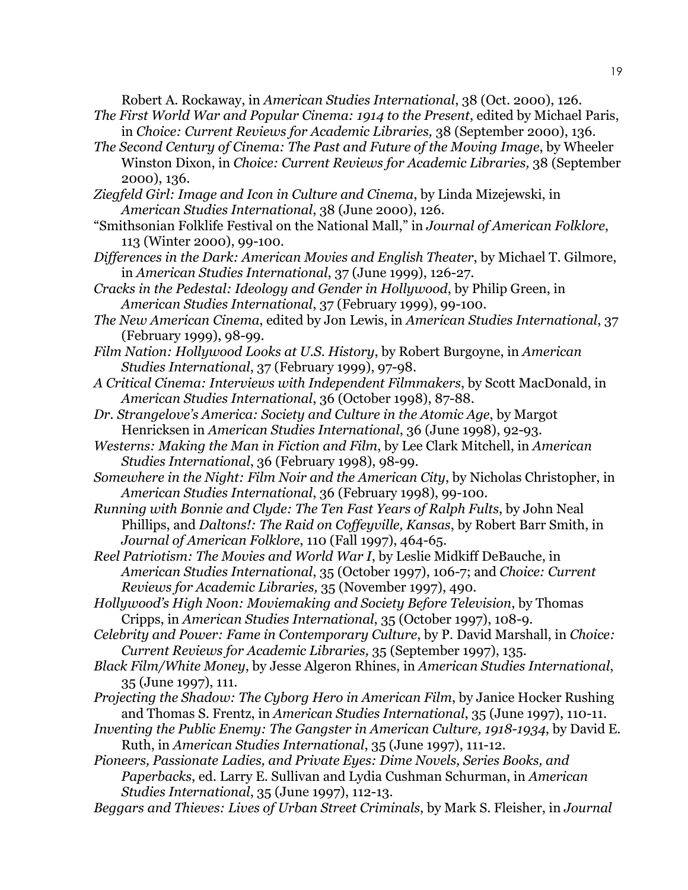Robert A. Rockaway, in *American Studies International*, 38 (Oct. 2000), 126.

*The First World War and Popular Cinema: 1914 to the Present*, edited by Michael Paris, in *Choice: Current Reviews for Academic Libraries,* 38 (September 2000), 136.

*The Second Century of Cinema: The Past and Future of the Moving Image*, by Wheeler Winston Dixon, in *Choice: Current Reviews for Academic Libraries,* 38 (September 2000), 136.

*Ziegfeld Girl: Image and Icon in Culture and Cinema*, by Linda Mizejewski, in *American Studies International*, 38 (June 2000), 126.

"Smithsonian Folklife Festival on the National Mall," in *Journal of American Folklore*, 113 (Winter 2000), 99-100.

*Differences in the Dark: American Movies and English Theater*, by Michael T. Gilmore, in *American Studies International*, 37 (June 1999), 126-27.

*Cracks in the Pedestal: Ideology and Gender in Hollywood*, by Philip Green, in *American Studies International*, 37 (February 1999), 99-100.

*The New American Cinema*, edited by Jon Lewis, in *American Studies International*, 37 (February 1999), 98-99.

*Film Nation: Hollywood Looks at U.S. History*, by Robert Burgoyne, in *American Studies International*, 37 (February 1999), 97-98.

*A Critical Cinema: Interviews with Independent Filmmakers*, by Scott MacDonald, in *American Studies International*, 36 (October 1998), 87-88.

*Dr. Strangelove's America: Society and Culture in the Atomic Age*, by Margot Henricksen in *American Studies International*, 36 (June 1998), 92-93.

*Westerns: Making the Man in Fiction and Film*, by Lee Clark Mitchell, in *American Studies International*, 36 (February 1998), 98-99.

*Somewhere in the Night: Film Noir and the American City*, by Nicholas Christopher, in *American Studies International*, 36 (February 1998), 99-100.

*Running with Bonnie and Clyde: The Ten Fast Years of Ralph Fults*, by John Neal Phillips, and *Daltons!: The Raid on Coffeyville, Kansas*, by Robert Barr Smith, in *Journal of American Folklore*, 110 (Fall 1997), 464-65.

*Reel Patriotism: The Movies and World War I*, by Leslie Midkiff DeBauche, in *American Studies International*, 35 (October 1997), 106-7; and *Choice: Current Reviews for Academic Libraries,* 35 (November 1997), 490.

*Hollywood's High Noon: Moviemaking and Society Before Television*, by Thomas Cripps, in *American Studies International*, 35 (October 1997), 108-9.

*Celebrity and Power: Fame in Contemporary Culture*, by P. David Marshall, in *Choice: Current Reviews for Academic Libraries,* 35 (September 1997), 135.

*Black Film/White Money*, by Jesse Algeron Rhines, in *American Studies International*, 35 (June 1997), 111.

*Projecting the Shadow: The Cyborg Hero in American Film*, by Janice Hocker Rushing and Thomas S. Frentz, in *American Studies International*, 35 (June 1997), 110-11.

*Inventing the Public Enemy: The Gangster in American Culture, 1918-1934*, by David E. Ruth, in *American Studies International*, 35 (June 1997), 111-12.

*Pioneers, Passionate Ladies, and Private Eyes: Dime Novels, Series Books, and Paperbacks*, ed. Larry E. Sullivan and Lydia Cushman Schurman, in *American Studies International*, 35 (June 1997), 112-13.

*Beggars and Thieves: Lives of Urban Street Criminals*, by Mark S. Fleisher, in *Journal*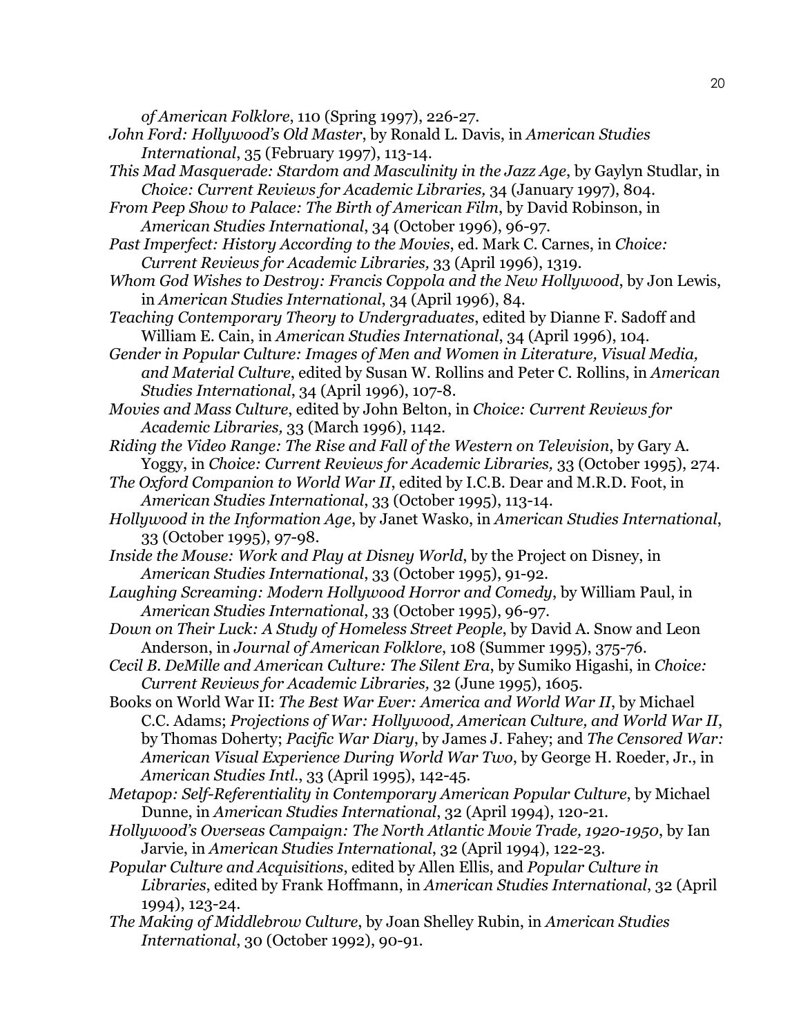*of American Folklore*, 110 (Spring 1997), 226-27.

*John Ford: Hollywood's Old Master*, by Ronald L. Davis, in *American Studies International*, 35 (February 1997), 113-14.

*This Mad Masquerade: Stardom and Masculinity in the Jazz Age*, by Gaylyn Studlar, in *Choice: Current Reviews for Academic Libraries,* 34 (January 1997), 804.

*From Peep Show to Palace: The Birth of American Film*, by David Robinson, in *American Studies International*, 34 (October 1996), 96-97.

*Past Imperfect: History According to the Movies*, ed. Mark C. Carnes, in *Choice: Current Reviews for Academic Libraries,* 33 (April 1996), 1319.

*Whom God Wishes to Destroy: Francis Coppola and the New Hollywood*, by Jon Lewis, in *American Studies International*, 34 (April 1996), 84.

*Teaching Contemporary Theory to Undergraduates*, edited by Dianne F. Sadoff and William E. Cain, in *American Studies International*, 34 (April 1996), 104.

*Gender in Popular Culture: Images of Men and Women in Literature, Visual Media, and Material Culture*, edited by Susan W. Rollins and Peter C. Rollins, in *American Studies International*, 34 (April 1996), 107-8.

*Movies and Mass Culture*, edited by John Belton, in *Choice: Current Reviews for Academic Libraries,* 33 (March 1996), 1142.

*Riding the Video Range: The Rise and Fall of the Western on Television*, by Gary A. Yoggy, in *Choice: Current Reviews for Academic Libraries,* 33 (October 1995), 274.

*The Oxford Companion to World War II*, edited by I.C.B. Dear and M.R.D. Foot, in *American Studies International*, 33 (October 1995), 113-14.

*Hollywood in the Information Age*, by Janet Wasko, in *American Studies International*, 33 (October 1995), 97-98.

*Inside the Mouse: Work and Play at Disney World*, by the Project on Disney, in *American Studies International*, 33 (October 1995), 91-92.

*Laughing Screaming: Modern Hollywood Horror and Comedy*, by William Paul, in *American Studies International*, 33 (October 1995), 96-97.

*Down on Their Luck: A Study of Homeless Street People*, by David A. Snow and Leon Anderson, in *Journal of American Folklore*, 108 (Summer 1995), 375-76.

*Cecil B. DeMille and American Culture: The Silent Era*, by Sumiko Higashi, in *Choice: Current Reviews for Academic Libraries,* 32 (June 1995), 1605.

Books on World War II: *The Best War Ever: America and World War II*, by Michael C.C. Adams; *Projections of War: Hollywood, American Culture, and World War II*, by Thomas Doherty; *Pacific War Diary*, by James J. Fahey; and *The Censored War: American Visual Experience During World War Two*, by George H. Roeder, Jr., in *American Studies Intl.*, 33 (April 1995), 142-45.

*Metapop: Self-Referentiality in Contemporary American Popular Culture*, by Michael Dunne, in *American Studies International*, 32 (April 1994), 120-21.

*Hollywood's Overseas Campaign: The North Atlantic Movie Trade, 1920-1950*, by Ian Jarvie, in *American Studies International*, 32 (April 1994), 122-23.

*Popular Culture and Acquisitions*, edited by Allen Ellis, and *Popular Culture in Libraries*, edited by Frank Hoffmann, in *American Studies International*, 32 (April 1994), 123-24.

*The Making of Middlebrow Culture*, by Joan Shelley Rubin, in *American Studies International*, 30 (October 1992), 90-91.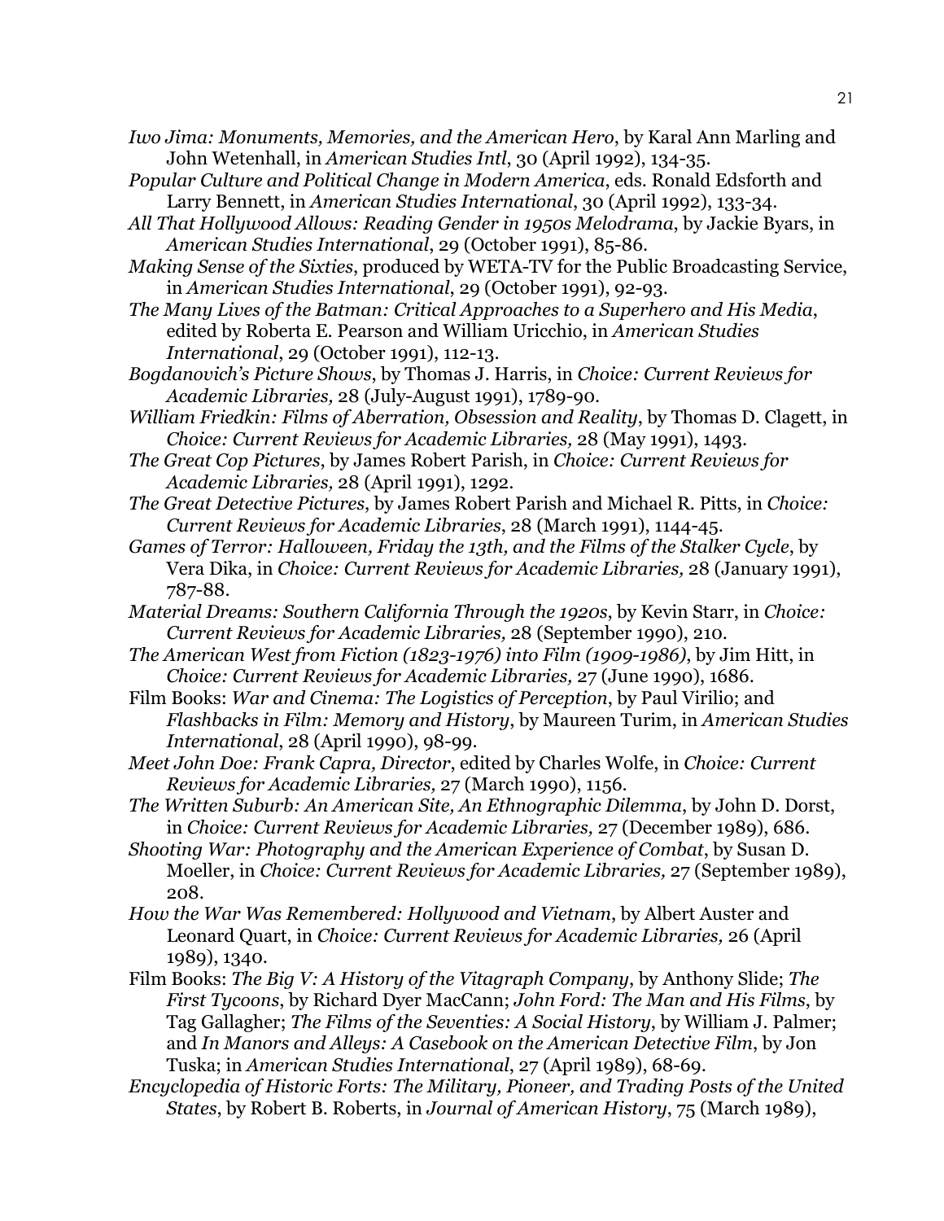*Iwo Jima: Monuments, Memories, and the American Hero*, by Karal Ann Marling and John Wetenhall, in *American Studies Intl*, 30 (April 1992), 134-35.

*Popular Culture and Political Change in Modern America*, eds. Ronald Edsforth and Larry Bennett, in *American Studies International*, 30 (April 1992), 133-34.

*All That Hollywood Allows: Reading Gender in 1950s Melodrama*, by Jackie Byars, in *American Studies International*, 29 (October 1991), 85-86.

*Making Sense of the Sixties*, produced by WETA-TV for the Public Broadcasting Service, in *American Studies International*, 29 (October 1991), 92-93.

*The Many Lives of the Batman: Critical Approaches to a Superhero and His Media*, edited by Roberta E. Pearson and William Uricchio, in *American Studies International*, 29 (October 1991), 112-13.

*Bogdanovich's Picture Shows*, by Thomas J. Harris, in *Choice: Current Reviews for Academic Libraries,* 28 (July-August 1991), 1789-90.

*William Friedkin: Films of Aberration, Obsession and Reality*, by Thomas D. Clagett, in *Choice: Current Reviews for Academic Libraries,* 28 (May 1991), 1493.

*The Great Cop Pictures*, by James Robert Parish, in *Choice: Current Reviews for Academic Libraries,* 28 (April 1991), 1292.

*The Great Detective Pictures*, by James Robert Parish and Michael R. Pitts, in *Choice: Current Reviews for Academic Libraries*, 28 (March 1991), 1144-45.

*Games of Terror: Halloween, Friday the 13th, and the Films of the Stalker Cycle*, by Vera Dika, in *Choice: Current Reviews for Academic Libraries,* 28 (January 1991), 787-88.

*Material Dreams: Southern California Through the 1920s*, by Kevin Starr, in *Choice: Current Reviews for Academic Libraries,* 28 (September 1990), 210.

*The American West from Fiction (1823-1976) into Film (1909-1986)*, by Jim Hitt, in *Choice: Current Reviews for Academic Libraries,* 27 (June 1990), 1686.

Film Books: *War and Cinema: The Logistics of Perception*, by Paul Virilio; and *Flashbacks in Film: Memory and History*, by Maureen Turim, in *American Studies International*, 28 (April 1990), 98-99.

*Meet John Doe: Frank Capra, Director*, edited by Charles Wolfe, in *Choice: Current Reviews for Academic Libraries,* 27 (March 1990), 1156.

*The Written Suburb: An American Site, An Ethnographic Dilemma*, by John D. Dorst, in *Choice: Current Reviews for Academic Libraries,* 27 (December 1989), 686.

*Shooting War: Photography and the American Experience of Combat*, by Susan D. Moeller, in *Choice: Current Reviews for Academic Libraries,* 27 (September 1989), 208.

*How the War Was Remembered: Hollywood and Vietnam*, by Albert Auster and Leonard Quart, in *Choice: Current Reviews for Academic Libraries,* 26 (April 1989), 1340.

Film Books: *The Big V: A History of the Vitagraph Company*, by Anthony Slide; *The First Tycoons*, by Richard Dyer MacCann; *John Ford: The Man and His Films*, by Tag Gallagher; *The Films of the Seventies: A Social History*, by William J. Palmer; and *In Manors and Alleys: A Casebook on the American Detective Film*, by Jon Tuska; in *American Studies International*, 27 (April 1989), 68-69.

*Encyclopedia of Historic Forts: The Military, Pioneer, and Trading Posts of the United States*, by Robert B. Roberts, in *Journal of American History*, 75 (March 1989),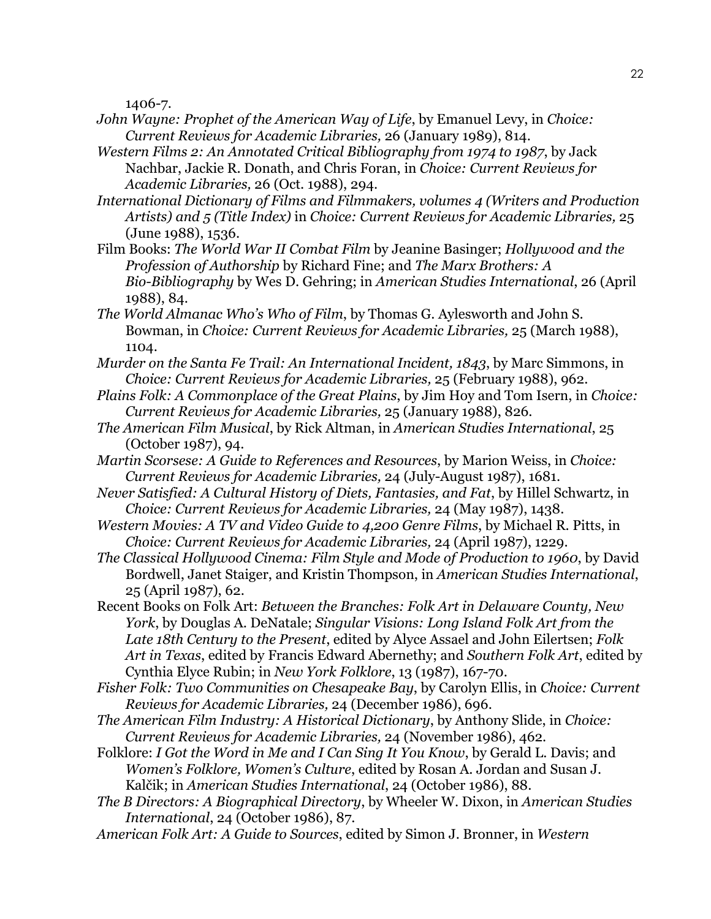1406-7.

*John Wayne: Prophet of the American Way of Life*, by Emanuel Levy, in *Choice: Current Reviews for Academic Libraries,* 26 (January 1989), 814.

*Western Films 2: An Annotated Critical Bibliography from 1974 to 1987*, by Jack Nachbar, Jackie R. Donath, and Chris Foran, in *Choice: Current Reviews for Academic Libraries,* 26 (Oct. 1988), 294.

*International Dictionary of Films and Filmmakers, volumes 4 (Writers and Production Artists) and 5 (Title Index)* in *Choice: Current Reviews for Academic Libraries,* 25 (June 1988), 1536.

Film Books: *The World War II Combat Film* by Jeanine Basinger; *Hollywood and the Profession of Authorship* by Richard Fine; and *The Marx Brothers: A Bio-Bibliography* by Wes D. Gehring; in *American Studies International*, 26 (April 1988), 84.

*The World Almanac Who's Who of Film*, by Thomas G. Aylesworth and John S. Bowman, in *Choice: Current Reviews for Academic Libraries,* 25 (March 1988), 1104.

*Murder on the Santa Fe Trail: An International Incident, 1843*, by Marc Simmons, in *Choice: Current Reviews for Academic Libraries,* 25 (February 1988), 962.

*Plains Folk: A Commonplace of the Great Plains*, by Jim Hoy and Tom Isern, in *Choice: Current Reviews for Academic Libraries,* 25 (January 1988), 826.

*The American Film Musical*, by Rick Altman, in *American Studies International*, 25 (October 1987), 94.

*Martin Scorsese: A Guide to References and Resources*, by Marion Weiss, in *Choice: Current Reviews for Academic Libraries,* 24 (July-August 1987), 1681.

*Never Satisfied: A Cultural History of Diets, Fantasies, and Fat*, by Hillel Schwartz, in *Choice: Current Reviews for Academic Libraries,* 24 (May 1987), 1438.

*Western Movies: A TV and Video Guide to 4,200 Genre Films*, by Michael R. Pitts, in *Choice: Current Reviews for Academic Libraries,* 24 (April 1987), 1229.

*The Classical Hollywood Cinema: Film Style and Mode of Production to 1960*, by David Bordwell, Janet Staiger, and Kristin Thompson, in *American Studies International*, 25 (April 1987), 62.

Recent Books on Folk Art: *Between the Branches: Folk Art in Delaware County, New York*, by Douglas A. DeNatale; *Singular Visions: Long Island Folk Art from the Late 18th Century to the Present*, edited by Alyce Assael and John Eilertsen; *Folk Art in Texas*, edited by Francis Edward Abernethy; and *Southern Folk Art*, edited by Cynthia Elyce Rubin; in *New York Folklore*, 13 (1987), 167-70.

*Fisher Folk: Two Communities on Chesapeake Bay*, by Carolyn Ellis, in *Choice: Current Reviews for Academic Libraries,* 24 (December 1986), 696.

*The American Film Industry: A Historical Dictionary*, by Anthony Slide, in *Choice: Current Reviews for Academic Libraries,* 24 (November 1986), 462.

Folklore: *I Got the Word in Me and I Can Sing It You Know*, by Gerald L. Davis; and *Women's Folklore, Women's Culture*, edited by Rosan A. Jordan and Susan J. Kalčik; in *American Studies International*, 24 (October 1986), 88.

*The B Directors: A Biographical Directory*, by Wheeler W. Dixon, in *American Studies International*, 24 (October 1986), 87.

*American Folk Art: A Guide to Sources*, edited by Simon J. Bronner, in *Western*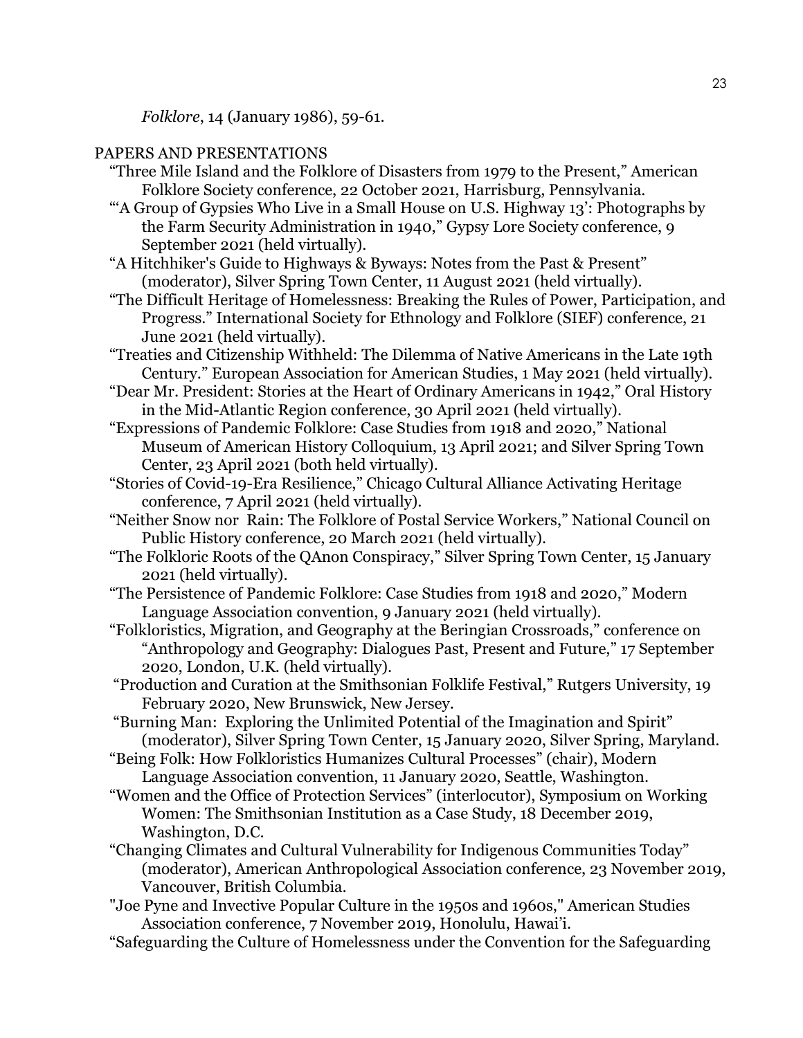*Folklore*, 14 (January 1986), 59-61.

## PAPERS AND PRESENTATIONS

"Three Mile Island and the Folklore of Disasters from 1979 to the Present," American Folklore Society conference, 22 October 2021, Harrisburg, Pennsylvania.

"'A Group of Gypsies Who Live in a Small House on U.S. Highway 13': Photographs by the Farm Security Administration in 1940," Gypsy Lore Society conference, 9 September 2021 (held virtually).

"A Hitchhiker's Guide to Highways & Byways: Notes from the Past & Present" (moderator), Silver Spring Town Center, 11 August 2021 (held virtually).

"The Difficult Heritage of Homelessness: Breaking the Rules of Power, Participation, and Progress." International Society for Ethnology and Folklore (SIEF) conference, 21 June 2021 (held virtually).

"Treaties and Citizenship Withheld: The Dilemma of Native Americans in the Late 19th Century." European Association for American Studies, 1 May 2021 (held virtually).

"Dear Mr. President: Stories at the Heart of Ordinary Americans in 1942," Oral History in the Mid-Atlantic Region conference, 30 April 2021 (held virtually).

"Expressions of Pandemic Folklore: Case Studies from 1918 and 2020," National Museum of American History Colloquium, 13 April 2021; and Silver Spring Town Center, 23 April 2021 (both held virtually).

"Stories of Covid-19-Era Resilience," Chicago Cultural Alliance Activating Heritage conference, 7 April 2021 (held virtually).

"Neither Snow nor Rain: The Folklore of Postal Service Workers," National Council on Public History conference, 20 March 2021 (held virtually).

"The Folkloric Roots of the QAnon Conspiracy," Silver Spring Town Center, 15 January 2021 (held virtually).

"The Persistence of Pandemic Folklore: Case Studies from 1918 and 2020," Modern Language Association convention, 9 January 2021 (held virtually).

"Folkloristics, Migration, and Geography at the Beringian Crossroads," conference on "Anthropology and Geography: Dialogues Past, Present and Future," 17 September 2020, London, U.K. (held virtually).

"Production and Curation at the Smithsonian Folklife Festival," Rutgers University, 19 February 2020, New Brunswick, New Jersey.

"Burning Man: Exploring the Unlimited Potential of the Imagination and Spirit" (moderator), Silver Spring Town Center, 15 January 2020, Silver Spring, Maryland.

"Being Folk: How Folkloristics Humanizes Cultural Processes" (chair), Modern Language Association convention, 11 January 2020, Seattle, Washington.

"Women and the Office of Protection Services" (interlocutor), Symposium on Working Women: The Smithsonian Institution as a Case Study, 18 December 2019, Washington, D.C.

"Changing Climates and Cultural Vulnerability for Indigenous Communities Today" (moderator), American Anthropological Association conference, 23 November 2019, Vancouver, British Columbia.

"Joe Pyne and Invective Popular Culture in the 1950s and 1960s," American Studies Association conference, 7 November 2019, Honolulu, Hawai'i.

"Safeguarding the Culture of Homelessness under the Convention for the Safeguarding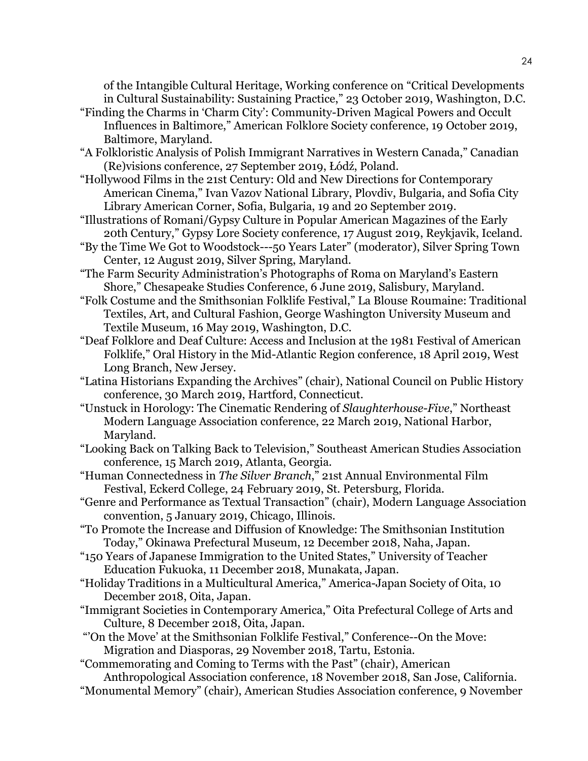of the Intangible Cultural Heritage, Working conference on "Critical Developments in Cultural Sustainability: Sustaining Practice," 23 October 2019, Washington, D.C.

"Finding the Charms in 'Charm City': Community-Driven Magical Powers and Occult Influences in Baltimore," American Folklore Society conference, 19 October 2019, Baltimore, Maryland.

"A Folkloristic Analysis of Polish Immigrant Narratives in Western Canada," Canadian (Re)visions conference, 27 September 2019, Łódź, Poland.

"Hollywood Films in the 21st Century: Old and New Directions for Contemporary American Cinema," Ivan Vazov National Library, Plovdiv, Bulgaria, and Sofia City Library American Corner, Sofia, Bulgaria, 19 and 20 September 2019.

"Illustrations of Romani/Gypsy Culture in Popular American Magazines of the Early 20th Century," Gypsy Lore Society conference, 17 August 2019, Reykjavik, Iceland.

"By the Time We Got to Woodstock---50 Years Later" (moderator), Silver Spring Town Center, 12 August 2019, Silver Spring, Maryland.

"The Farm Security Administration's Photographs of Roma on Maryland's Eastern Shore," Chesapeake Studies Conference, 6 June 2019, Salisbury, Maryland.

"Folk Costume and the Smithsonian Folklife Festival," La Blouse Roumaine: Traditional Textiles, Art, and Cultural Fashion, George Washington University Museum and Textile Museum, 16 May 2019, Washington, D.C.

"Deaf Folklore and Deaf Culture: Access and Inclusion at the 1981 Festival of American Folklife," Oral History in the Mid-Atlantic Region conference, 18 April 2019, West Long Branch, New Jersey.

"Latina Historians Expanding the Archives" (chair), National Council on Public History conference, 30 March 2019, Hartford, Connecticut.

"Unstuck in Horology: The Cinematic Rendering of *Slaughterhouse-Five*," Northeast Modern Language Association conference, 22 March 2019, National Harbor, Maryland.

"Looking Back on Talking Back to Television," Southeast American Studies Association conference, 15 March 2019, Atlanta, Georgia.

"Human Connectedness in *The Silver Branch*," 21st Annual Environmental Film Festival, Eckerd College, 24 February 2019, St. Petersburg, Florida.

"Genre and Performance as Textual Transaction" (chair), Modern Language Association convention, 5 January 2019, Chicago, Illinois.

"To Promote the Increase and Diffusion of Knowledge: The Smithsonian Institution Today," Okinawa Prefectural Museum, 12 December 2018, Naha, Japan.

"150 Years of Japanese Immigration to the United States," University of Teacher Education Fukuoka, 11 December 2018, Munakata, Japan.

"Holiday Traditions in a Multicultural America," America-Japan Society of Oita, 10 December 2018, Oita, Japan.

"Immigrant Societies in Contemporary America," Oita Prefectural College of Arts and Culture, 8 December 2018, Oita, Japan.

"'On the Move' at the Smithsonian Folklife Festival," Conference--On the Move: Migration and Diasporas, 29 November 2018, Tartu, Estonia.

"Commemorating and Coming to Terms with the Past" (chair), American Anthropological Association conference, 18 November 2018, San Jose, California.

"Monumental Memory" (chair), American Studies Association conference, 9 November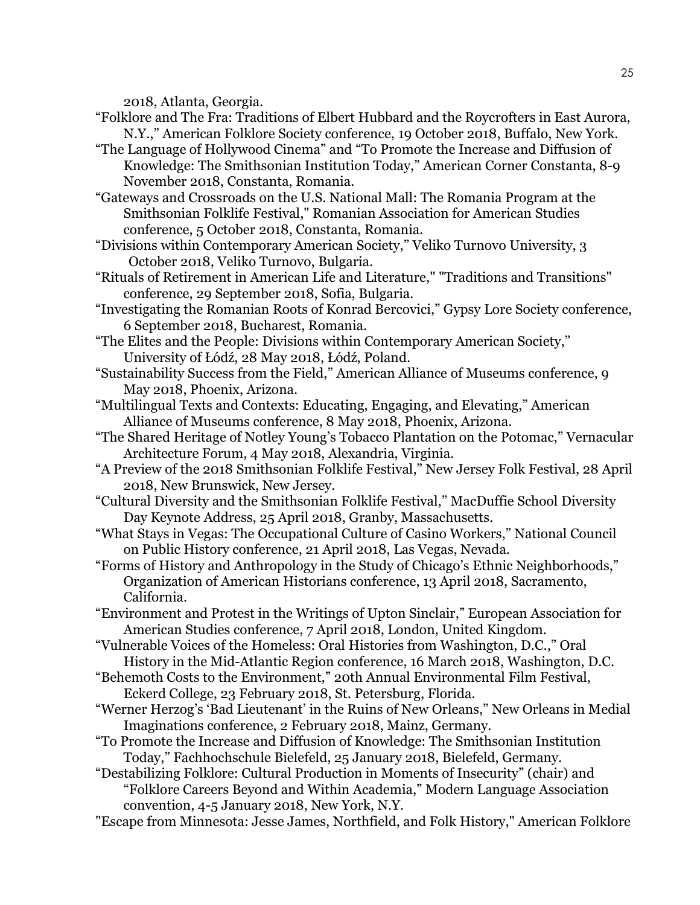2018, Atlanta, Georgia.

"Folklore and The Fra: Traditions of Elbert Hubbard and the Roycrofters in East Aurora, N.Y.," American Folklore Society conference, 19 October 2018, Buffalo, New York.

"The Language of Hollywood Cinema" and "To Promote the Increase and Diffusion of Knowledge: The Smithsonian Institution Today," American Corner Constanta, 8-9 November 2018, Constanta, Romania.

"Gateways and Crossroads on the U.S. National Mall: The Romania Program at the Smithsonian Folklife Festival," Romanian Association for American Studies conference, 5 October 2018, Constanta, Romania.

"Divisions within Contemporary American Society," Veliko Turnovo University, 3 October 2018, Veliko Turnovo, Bulgaria.

"Rituals of Retirement in American Life and Literature," "Traditions and Transitions" conference, 29 September 2018, Sofia, Bulgaria.

"Investigating the Romanian Roots of Konrad Bercovici," Gypsy Lore Society conference, 6 September 2018, Bucharest, Romania.

"The Elites and the People: Divisions within Contemporary American Society," University of Łódź, 28 May 2018, Łódź, Poland.

"Sustainability Success from the Field," American Alliance of Museums conference, 9 May 2018, Phoenix, Arizona.

"Multilingual Texts and Contexts: Educating, Engaging, and Elevating," American Alliance of Museums conference, 8 May 2018, Phoenix, Arizona.

"The Shared Heritage of Notley Young's Tobacco Plantation on the Potomac," Vernacular Architecture Forum, 4 May 2018, Alexandria, Virginia.

"A Preview of the 2018 Smithsonian Folklife Festival," New Jersey Folk Festival, 28 April 2018, New Brunswick, New Jersey.

"Cultural Diversity and the Smithsonian Folklife Festival," MacDuffie School Diversity Day Keynote Address, 25 April 2018, Granby, Massachusetts.

"What Stays in Vegas: The Occupational Culture of Casino Workers," National Council on Public History conference, 21 April 2018, Las Vegas, Nevada.

"Forms of History and Anthropology in the Study of Chicago's Ethnic Neighborhoods," Organization of American Historians conference, 13 April 2018, Sacramento, California.

"Environment and Protest in the Writings of Upton Sinclair," European Association for American Studies conference, 7 April 2018, London, United Kingdom.

"Vulnerable Voices of the Homeless: Oral Histories from Washington, D.C.," Oral History in the Mid-Atlantic Region conference, 16 March 2018, Washington, D.C.

"Behemoth Costs to the Environment," 20th Annual Environmental Film Festival, Eckerd College, 23 February 2018, St. Petersburg, Florida.

"Werner Herzog's 'Bad Lieutenant' in the Ruins of New Orleans," New Orleans in Medial Imaginations conference, 2 February 2018, Mainz, Germany.

"To Promote the Increase and Diffusion of Knowledge: The Smithsonian Institution Today," Fachhochschule Bielefeld, 25 January 2018, Bielefeld, Germany.

"Destabilizing Folklore: Cultural Production in Moments of Insecurity" (chair) and "Folklore Careers Beyond and Within Academia," Modern Language Association convention, 4-5 January 2018, New York, N.Y.

"Escape from Minnesota: Jesse James, Northfield, and Folk History," American Folklore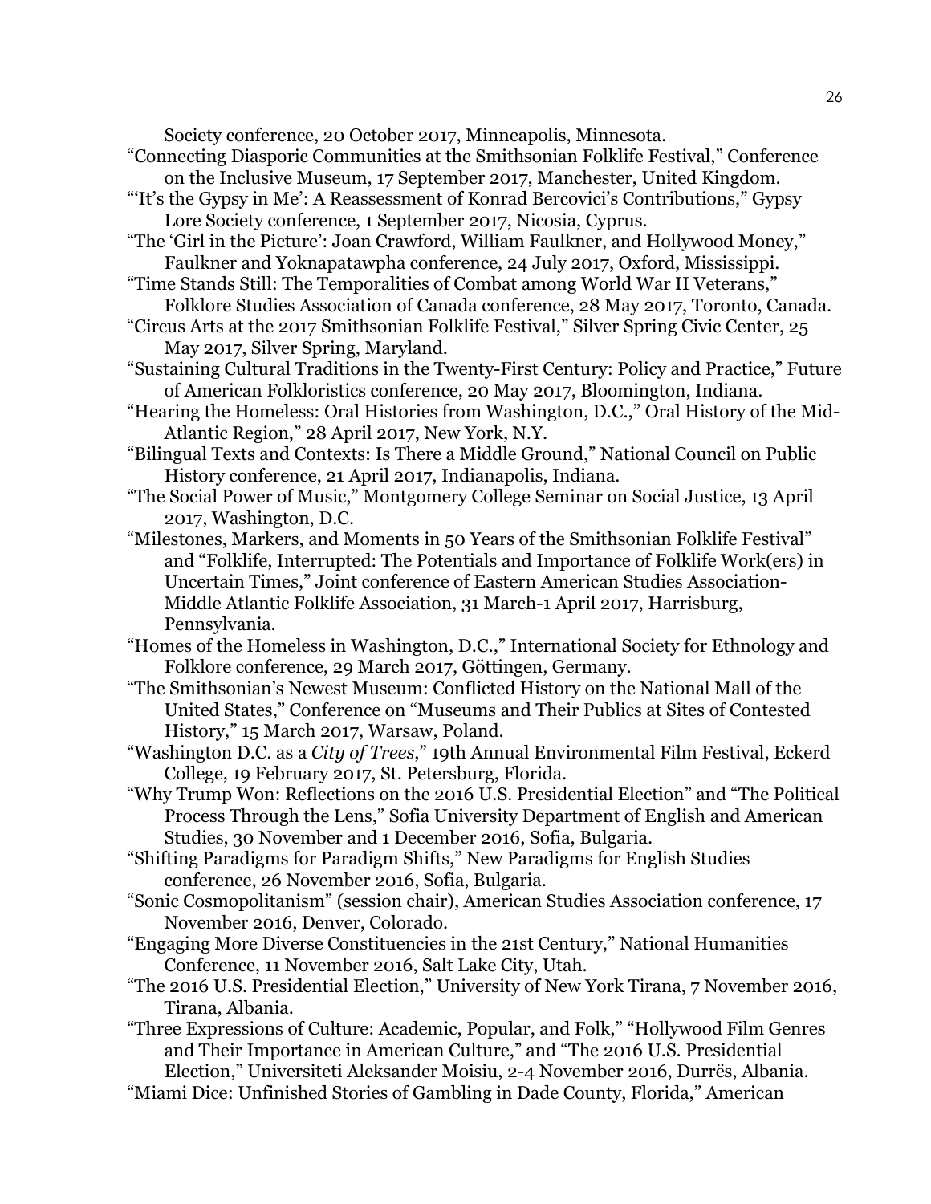Society conference, 20 October 2017, Minneapolis, Minnesota.

"Connecting Diasporic Communities at the Smithsonian Folklife Festival," Conference on the Inclusive Museum, 17 September 2017, Manchester, United Kingdom.

"'It's the Gypsy in Me': A Reassessment of Konrad Bercovici's Contributions," Gypsy Lore Society conference, 1 September 2017, Nicosia, Cyprus.

"The 'Girl in the Picture': Joan Crawford, William Faulkner, and Hollywood Money," Faulkner and Yoknapatawpha conference, 24 July 2017, Oxford, Mississippi.

"Time Stands Still: The Temporalities of Combat among World War II Veterans," Folklore Studies Association of Canada conference, 28 May 2017, Toronto, Canada.

"Circus Arts at the 2017 Smithsonian Folklife Festival," Silver Spring Civic Center, 25 May 2017, Silver Spring, Maryland.

"Sustaining Cultural Traditions in the Twenty-First Century: Policy and Practice," Future of American Folkloristics conference, 20 May 2017, Bloomington, Indiana.

"Hearing the Homeless: Oral Histories from Washington, D.C.," Oral History of the Mid-Atlantic Region," 28 April 2017, New York, N.Y.

"Bilingual Texts and Contexts: Is There a Middle Ground," National Council on Public History conference, 21 April 2017, Indianapolis, Indiana.

"The Social Power of Music," Montgomery College Seminar on Social Justice, 13 April 2017, Washington, D.C.

"Milestones, Markers, and Moments in 50 Years of the Smithsonian Folklife Festival" and "Folklife, Interrupted: The Potentials and Importance of Folklife Work(ers) in Uncertain Times," Joint conference of Eastern American Studies Association-Middle Atlantic Folklife Association, 31 March-1 April 2017, Harrisburg, Pennsylvania.

"Homes of the Homeless in Washington, D.C.," International Society for Ethnology and Folklore conference, 29 March 2017, Göttingen, Germany.

"The Smithsonian's Newest Museum: Conflicted History on the National Mall of the United States," Conference on "Museums and Their Publics at Sites of Contested History," 15 March 2017, Warsaw, Poland.

"Washington D.C. as a *City of Trees*," 19th Annual Environmental Film Festival, Eckerd College, 19 February 2017, St. Petersburg, Florida.

"Why Trump Won: Reflections on the 2016 U.S. Presidential Election" and "The Political Process Through the Lens," Sofia University Department of English and American Studies, 30 November and 1 December 2016, Sofia, Bulgaria.

"Shifting Paradigms for Paradigm Shifts," New Paradigms for English Studies conference, 26 November 2016, Sofia, Bulgaria.

"Sonic Cosmopolitanism" (session chair), American Studies Association conference, 17 November 2016, Denver, Colorado.

"Engaging More Diverse Constituencies in the 21st Century," National Humanities Conference, 11 November 2016, Salt Lake City, Utah.

"The 2016 U.S. Presidential Election," University of New York Tirana, 7 November 2016, Tirana, Albania.

"Three Expressions of Culture: Academic, Popular, and Folk," "Hollywood Film Genres and Their Importance in American Culture," and "The 2016 U.S. Presidential Election," Universiteti Aleksander Moisiu, 2-4 November 2016, Durrës, Albania.

"Miami Dice: Unfinished Stories of Gambling in Dade County, Florida," American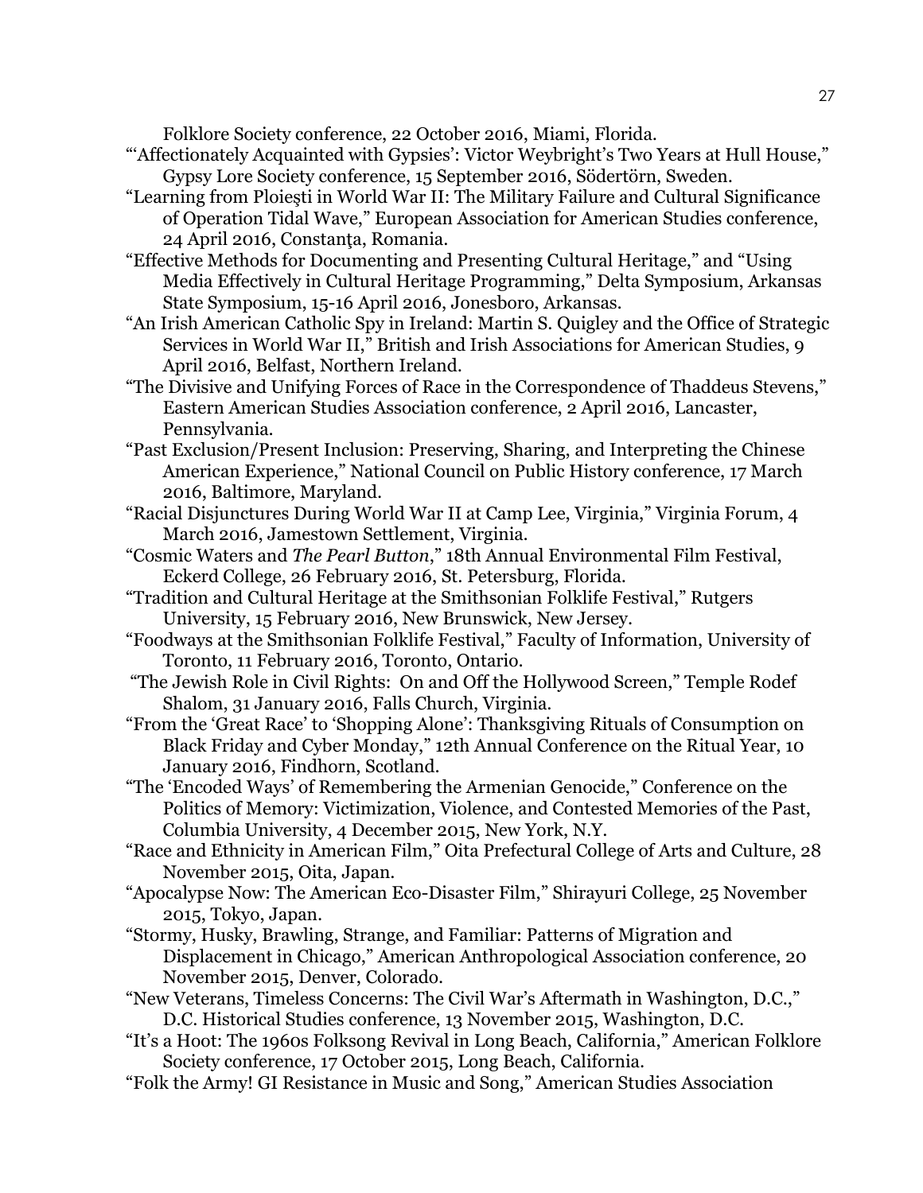Folklore Society conference, 22 October 2016, Miami, Florida.

"'Affectionately Acquainted with Gypsies': Victor Weybright's Two Years at Hull House," Gypsy Lore Society conference, 15 September 2016, Södertörn, Sweden.

"Learning from Ploieşti in World War II: The Military Failure and Cultural Significance of Operation Tidal Wave," European Association for American Studies conference, 24 April 2016, Constanţa, Romania.

"Effective Methods for Documenting and Presenting Cultural Heritage," and "Using Media Effectively in Cultural Heritage Programming," Delta Symposium, Arkansas State Symposium, 15-16 April 2016, Jonesboro, Arkansas.

"An Irish American Catholic Spy in Ireland: Martin S. Quigley and the Office of Strategic Services in World War II," British and Irish Associations for American Studies, 9 April 2016, Belfast, Northern Ireland.

"The Divisive and Unifying Forces of Race in the Correspondence of Thaddeus Stevens," Eastern American Studies Association conference, 2 April 2016, Lancaster, Pennsylvania.

"Past Exclusion/Present Inclusion: Preserving, Sharing, and Interpreting the Chinese American Experience," National Council on Public History conference, 17 March 2016, Baltimore, Maryland.

"Racial Disjunctures During World War II at Camp Lee, Virginia," Virginia Forum, 4 March 2016, Jamestown Settlement, Virginia.

"Cosmic Waters and *The Pearl Button*," 18th Annual Environmental Film Festival, Eckerd College, 26 February 2016, St. Petersburg, Florida.

"Tradition and Cultural Heritage at the Smithsonian Folklife Festival," Rutgers University, 15 February 2016, New Brunswick, New Jersey.

"Foodways at the Smithsonian Folklife Festival," Faculty of Information, University of Toronto, 11 February 2016, Toronto, Ontario.

"The Jewish Role in Civil Rights: On and Off the Hollywood Screen," Temple Rodef Shalom, 31 January 2016, Falls Church, Virginia.

"From the 'Great Race' to 'Shopping Alone': Thanksgiving Rituals of Consumption on Black Friday and Cyber Monday," 12th Annual Conference on the Ritual Year, 10 January 2016, Findhorn, Scotland.

"The 'Encoded Ways' of Remembering the Armenian Genocide," Conference on the Politics of Memory: Victimization, Violence, and Contested Memories of the Past, Columbia University, 4 December 2015, New York, N.Y.

"Race and Ethnicity in American Film," Oita Prefectural College of Arts and Culture, 28 November 2015, Oita, Japan.

"Apocalypse Now: The American Eco-Disaster Film," Shirayuri College, 25 November 2015, Tokyo, Japan.

"Stormy, Husky, Brawling, Strange, and Familiar: Patterns of Migration and Displacement in Chicago," American Anthropological Association conference, 20 November 2015, Denver, Colorado.

"New Veterans, Timeless Concerns: The Civil War's Aftermath in Washington, D.C.," D.C. Historical Studies conference, 13 November 2015, Washington, D.C.

"It's a Hoot: The 1960s Folksong Revival in Long Beach, California," American Folklore Society conference, 17 October 2015, Long Beach, California.

"Folk the Army! GI Resistance in Music and Song," American Studies Association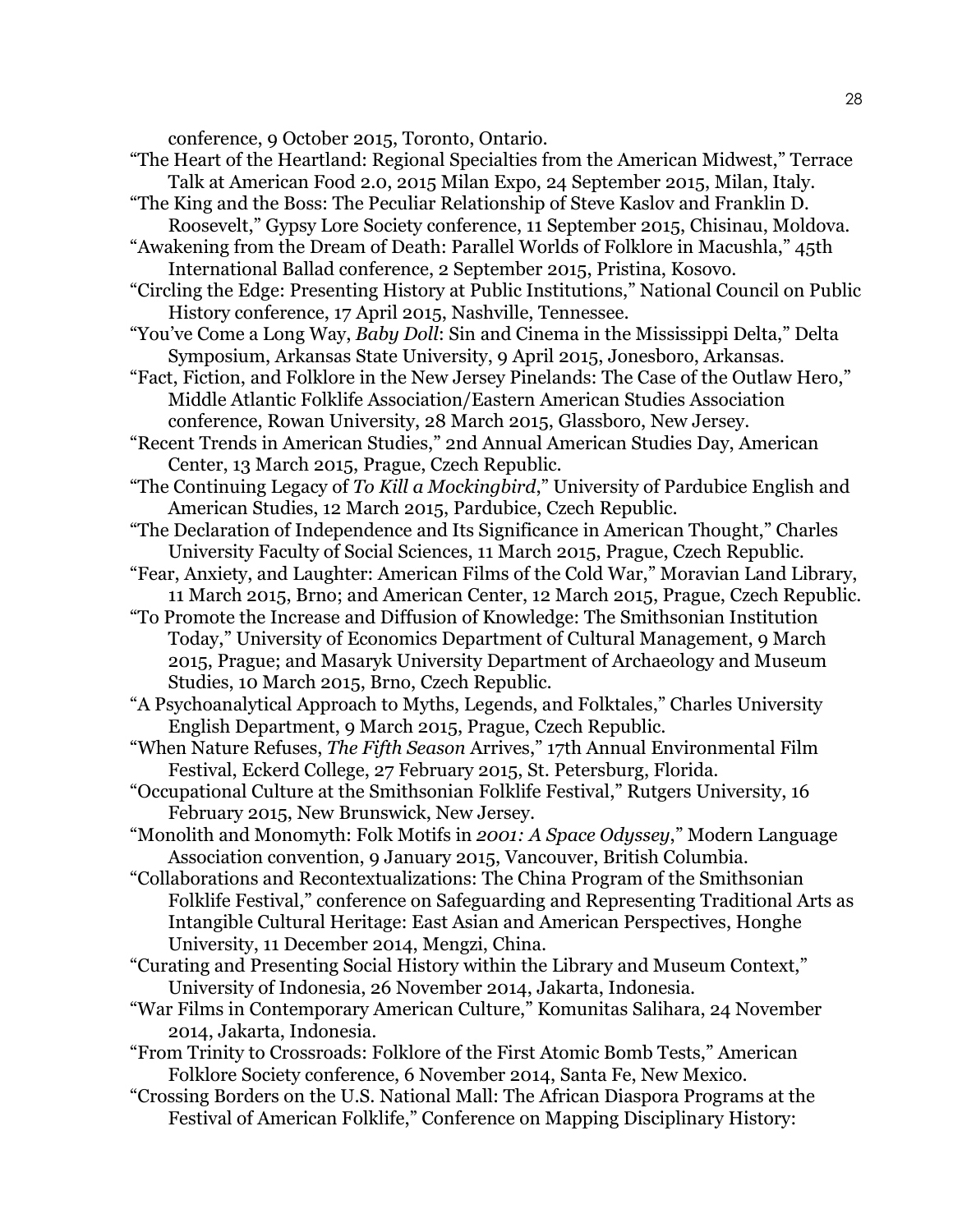conference, 9 October 2015, Toronto, Ontario.

"The Heart of the Heartland: Regional Specialties from the American Midwest," Terrace Talk at American Food 2.0, 2015 Milan Expo, 24 September 2015, Milan, Italy.

"The King and the Boss: The Peculiar Relationship of Steve Kaslov and Franklin D. Roosevelt," Gypsy Lore Society conference, 11 September 2015, Chisinau, Moldova.

"Awakening from the Dream of Death: Parallel Worlds of Folklore in Macushla," 45th International Ballad conference, 2 September 2015, Pristina, Kosovo.

"Circling the Edge: Presenting History at Public Institutions," National Council on Public History conference, 17 April 2015, Nashville, Tennessee.

"You've Come a Long Way, *Baby Doll*: Sin and Cinema in the Mississippi Delta," Delta Symposium, Arkansas State University, 9 April 2015, Jonesboro, Arkansas.

"Fact, Fiction, and Folklore in the New Jersey Pinelands: The Case of the Outlaw Hero," Middle Atlantic Folklife Association/Eastern American Studies Association conference, Rowan University, 28 March 2015, Glassboro, New Jersey.

"Recent Trends in American Studies," 2nd Annual American Studies Day, American Center, 13 March 2015, Prague, Czech Republic.

"The Continuing Legacy of *To Kill a Mockingbird*," University of Pardubice English and American Studies, 12 March 2015, Pardubice, Czech Republic.

"The Declaration of Independence and Its Significance in American Thought," Charles University Faculty of Social Sciences, 11 March 2015, Prague, Czech Republic.

"Fear, Anxiety, and Laughter: American Films of the Cold War," Moravian Land Library, 11 March 2015, Brno; and American Center, 12 March 2015, Prague, Czech Republic.

"To Promote the Increase and Diffusion of Knowledge: The Smithsonian Institution Today," University of Economics Department of Cultural Management, 9 March 2015, Prague; and Masaryk University Department of Archaeology and Museum Studies, 10 March 2015, Brno, Czech Republic.

"A Psychoanalytical Approach to Myths, Legends, and Folktales," Charles University English Department, 9 March 2015, Prague, Czech Republic.

"When Nature Refuses, *The Fifth Season* Arrives," 17th Annual Environmental Film Festival, Eckerd College, 27 February 2015, St. Petersburg, Florida.

"Occupational Culture at the Smithsonian Folklife Festival," Rutgers University, 16 February 2015, New Brunswick, New Jersey.

"Monolith and Monomyth: Folk Motifs in *2001: A Space Odyssey*," Modern Language Association convention, 9 January 2015, Vancouver, British Columbia.

"Collaborations and Recontextualizations: The China Program of the Smithsonian Folklife Festival," conference on Safeguarding and Representing Traditional Arts as Intangible Cultural Heritage: East Asian and American Perspectives, Honghe University, 11 December 2014, Mengzi, China.

"Curating and Presenting Social History within the Library and Museum Context," University of Indonesia, 26 November 2014, Jakarta, Indonesia.

"War Films in Contemporary American Culture," Komunitas Salihara, 24 November 2014, Jakarta, Indonesia.

"From Trinity to Crossroads: Folklore of the First Atomic Bomb Tests," American Folklore Society conference, 6 November 2014, Santa Fe, New Mexico.

"Crossing Borders on the U.S. National Mall: The African Diaspora Programs at the Festival of American Folklife," Conference on Mapping Disciplinary History: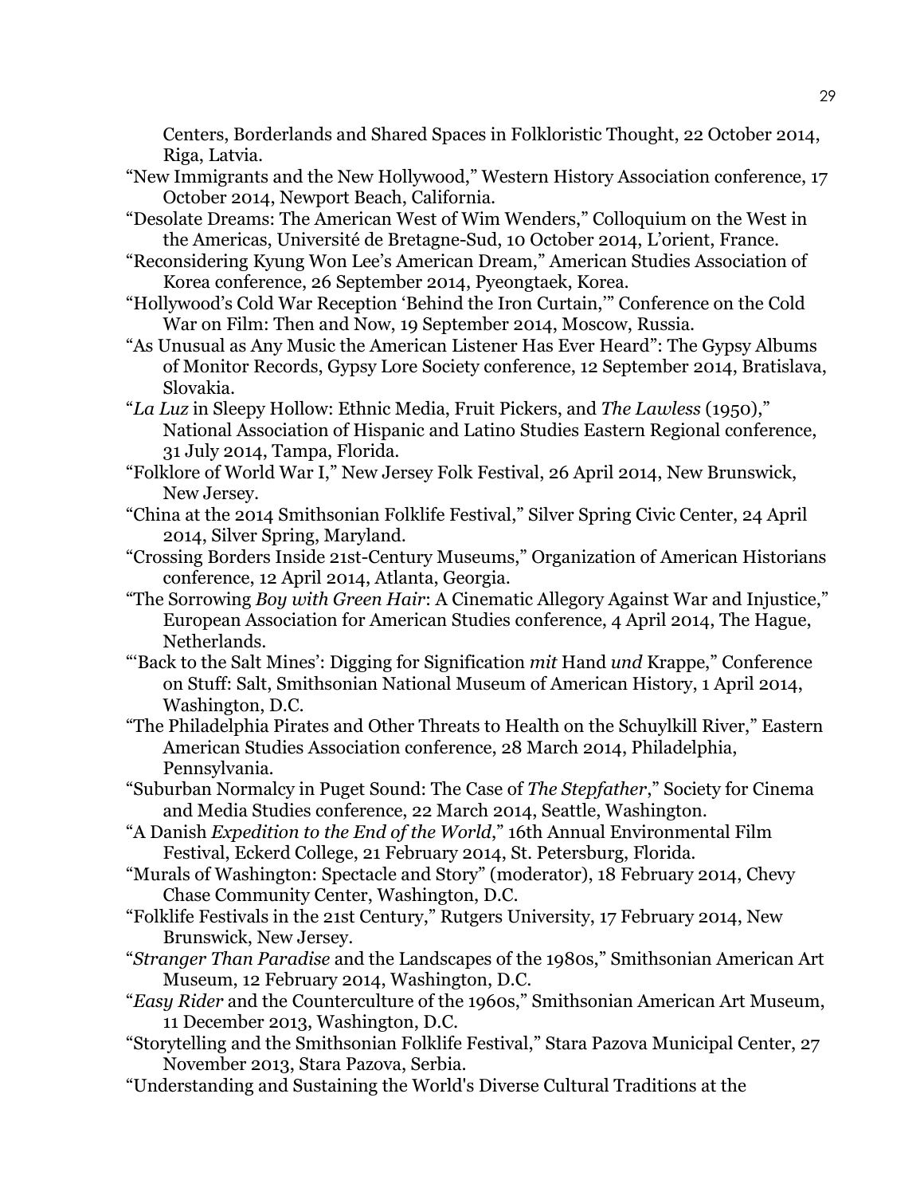Centers, Borderlands and Shared Spaces in Folkloristic Thought, 22 October 2014, Riga, Latvia.

"New Immigrants and the New Hollywood," Western History Association conference, 17 October 2014, Newport Beach, California.

"Desolate Dreams: The American West of Wim Wenders," Colloquium on the West in the Americas, Université de Bretagne-Sud, 10 October 2014, L'orient, France.

"Reconsidering Kyung Won Lee's American Dream," American Studies Association of Korea conference, 26 September 2014, Pyeongtaek, Korea.

"Hollywood's Cold War Reception 'Behind the Iron Curtain,'" Conference on the Cold War on Film: Then and Now, 19 September 2014, Moscow, Russia.

"As Unusual as Any Music the American Listener Has Ever Heard": The Gypsy Albums of Monitor Records, Gypsy Lore Society conference, 12 September 2014, Bratislava, Slovakia.

"*La Luz* in Sleepy Hollow: Ethnic Media, Fruit Pickers, and *The Lawless* (1950)," National Association of Hispanic and Latino Studies Eastern Regional conference, 31 July 2014, Tampa, Florida.

"Folklore of World War I," New Jersey Folk Festival, 26 April 2014, New Brunswick, New Jersey.

"China at the 2014 Smithsonian Folklife Festival," Silver Spring Civic Center, 24 April 2014, Silver Spring, Maryland.

"Crossing Borders Inside 21st-Century Museums," Organization of American Historians conference, 12 April 2014, Atlanta, Georgia.

"The Sorrowing *Boy with Green Hair*: A Cinematic Allegory Against War and Injustice," European Association for American Studies conference, 4 April 2014, The Hague, Netherlands.

"'Back to the Salt Mines': Digging for Signification *mit* Hand *und* Krappe," Conference on Stuff: Salt, Smithsonian National Museum of American History, 1 April 2014, Washington, D.C.

"The Philadelphia Pirates and Other Threats to Health on the Schuylkill River," Eastern American Studies Association conference, 28 March 2014, Philadelphia, Pennsylvania.

"Suburban Normalcy in Puget Sound: The Case of *The Stepfather*," Society for Cinema and Media Studies conference, 22 March 2014, Seattle, Washington.

"A Danish *Expedition to the End of the World*," 16th Annual Environmental Film Festival, Eckerd College, 21 February 2014, St. Petersburg, Florida.

"Murals of Washington: Spectacle and Story" (moderator), 18 February 2014, Chevy Chase Community Center, Washington, D.C.

"Folklife Festivals in the 21st Century," Rutgers University, 17 February 2014, New Brunswick, New Jersey.

"*Stranger Than Paradise* and the Landscapes of the 1980s," Smithsonian American Art Museum, 12 February 2014, Washington, D.C.

"*Easy Rider* and the Counterculture of the 1960s," Smithsonian American Art Museum, 11 December 2013, Washington, D.C.

"Storytelling and the Smithsonian Folklife Festival," Stara Pazova Municipal Center, 27 November 2013, Stara Pazova, Serbia.

"Understanding and Sustaining the World's Diverse Cultural Traditions at the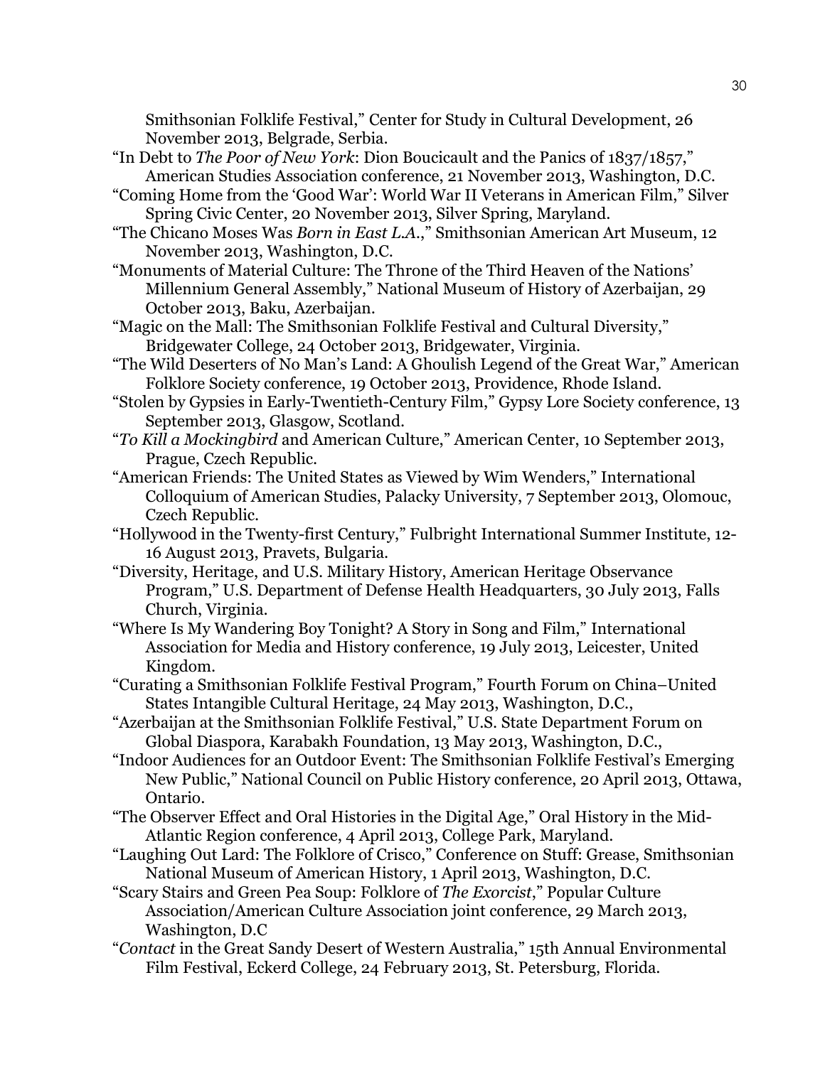Smithsonian Folklife Festival," Center for Study in Cultural Development, 26 November 2013, Belgrade, Serbia.

"In Debt to *The Poor of New York*: Dion Boucicault and the Panics of 1837/1857," American Studies Association conference, 21 November 2013, Washington, D.C.

"Coming Home from the 'Good War': World War II Veterans in American Film," Silver Spring Civic Center, 20 November 2013, Silver Spring, Maryland.

"The Chicano Moses Was *Born in East L.A.*," Smithsonian American Art Museum, 12 November 2013, Washington, D.C.

"Monuments of Material Culture: The Throne of the Third Heaven of the Nations' Millennium General Assembly," National Museum of History of Azerbaijan, 29 October 2013, Baku, Azerbaijan.

"Magic on the Mall: The Smithsonian Folklife Festival and Cultural Diversity," Bridgewater College, 24 October 2013, Bridgewater, Virginia.

"The Wild Deserters of No Man's Land: A Ghoulish Legend of the Great War," American Folklore Society conference, 19 October 2013, Providence, Rhode Island.

"Stolen by Gypsies in Early-Twentieth-Century Film," Gypsy Lore Society conference, 13 September 2013, Glasgow, Scotland.

"*To Kill a Mockingbird* and American Culture," American Center, 10 September 2013, Prague, Czech Republic.

"American Friends: The United States as Viewed by Wim Wenders," International Colloquium of American Studies, Palacky University, 7 September 2013, Olomouc, Czech Republic.

"Hollywood in the Twenty-first Century," Fulbright International Summer Institute, 12-16 August 2013, Pravets, Bulgaria.

"Diversity, Heritage, and U.S. Military History, American Heritage Observance Program," U.S. Department of Defense Health Headquarters, 30 July 2013, Falls Church, Virginia.

"Where Is My Wandering Boy Tonight? A Story in Song and Film," International Association for Media and History conference, 19 July 2013, Leicester, United Kingdom.

"Curating a Smithsonian Folklife Festival Program," Fourth Forum on China–United States Intangible Cultural Heritage, 24 May 2013, Washington, D.C.,

"Azerbaijan at the Smithsonian Folklife Festival," U.S. State Department Forum on Global Diaspora, Karabakh Foundation, 13 May 2013, Washington, D.C.,

"Indoor Audiences for an Outdoor Event: The Smithsonian Folklife Festival's Emerging New Public," National Council on Public History conference, 20 April 2013, Ottawa, Ontario.

"The Observer Effect and Oral Histories in the Digital Age," Oral History in the Mid-Atlantic Region conference, 4 April 2013, College Park, Maryland.

"Laughing Out Lard: The Folklore of Crisco," Conference on Stuff: Grease, Smithsonian National Museum of American History, 1 April 2013, Washington, D.C.

"Scary Stairs and Green Pea Soup: Folklore of *The Exorcist*," Popular Culture Association/American Culture Association joint conference, 29 March 2013, Washington, D.C

"*Contact* in the Great Sandy Desert of Western Australia," 15th Annual Environmental Film Festival, Eckerd College, 24 February 2013, St. Petersburg, Florida.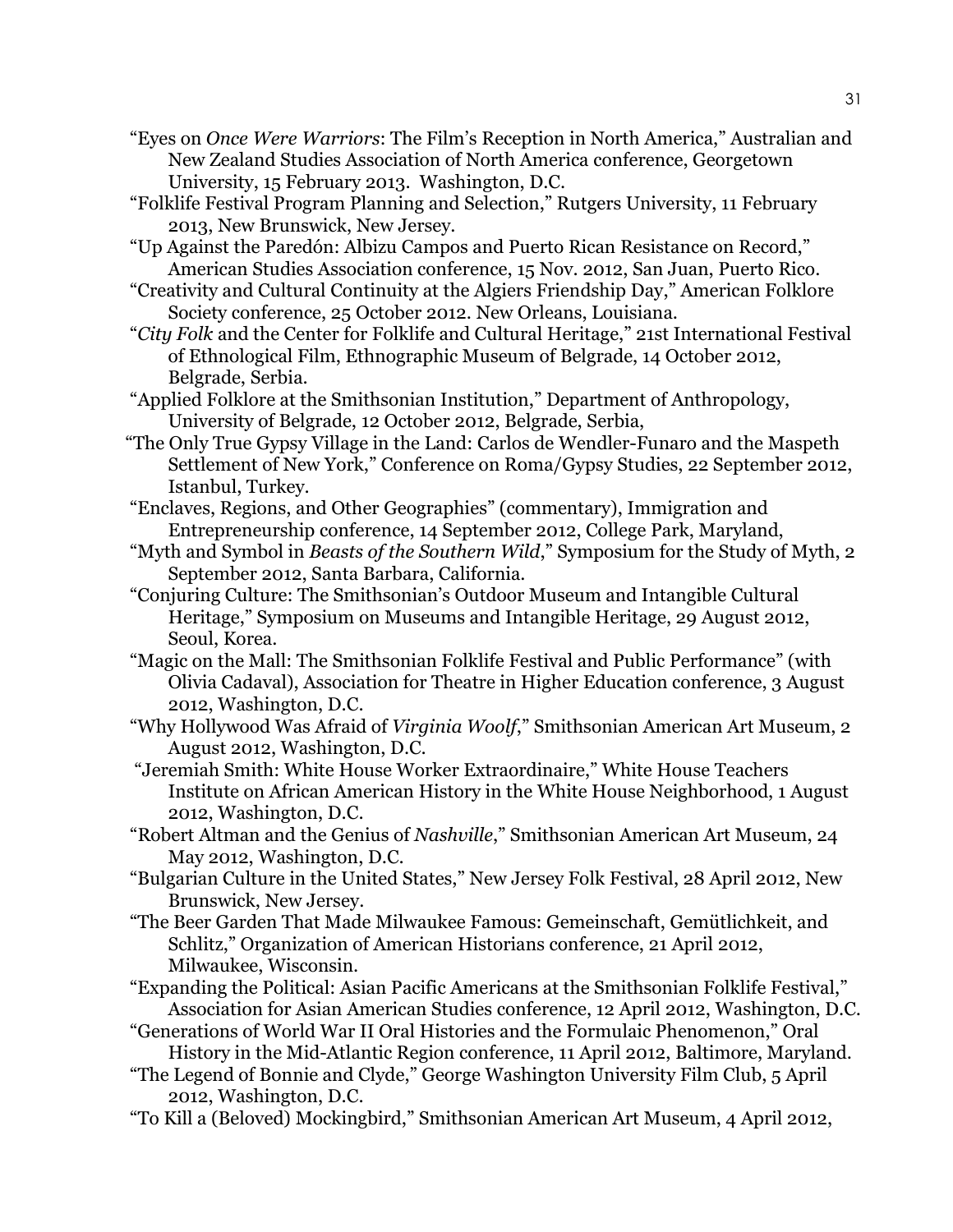"Eyes on *Once Were Warriors*: The Film's Reception in North America," Australian and New Zealand Studies Association of North America conference, Georgetown University, 15 February 2013. Washington, D.C.

"Folklife Festival Program Planning and Selection," Rutgers University, 11 February 2013, New Brunswick, New Jersey.

"Up Against the Paredón: Albizu Campos and Puerto Rican Resistance on Record," American Studies Association conference, 15 Nov. 2012, San Juan, Puerto Rico.

"Creativity and Cultural Continuity at the Algiers Friendship Day," American Folklore Society conference, 25 October 2012. New Orleans, Louisiana.

"*City Folk* and the Center for Folklife and Cultural Heritage," 21st International Festival of Ethnological Film, Ethnographic Museum of Belgrade, 14 October 2012, Belgrade, Serbia.

"Applied Folklore at the Smithsonian Institution," Department of Anthropology, University of Belgrade, 12 October 2012, Belgrade, Serbia,

"The Only True Gypsy Village in the Land: Carlos de Wendler-Funaro and the Maspeth Settlement of New York," Conference on Roma/Gypsy Studies, 22 September 2012, Istanbul, Turkey.

"Enclaves, Regions, and Other Geographies" (commentary), Immigration and Entrepreneurship conference, 14 September 2012, College Park, Maryland,

"Myth and Symbol in *Beasts of the Southern Wild*," Symposium for the Study of Myth, 2 September 2012, Santa Barbara, California.

"Conjuring Culture: The Smithsonian's Outdoor Museum and Intangible Cultural Heritage," Symposium on Museums and Intangible Heritage, 29 August 2012, Seoul, Korea.

"Magic on the Mall: The Smithsonian Folklife Festival and Public Performance" (with Olivia Cadaval), Association for Theatre in Higher Education conference, 3 August 2012, Washington, D.C.

"Why Hollywood Was Afraid of *Virginia Woolf*," Smithsonian American Art Museum, 2 August 2012, Washington, D.C.

"Jeremiah Smith: White House Worker Extraordinaire," White House Teachers Institute on African American History in the White House Neighborhood, 1 August 2012, Washington, D.C.

"Robert Altman and the Genius of *Nashville*," Smithsonian American Art Museum, 24 May 2012, Washington, D.C.

"Bulgarian Culture in the United States," New Jersey Folk Festival, 28 April 2012, New Brunswick, New Jersey.

"The Beer Garden That Made Milwaukee Famous: Gemeinschaft, Gemütlichkeit, and Schlitz," Organization of American Historians conference, 21 April 2012, Milwaukee, Wisconsin.

"Expanding the Political: Asian Pacific Americans at the Smithsonian Folklife Festival," Association for Asian American Studies conference, 12 April 2012, Washington, D.C.

"Generations of World War II Oral Histories and the Formulaic Phenomenon," Oral History in the Mid-Atlantic Region conference, 11 April 2012, Baltimore, Maryland.

"The Legend of Bonnie and Clyde," George Washington University Film Club, 5 April 2012, Washington, D.C.

"To Kill a (Beloved) Mockingbird," Smithsonian American Art Museum, 4 April 2012,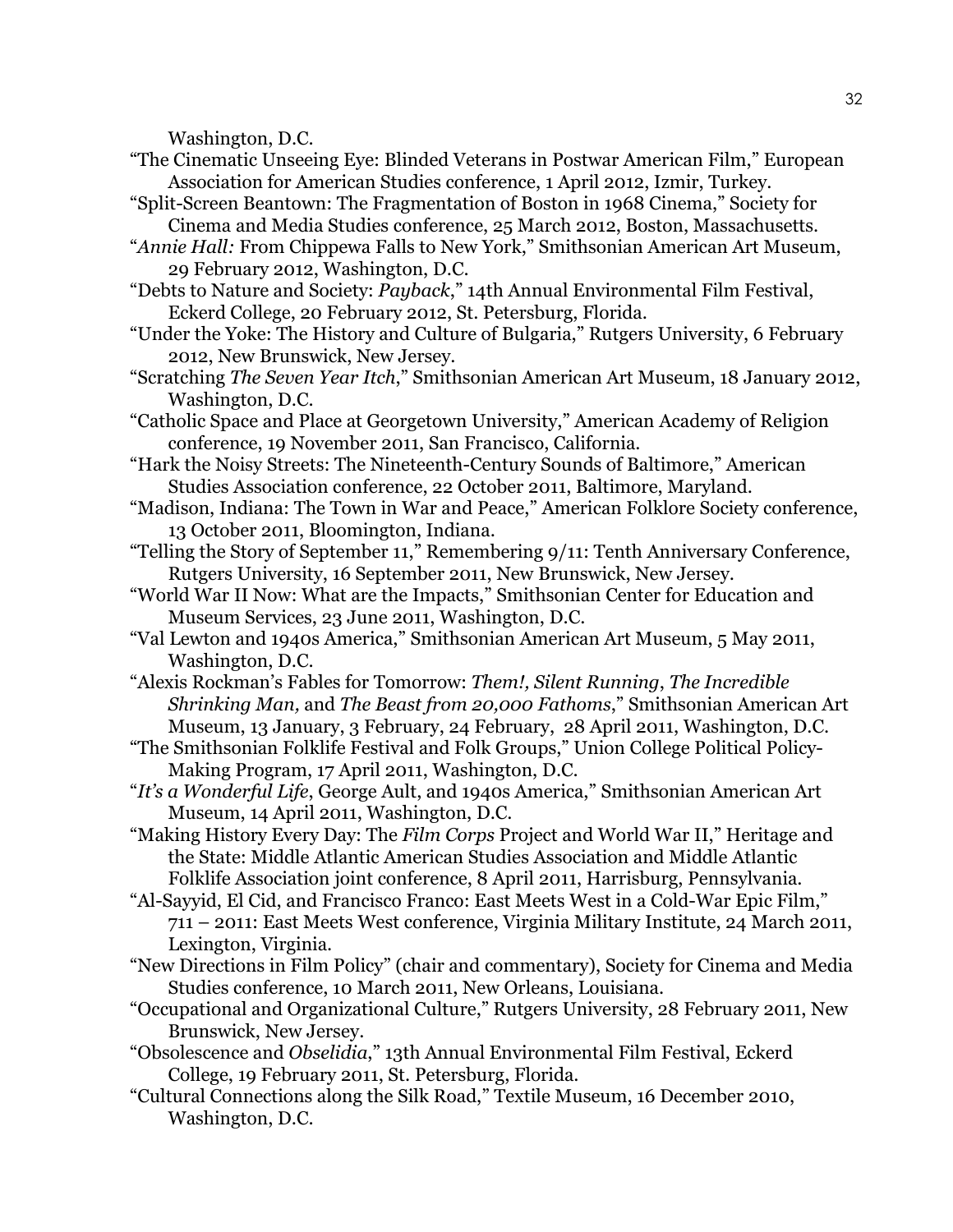Washington, D.C.

"The Cinematic Unseeing Eye: Blinded Veterans in Postwar American Film," European Association for American Studies conference, 1 April 2012, Izmir, Turkey.

"Split-Screen Beantown: The Fragmentation of Boston in 1968 Cinema," Society for Cinema and Media Studies conference, 25 March 2012, Boston, Massachusetts.

"*Annie Hall:* From Chippewa Falls to New York," Smithsonian American Art Museum, 29 February 2012, Washington, D.C.

"Debts to Nature and Society: *Payback*," 14th Annual Environmental Film Festival, Eckerd College, 20 February 2012, St. Petersburg, Florida.

"Under the Yoke: The History and Culture of Bulgaria," Rutgers University, 6 February 2012, New Brunswick, New Jersey.

"Scratching *The Seven Year Itch*," Smithsonian American Art Museum, 18 January 2012, Washington, D.C.

"Catholic Space and Place at Georgetown University," American Academy of Religion conference, 19 November 2011, San Francisco, California.

"Hark the Noisy Streets: The Nineteenth-Century Sounds of Baltimore," American Studies Association conference, 22 October 2011, Baltimore, Maryland.

"Madison, Indiana: The Town in War and Peace," American Folklore Society conference, 13 October 2011, Bloomington, Indiana.

"Telling the Story of September 11," Remembering 9/11: Tenth Anniversary Conference, Rutgers University, 16 September 2011, New Brunswick, New Jersey.

"World War II Now: What are the Impacts," Smithsonian Center for Education and Museum Services, 23 June 2011, Washington, D.C.

"Val Lewton and 1940s America," Smithsonian American Art Museum, 5 May 2011, Washington, D.C.

"Alexis Rockman's Fables for Tomorrow: *Them!, Silent Running*, *The Incredible Shrinking Man,* and *The Beast from 20,000 Fathoms*," Smithsonian American Art Museum, 13 January, 3 February, 24 February, 28 April 2011, Washington, D.C.

"The Smithsonian Folklife Festival and Folk Groups," Union College Political Policy-Making Program, 17 April 2011, Washington, D.C.

"*It's a Wonderful Life*, George Ault, and 1940s America," Smithsonian American Art Museum, 14 April 2011, Washington, D.C.

"Making History Every Day: The *Film Corps* Project and World War II," Heritage and the State: Middle Atlantic American Studies Association and Middle Atlantic Folklife Association joint conference, 8 April 2011, Harrisburg, Pennsylvania.

"Al-Sayyid, El Cid, and Francisco Franco: East Meets West in a Cold-War Epic Film," 711 – 2011: East Meets West conference, Virginia Military Institute, 24 March 2011, Lexington, Virginia.

"New Directions in Film Policy" (chair and commentary), Society for Cinema and Media Studies conference, 10 March 2011, New Orleans, Louisiana.

"Occupational and Organizational Culture," Rutgers University, 28 February 2011, New Brunswick, New Jersey.

"Obsolescence and *Obselidia*," 13th Annual Environmental Film Festival, Eckerd College, 19 February 2011, St. Petersburg, Florida.

"Cultural Connections along the Silk Road," Textile Museum, 16 December 2010, Washington, D.C.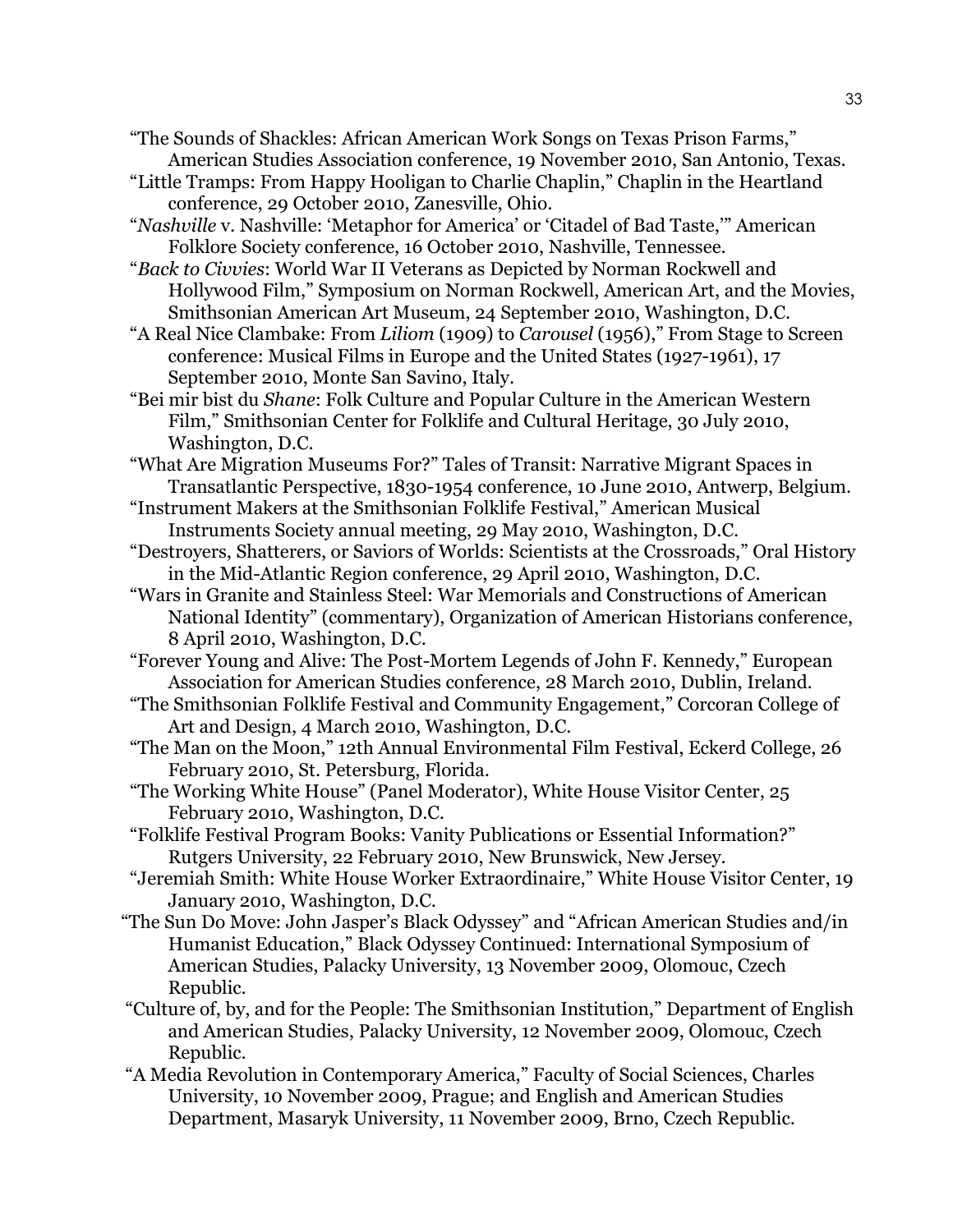"The Sounds of Shackles: African American Work Songs on Texas Prison Farms," American Studies Association conference, 19 November 2010, San Antonio, Texas.

"Little Tramps: From Happy Hooligan to Charlie Chaplin," Chaplin in the Heartland conference, 29 October 2010, Zanesville, Ohio.

"*Nashville* v. Nashville: 'Metaphor for America' or 'Citadel of Bad Taste,'" American Folklore Society conference, 16 October 2010, Nashville, Tennessee.

"*Back to Civvies*: World War II Veterans as Depicted by Norman Rockwell and Hollywood Film," Symposium on Norman Rockwell, American Art, and the Movies, Smithsonian American Art Museum, 24 September 2010, Washington, D.C.

"A Real Nice Clambake: From *Liliom* (1909) to *Carousel* (1956)," From Stage to Screen conference: Musical Films in Europe and the United States (1927-1961), 17 September 2010, Monte San Savino, Italy.

"Bei mir bist du *Shane*: Folk Culture and Popular Culture in the American Western Film," Smithsonian Center for Folklife and Cultural Heritage, 30 July 2010, Washington, D.C.

"What Are Migration Museums For?" Tales of Transit: Narrative Migrant Spaces in Transatlantic Perspective, 1830-1954 conference, 10 June 2010, Antwerp, Belgium.

"Instrument Makers at the Smithsonian Folklife Festival," American Musical Instruments Society annual meeting, 29 May 2010, Washington, D.C.

"Destroyers, Shatterers, or Saviors of Worlds: Scientists at the Crossroads," Oral History in the Mid-Atlantic Region conference, 29 April 2010, Washington, D.C.

"Wars in Granite and Stainless Steel: War Memorials and Constructions of American National Identity" (commentary), Organization of American Historians conference, 8 April 2010, Washington, D.C.

"Forever Young and Alive: The Post-Mortem Legends of John F. Kennedy," European Association for American Studies conference, 28 March 2010, Dublin, Ireland.

"The Smithsonian Folklife Festival and Community Engagement," Corcoran College of Art and Design, 4 March 2010, Washington, D.C.

"The Man on the Moon," 12th Annual Environmental Film Festival, Eckerd College, 26 February 2010, St. Petersburg, Florida.

"The Working White House" (Panel Moderator), White House Visitor Center, 25 February 2010, Washington, D.C.

"Folklife Festival Program Books: Vanity Publications or Essential Information?" Rutgers University, 22 February 2010, New Brunswick, New Jersey.

"Jeremiah Smith: White House Worker Extraordinaire," White House Visitor Center, 19 January 2010, Washington, D.C.

"The Sun Do Move: John Jasper's Black Odyssey" and "African American Studies and/in Humanist Education," Black Odyssey Continued: International Symposium of American Studies, Palacky University, 13 November 2009, Olomouc, Czech Republic.

"Culture of, by, and for the People: The Smithsonian Institution," Department of English and American Studies, Palacky University, 12 November 2009, Olomouc, Czech Republic.

"A Media Revolution in Contemporary America," Faculty of Social Sciences, Charles University, 10 November 2009, Prague; and English and American Studies Department, Masaryk University, 11 November 2009, Brno, Czech Republic.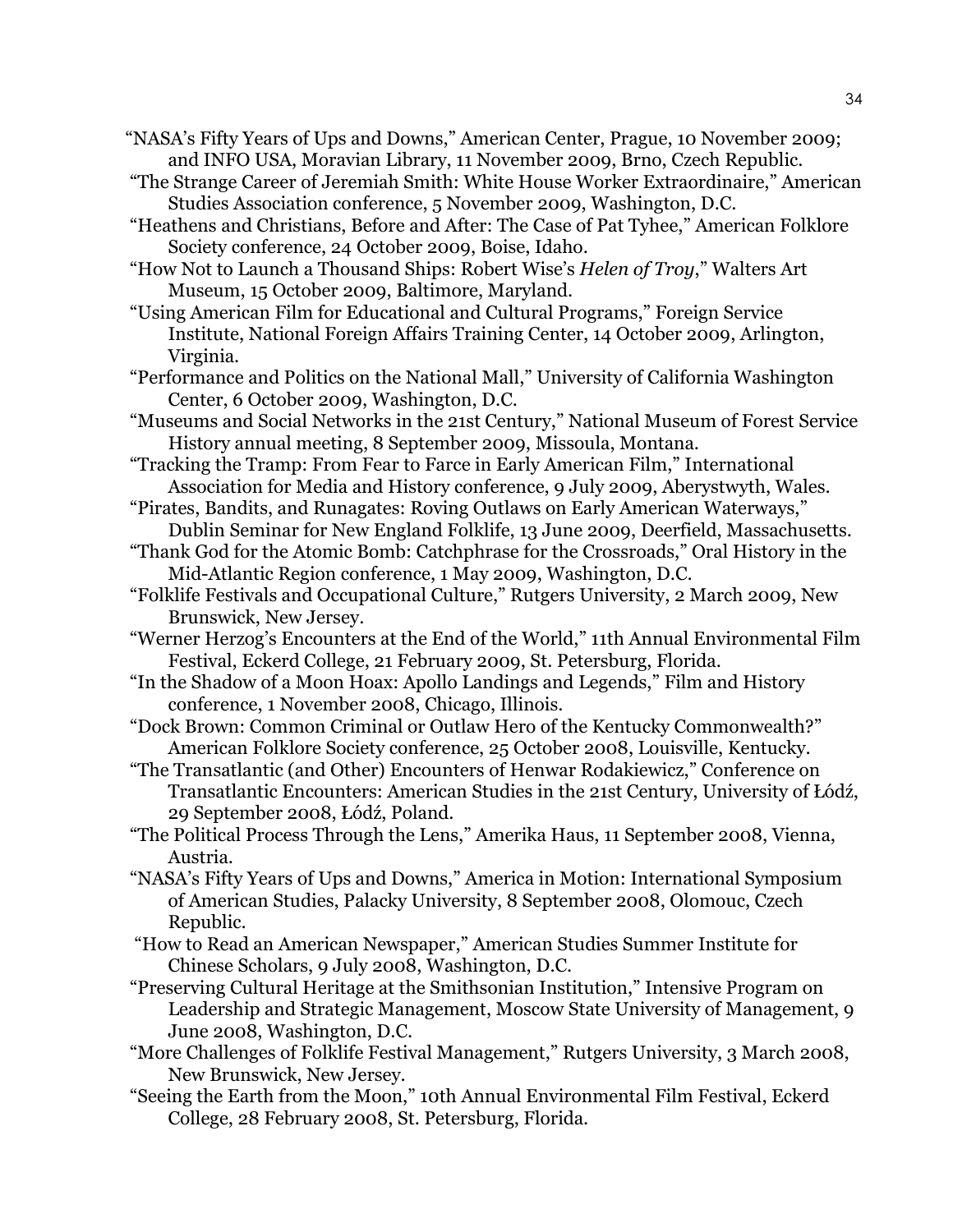"NASA's Fifty Years of Ups and Downs," American Center, Prague, 10 November 2009; and INFO USA, Moravian Library, 11 November 2009, Brno, Czech Republic.

"The Strange Career of Jeremiah Smith: White House Worker Extraordinaire," American Studies Association conference, 5 November 2009, Washington, D.C.

"Heathens and Christians, Before and After: The Case of Pat Tyhee," American Folklore Society conference, 24 October 2009, Boise, Idaho.

"How Not to Launch a Thousand Ships: Robert Wise's *Helen of Troy*," Walters Art Museum, 15 October 2009, Baltimore, Maryland.

"Using American Film for Educational and Cultural Programs," Foreign Service Institute, National Foreign Affairs Training Center, 14 October 2009, Arlington, Virginia.

"Performance and Politics on the National Mall," University of California Washington Center, 6 October 2009, Washington, D.C.

"Museums and Social Networks in the 21st Century," National Museum of Forest Service History annual meeting, 8 September 2009, Missoula, Montana.

"Tracking the Tramp: From Fear to Farce in Early American Film," International Association for Media and History conference, 9 July 2009, Aberystwyth, Wales.

"Pirates, Bandits, and Runagates: Roving Outlaws on Early American Waterways," Dublin Seminar for New England Folklife, 13 June 2009, Deerfield, Massachusetts.

"Thank God for the Atomic Bomb: Catchphrase for the Crossroads," Oral History in the Mid-Atlantic Region conference, 1 May 2009, Washington, D.C.

"Folklife Festivals and Occupational Culture," Rutgers University, 2 March 2009, New Brunswick, New Jersey.

"Werner Herzog's Encounters at the End of the World," 11th Annual Environmental Film Festival, Eckerd College, 21 February 2009, St. Petersburg, Florida.

"In the Shadow of a Moon Hoax: Apollo Landings and Legends," Film and History conference, 1 November 2008, Chicago, Illinois.

"Dock Brown: Common Criminal or Outlaw Hero of the Kentucky Commonwealth?" American Folklore Society conference, 25 October 2008, Louisville, Kentucky.

"The Transatlantic (and Other) Encounters of Henwar Rodakiewicz," Conference on Transatlantic Encounters: American Studies in the 21st Century, University of Łódź, 29 September 2008, Łódź, Poland.

"The Political Process Through the Lens," Amerika Haus, 11 September 2008, Vienna, Austria.

"NASA's Fifty Years of Ups and Downs," America in Motion: International Symposium of American Studies, Palacky University, 8 September 2008, Olomouc, Czech Republic.

"How to Read an American Newspaper," American Studies Summer Institute for Chinese Scholars, 9 July 2008, Washington, D.C.

"Preserving Cultural Heritage at the Smithsonian Institution," Intensive Program on Leadership and Strategic Management, Moscow State University of Management, 9 June 2008, Washington, D.C.

"More Challenges of Folklife Festival Management," Rutgers University, 3 March 2008, New Brunswick, New Jersey.

"Seeing the Earth from the Moon," 10th Annual Environmental Film Festival, Eckerd College, 28 February 2008, St. Petersburg, Florida.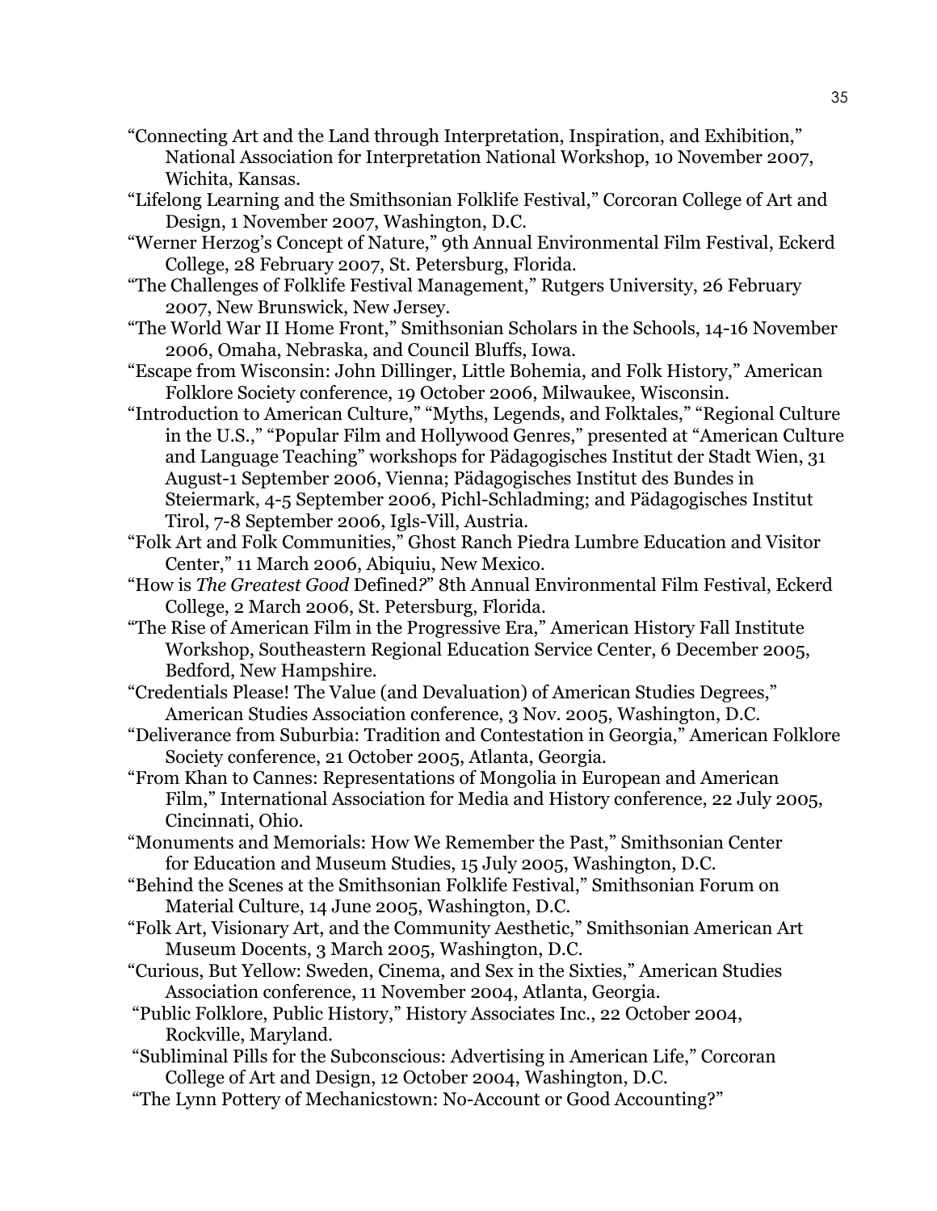"Connecting Art and the Land through Interpretation, Inspiration, and Exhibition," National Association for Interpretation National Workshop, 10 November 2007, Wichita, Kansas.

"Lifelong Learning and the Smithsonian Folklife Festival," Corcoran College of Art and Design, 1 November 2007, Washington, D.C.

"Werner Herzog's Concept of Nature," 9th Annual Environmental Film Festival, Eckerd College, 28 February 2007, St. Petersburg, Florida.

"The Challenges of Folklife Festival Management," Rutgers University, 26 February 2007, New Brunswick, New Jersey.

"The World War II Home Front," Smithsonian Scholars in the Schools, 14-16 November 2006, Omaha, Nebraska, and Council Bluffs, Iowa.

"Escape from Wisconsin: John Dillinger, Little Bohemia, and Folk History," American Folklore Society conference, 19 October 2006, Milwaukee, Wisconsin.

"Introduction to American Culture," "Myths, Legends, and Folktales," "Regional Culture in the U.S.," "Popular Film and Hollywood Genres," presented at "American Culture and Language Teaching" workshops for Pädagogisches Institut der Stadt Wien, 31 August-1 September 2006, Vienna; Pädagogisches Institut des Bundes in Steiermark, 4-5 September 2006, Pichl-Schladming; and Pädagogisches Institut Tirol, 7-8 September 2006, Igls-Vill, Austria.

"Folk Art and Folk Communities," Ghost Ranch Piedra Lumbre Education and Visitor Center," 11 March 2006, Abiquiu, New Mexico.

"How is *The Greatest Good* Defined?" 8th Annual Environmental Film Festival, Eckerd College, 2 March 2006, St. Petersburg, Florida.

"The Rise of American Film in the Progressive Era," American History Fall Institute Workshop, Southeastern Regional Education Service Center, 6 December 2005, Bedford, New Hampshire.

"Credentials Please! The Value (and Devaluation) of American Studies Degrees," American Studies Association conference, 3 Nov. 2005, Washington, D.C.

"Deliverance from Suburbia: Tradition and Contestation in Georgia," American Folklore Society conference, 21 October 2005, Atlanta, Georgia.

"From Khan to Cannes: Representations of Mongolia in European and American Film," International Association for Media and History conference, 22 July 2005, Cincinnati, Ohio.

"Monuments and Memorials: How We Remember the Past," Smithsonian Center for Education and Museum Studies, 15 July 2005, Washington, D.C.

"Behind the Scenes at the Smithsonian Folklife Festival," Smithsonian Forum on Material Culture, 14 June 2005, Washington, D.C.

"Folk Art, Visionary Art, and the Community Aesthetic," Smithsonian American Art Museum Docents, 3 March 2005, Washington, D.C.

"Curious, But Yellow: Sweden, Cinema, and Sex in the Sixties," American Studies Association conference, 11 November 2004, Atlanta, Georgia.

"Public Folklore, Public History," History Associates Inc., 22 October 2004, Rockville, Maryland.

"Subliminal Pills for the Subconscious: Advertising in American Life," Corcoran College of Art and Design, 12 October 2004, Washington, D.C.

"The Lynn Pottery of Mechanicstown: No-Account or Good Accounting?"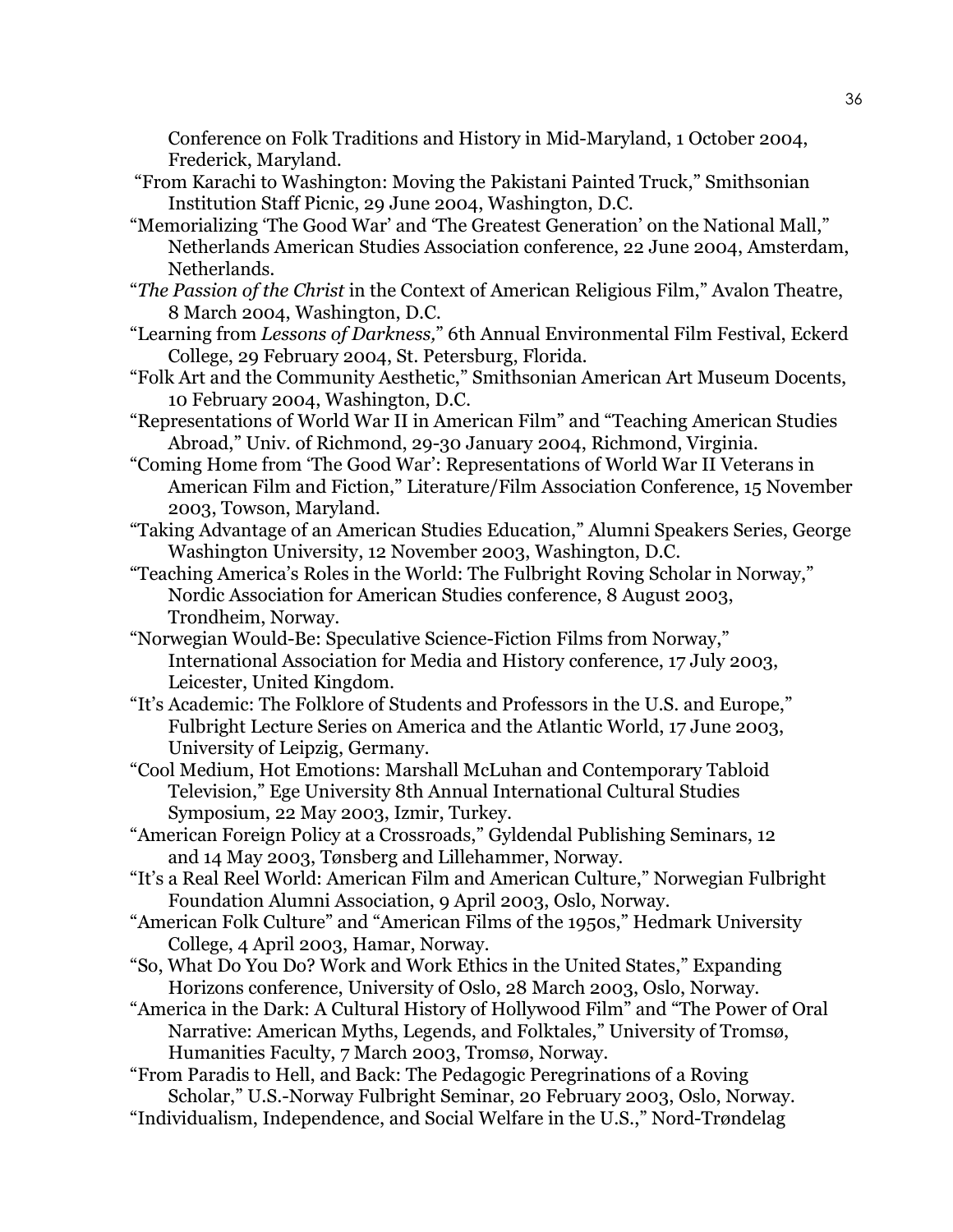Conference on Folk Traditions and History in Mid-Maryland, 1 October 2004, Frederick, Maryland.

"From Karachi to Washington: Moving the Pakistani Painted Truck," Smithsonian Institution Staff Picnic, 29 June 2004, Washington, D.C.

"Memorializing 'The Good War' and 'The Greatest Generation' on the National Mall," Netherlands American Studies Association conference, 22 June 2004, Amsterdam, Netherlands.

"*The Passion of the Christ* in the Context of American Religious Film," Avalon Theatre, 8 March 2004, Washington, D.C.

"Learning from *Lessons of Darkness,*" 6th Annual Environmental Film Festival, Eckerd College, 29 February 2004, St. Petersburg, Florida.

"Folk Art and the Community Aesthetic," Smithsonian American Art Museum Docents, 10 February 2004, Washington, D.C.

"Representations of World War II in American Film" and "Teaching American Studies Abroad," Univ. of Richmond, 29-30 January 2004, Richmond, Virginia.

"Coming Home from 'The Good War': Representations of World War II Veterans in American Film and Fiction," Literature/Film Association Conference, 15 November 2003, Towson, Maryland.

"Taking Advantage of an American Studies Education," Alumni Speakers Series, George Washington University, 12 November 2003, Washington, D.C.

"Teaching America's Roles in the World: The Fulbright Roving Scholar in Norway," Nordic Association for American Studies conference, 8 August 2003, Trondheim, Norway.

"Norwegian Would-Be: Speculative Science-Fiction Films from Norway," International Association for Media and History conference, 17 July 2003, Leicester, United Kingdom.

"It's Academic: The Folklore of Students and Professors in the U.S. and Europe," Fulbright Lecture Series on America and the Atlantic World, 17 June 2003, University of Leipzig, Germany.

"Cool Medium, Hot Emotions: Marshall McLuhan and Contemporary Tabloid Television," Ege University 8th Annual International Cultural Studies Symposium, 22 May 2003, Izmir, Turkey.

"American Foreign Policy at a Crossroads," Gyldendal Publishing Seminars, 12 and 14 May 2003, Tønsberg and Lillehammer, Norway.

"It's a Real Reel World: American Film and American Culture," Norwegian Fulbright Foundation Alumni Association, 9 April 2003, Oslo, Norway.

"American Folk Culture" and "American Films of the 1950s," Hedmark University College, 4 April 2003, Hamar, Norway.

"So, What Do You Do? Work and Work Ethics in the United States," Expanding Horizons conference, University of Oslo, 28 March 2003, Oslo, Norway.

"America in the Dark: A Cultural History of Hollywood Film" and "The Power of Oral Narrative: American Myths, Legends, and Folktales," University of Tromsø, Humanities Faculty, 7 March 2003, Tromsø, Norway.

"From Paradis to Hell, and Back: The Pedagogic Peregrinations of a Roving Scholar," U.S.-Norway Fulbright Seminar, 20 February 2003, Oslo, Norway.

"Individualism, Independence, and Social Welfare in the U.S.," Nord-Trøndelag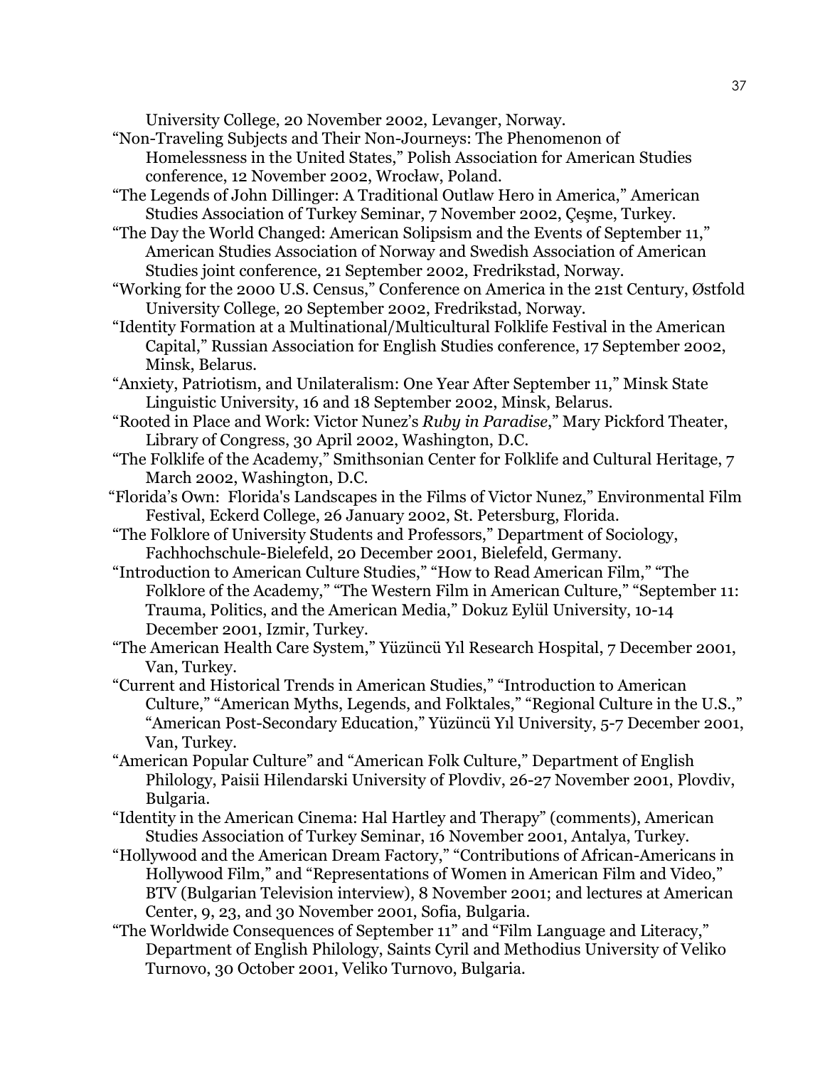University College, 20 November 2002, Levanger, Norway.

"Non-Traveling Subjects and Their Non-Journeys: The Phenomenon of Homelessness in the United States," Polish Association for American Studies conference, 12 November 2002, Wrocław, Poland.

"The Legends of John Dillinger: A Traditional Outlaw Hero in America," American Studies Association of Turkey Seminar, 7 November 2002, Çeşme, Turkey.

"The Day the World Changed: American Solipsism and the Events of September 11," American Studies Association of Norway and Swedish Association of American Studies joint conference, 21 September 2002, Fredrikstad, Norway.

"Working for the 2000 U.S. Census," Conference on America in the 21st Century, Østfold University College, 20 September 2002, Fredrikstad, Norway.

"Identity Formation at a Multinational/Multicultural Folklife Festival in the American Capital," Russian Association for English Studies conference, 17 September 2002, Minsk, Belarus.

"Anxiety, Patriotism, and Unilateralism: One Year After September 11," Minsk State Linguistic University, 16 and 18 September 2002, Minsk, Belarus.

"Rooted in Place and Work: Victor Nunez's *Ruby in Paradise*," Mary Pickford Theater, Library of Congress, 30 April 2002, Washington, D.C.

"The Folklife of the Academy," Smithsonian Center for Folklife and Cultural Heritage, 7 March 2002, Washington, D.C.

"Florida's Own: Florida's Landscapes in the Films of Victor Nunez," Environmental Film Festival, Eckerd College, 26 January 2002, St. Petersburg, Florida.

"The Folklore of University Students and Professors," Department of Sociology, Fachhochschule-Bielefeld, 20 December 2001, Bielefeld, Germany.

"Introduction to American Culture Studies," "How to Read American Film," "The Folklore of the Academy," "The Western Film in American Culture," "September 11: Trauma, Politics, and the American Media," Dokuz Eylül University, 10-14 December 2001, Izmir, Turkey.

"The American Health Care System," Yüzüncü Yıl Research Hospital, 7 December 2001, Van, Turkey.

"Current and Historical Trends in American Studies," "Introduction to American Culture," "American Myths, Legends, and Folktales," "Regional Culture in the U.S.," "American Post-Secondary Education," Yüzüncü Yıl University, 5-7 December 2001, Van, Turkey.

"American Popular Culture" and "American Folk Culture," Department of English Philology, Paisii Hilendarski University of Plovdiv, 26-27 November 2001, Plovdiv, Bulgaria.

"Identity in the American Cinema: Hal Hartley and Therapy" (comments), American Studies Association of Turkey Seminar, 16 November 2001, Antalya, Turkey.

"Hollywood and the American Dream Factory," "Contributions of African-Americans in Hollywood Film," and "Representations of Women in American Film and Video," BTV (Bulgarian Television interview), 8 November 2001; and lectures at American Center, 9, 23, and 30 November 2001, Sofia, Bulgaria.

"The Worldwide Consequences of September 11" and "Film Language and Literacy," Department of English Philology, Saints Cyril and Methodius University of Veliko Turnovo, 30 October 2001, Veliko Turnovo, Bulgaria.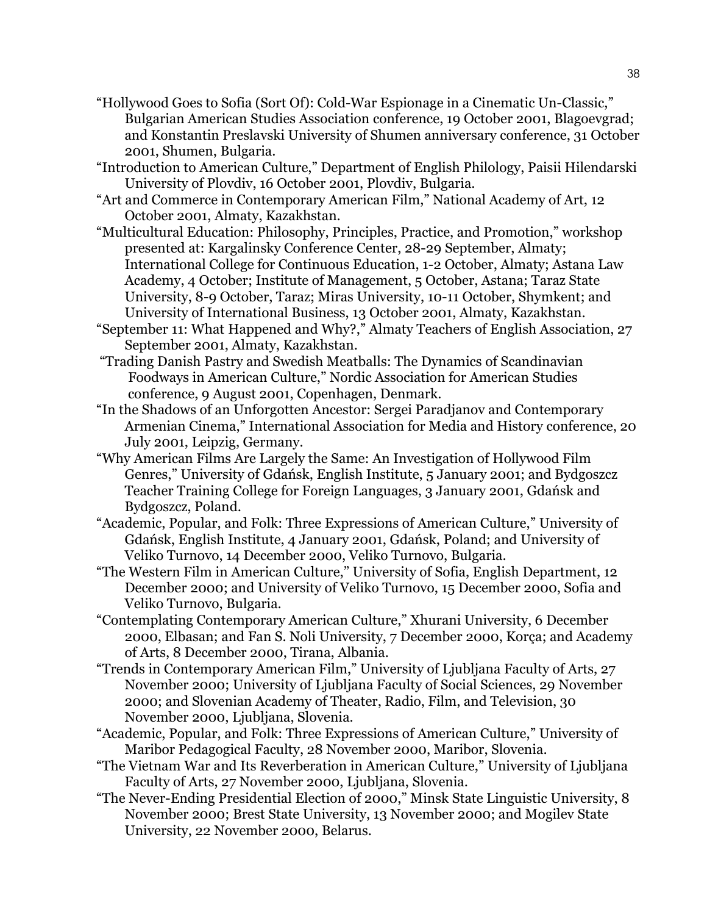"Hollywood Goes to Sofia (Sort Of): Cold-War Espionage in a Cinematic Un-Classic," Bulgarian American Studies Association conference, 19 October 2001, Blagoevgrad; and Konstantin Preslavski University of Shumen anniversary conference, 31 October 2001, Shumen, Bulgaria.

"Introduction to American Culture," Department of English Philology, Paisii Hilendarski University of Plovdiv, 16 October 2001, Plovdiv, Bulgaria.

"Art and Commerce in Contemporary American Film," National Academy of Art, 12 October 2001, Almaty, Kazakhstan.

"Multicultural Education: Philosophy, Principles, Practice, and Promotion," workshop presented at: Kargalinsky Conference Center, 28-29 September, Almaty; International College for Continuous Education, 1-2 October, Almaty; Astana Law Academy, 4 October; Institute of Management, 5 October, Astana; Taraz State University, 8-9 October, Taraz; Miras University, 10-11 October, Shymkent; and University of International Business, 13 October 2001, Almaty, Kazakhstan.

"September 11: What Happened and Why?," Almaty Teachers of English Association, 27 September 2001, Almaty, Kazakhstan.

"Trading Danish Pastry and Swedish Meatballs: The Dynamics of Scandinavian Foodways in American Culture," Nordic Association for American Studies conference, 9 August 2001, Copenhagen, Denmark.

"In the Shadows of an Unforgotten Ancestor: Sergei Paradjanov and Contemporary Armenian Cinema," International Association for Media and History conference, 20 July 2001, Leipzig, Germany.

"Why American Films Are Largely the Same: An Investigation of Hollywood Film Genres," University of Gdańsk, English Institute, 5 January 2001; and Bydgoszcz Teacher Training College for Foreign Languages, 3 January 2001, Gdańsk and Bydgoszcz, Poland.

"Academic, Popular, and Folk: Three Expressions of American Culture," University of Gdańsk, English Institute, 4 January 2001, Gdańsk, Poland; and University of Veliko Turnovo, 14 December 2000, Veliko Turnovo, Bulgaria.

"The Western Film in American Culture," University of Sofia, English Department, 12 December 2000; and University of Veliko Turnovo, 15 December 2000, Sofia and Veliko Turnovo, Bulgaria.

"Contemplating Contemporary American Culture," Xhurani University, 6 December 2000, Elbasan; and Fan S. Noli University, 7 December 2000, Korça; and Academy of Arts, 8 December 2000, Tirana, Albania.

"Trends in Contemporary American Film," University of Ljubljana Faculty of Arts, 27 November 2000; University of Ljubljana Faculty of Social Sciences, 29 November 2000; and Slovenian Academy of Theater, Radio, Film, and Television, 30 November 2000, Ljubljana, Slovenia.

"Academic, Popular, and Folk: Three Expressions of American Culture," University of Maribor Pedagogical Faculty, 28 November 2000, Maribor, Slovenia.

"The Vietnam War and Its Reverberation in American Culture," University of Ljubljana Faculty of Arts, 27 November 2000, Ljubljana, Slovenia.

"The Never-Ending Presidential Election of 2000," Minsk State Linguistic University, 8 November 2000; Brest State University, 13 November 2000; and Mogilev State University, 22 November 2000, Belarus.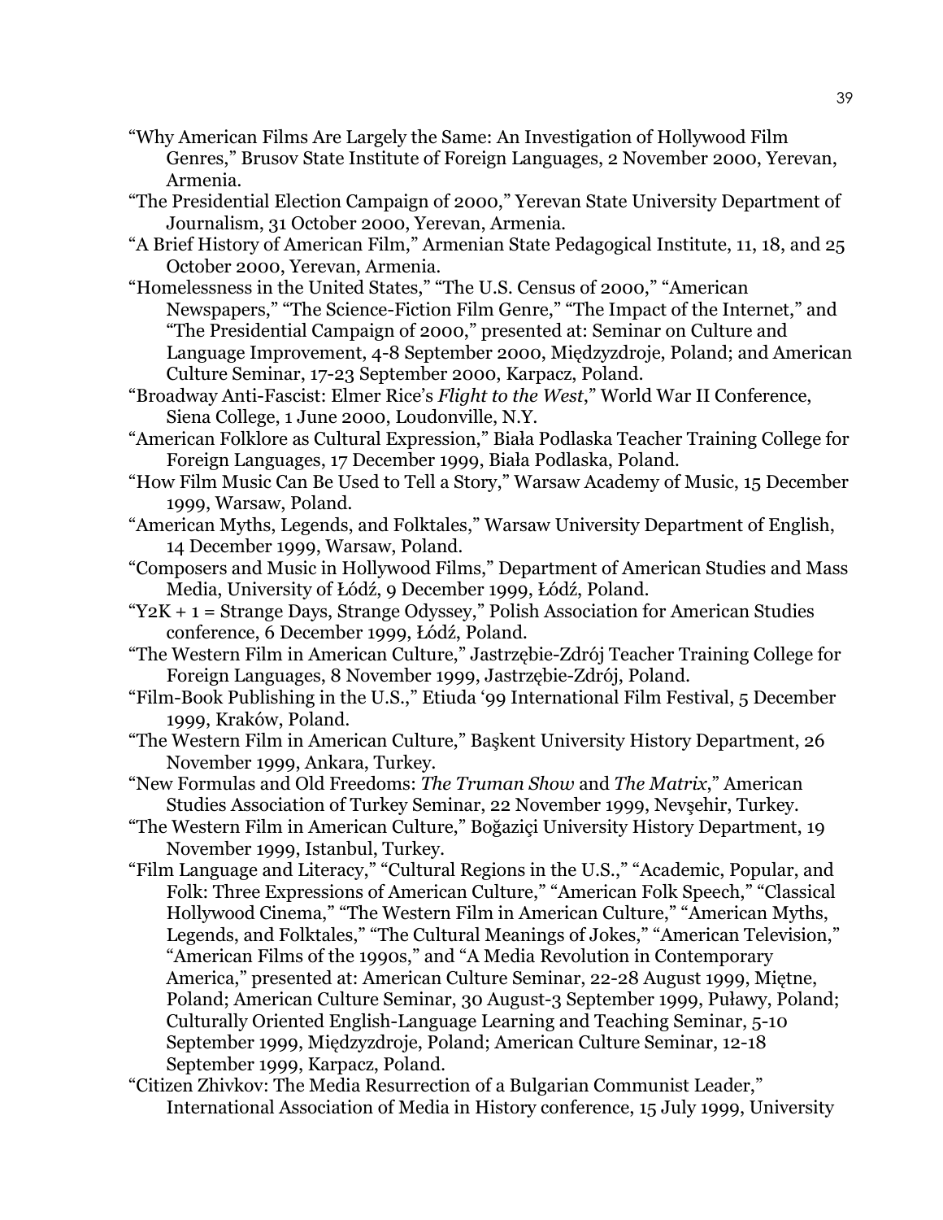"Why American Films Are Largely the Same: An Investigation of Hollywood Film Genres," Brusov State Institute of Foreign Languages, 2 November 2000, Yerevan, Armenia.

"The Presidential Election Campaign of 2000," Yerevan State University Department of Journalism, 31 October 2000, Yerevan, Armenia.

"A Brief History of American Film," Armenian State Pedagogical Institute, 11, 18, and 25 October 2000, Yerevan, Armenia.

"Homelessness in the United States," "The U.S. Census of 2000," "American Newspapers," "The Science-Fiction Film Genre," "The Impact of the Internet," and "The Presidential Campaign of 2000," presented at: Seminar on Culture and Language Improvement, 4-8 September 2000, Międzyzdroje, Poland; and American Culture Seminar, 17-23 September 2000, Karpacz, Poland.

"Broadway Anti-Fascist: Elmer Rice's *Flight to the West*," World War II Conference, Siena College, 1 June 2000, Loudonville, N.Y.

"American Folklore as Cultural Expression," Biała Podlaska Teacher Training College for Foreign Languages, 17 December 1999, Biała Podlaska, Poland.

"How Film Music Can Be Used to Tell a Story," Warsaw Academy of Music, 15 December 1999, Warsaw, Poland.

"American Myths, Legends, and Folktales," Warsaw University Department of English, 14 December 1999, Warsaw, Poland.

"Composers and Music in Hollywood Films," Department of American Studies and Mass Media, University of Łódź, 9 December 1999, Łódź, Poland.

"Y2K + 1 = Strange Days, Strange Odyssey," Polish Association for American Studies conference, 6 December 1999, Łódź, Poland.

"The Western Film in American Culture," Jastrzębie-Zdrój Teacher Training College for Foreign Languages, 8 November 1999, Jastrzębie-Zdrój, Poland.

"Film-Book Publishing in the U.S.," Etiuda '99 International Film Festival, 5 December 1999, Kraków, Poland.

"The Western Film in American Culture," Başkent University History Department, 26 November 1999, Ankara, Turkey.

"New Formulas and Old Freedoms: *The Truman Show* and *The Matrix*," American Studies Association of Turkey Seminar, 22 November 1999, Nevşehir, Turkey.

"The Western Film in American Culture," Boğaziçi University History Department, 19 November 1999, Istanbul, Turkey.

"Film Language and Literacy," "Cultural Regions in the U.S.," "Academic, Popular, and Folk: Three Expressions of American Culture," "American Folk Speech," "Classical Hollywood Cinema," "The Western Film in American Culture," "American Myths, Legends, and Folktales," "The Cultural Meanings of Jokes," "American Television," "American Films of the 1990s," and "A Media Revolution in Contemporary America," presented at: American Culture Seminar, 22-28 August 1999, Miętne, Poland; American Culture Seminar, 30 August-3 September 1999, Puławy, Poland; Culturally Oriented English-Language Learning and Teaching Seminar, 5-10 September 1999, Międzyzdroje, Poland; American Culture Seminar, 12-18 September 1999, Karpacz, Poland.

"Citizen Zhivkov: The Media Resurrection of a Bulgarian Communist Leader," International Association of Media in History conference, 15 July 1999, University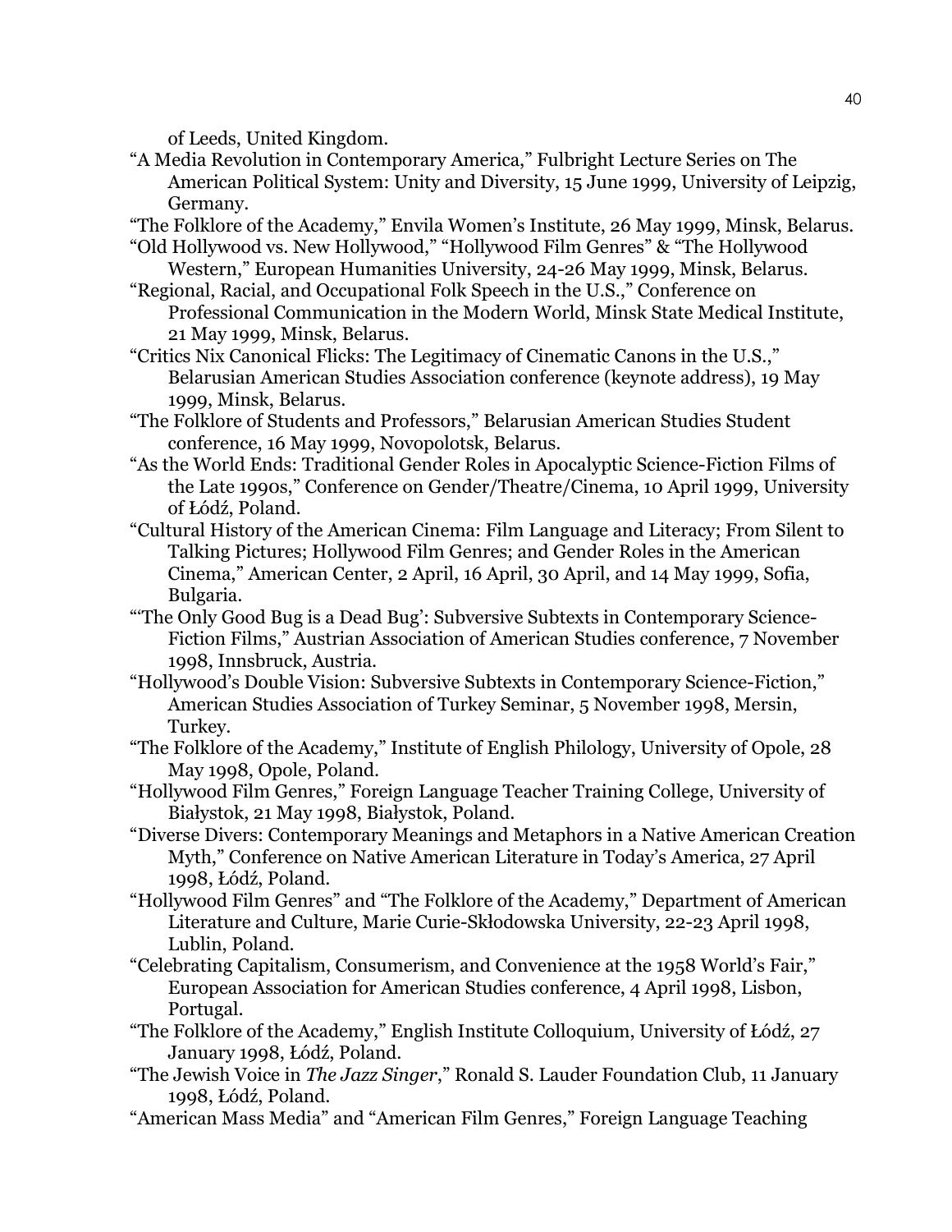of Leeds, United Kingdom.

"A Media Revolution in Contemporary America," Fulbright Lecture Series on The American Political System: Unity and Diversity, 15 June 1999, University of Leipzig, Germany.

"The Folklore of the Academy," Envila Women's Institute, 26 May 1999, Minsk, Belarus.

"Old Hollywood vs. New Hollywood," "Hollywood Film Genres" & "The Hollywood Western," European Humanities University, 24-26 May 1999, Minsk, Belarus.

"Regional, Racial, and Occupational Folk Speech in the U.S.," Conference on Professional Communication in the Modern World, Minsk State Medical Institute, 21 May 1999, Minsk, Belarus.

"Critics Nix Canonical Flicks: The Legitimacy of Cinematic Canons in the U.S.," Belarusian American Studies Association conference (keynote address), 19 May 1999, Minsk, Belarus.

"The Folklore of Students and Professors," Belarusian American Studies Student conference, 16 May 1999, Novopolotsk, Belarus.

"As the World Ends: Traditional Gender Roles in Apocalyptic Science-Fiction Films of the Late 1990s," Conference on Gender/Theatre/Cinema, 10 April 1999, University of Łódź, Poland.

"Cultural History of the American Cinema: Film Language and Literacy; From Silent to Talking Pictures; Hollywood Film Genres; and Gender Roles in the American Cinema," American Center, 2 April, 16 April, 30 April, and 14 May 1999, Sofia, Bulgaria.

"'The Only Good Bug is a Dead Bug': Subversive Subtexts in Contemporary Science-Fiction Films," Austrian Association of American Studies conference, 7 November 1998, Innsbruck, Austria.

"Hollywood's Double Vision: Subversive Subtexts in Contemporary Science-Fiction," American Studies Association of Turkey Seminar, 5 November 1998, Mersin, Turkey.

"The Folklore of the Academy," Institute of English Philology, University of Opole, 28 May 1998, Opole, Poland.

"Hollywood Film Genres," Foreign Language Teacher Training College, University of Białystok, 21 May 1998, Białystok, Poland.

"Diverse Divers: Contemporary Meanings and Metaphors in a Native American Creation Myth," Conference on Native American Literature in Today's America, 27 April 1998, Łódź, Poland.

"Hollywood Film Genres" and "The Folklore of the Academy," Department of American Literature and Culture, Marie Curie-Skłodowska University, 22-23 April 1998, Lublin, Poland.

"Celebrating Capitalism, Consumerism, and Convenience at the 1958 World's Fair," European Association for American Studies conference, 4 April 1998, Lisbon, Portugal.

"The Folklore of the Academy," English Institute Colloquium, University of Łódź, 27 January 1998, Łódź, Poland.

"The Jewish Voice in *The Jazz Singer*," Ronald S. Lauder Foundation Club, 11 January 1998, Łódź, Poland.

"American Mass Media" and "American Film Genres," Foreign Language Teaching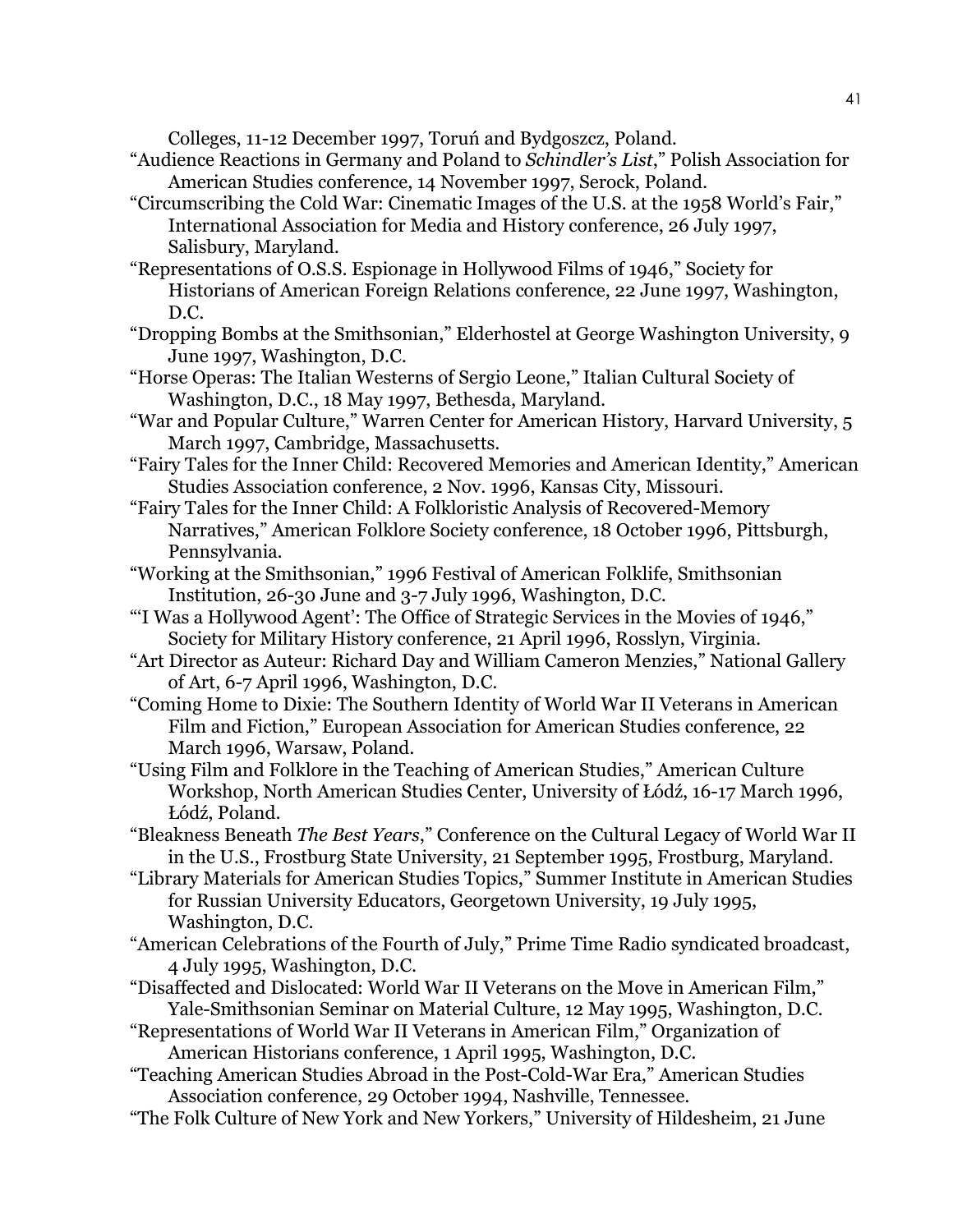Colleges, 11-12 December 1997, Toruń and Bydgoszcz, Poland.

"Audience Reactions in Germany and Poland to *Schindler's List*," Polish Association for American Studies conference, 14 November 1997, Serock, Poland.

"Circumscribing the Cold War: Cinematic Images of the U.S. at the 1958 World's Fair," International Association for Media and History conference, 26 July 1997, Salisbury, Maryland.

"Representations of O.S.S. Espionage in Hollywood Films of 1946," Society for Historians of American Foreign Relations conference, 22 June 1997, Washington, D.C.

"Dropping Bombs at the Smithsonian," Elderhostel at George Washington University, 9 June 1997, Washington, D.C.

"Horse Operas: The Italian Westerns of Sergio Leone," Italian Cultural Society of Washington, D.C., 18 May 1997, Bethesda, Maryland.

"War and Popular Culture," Warren Center for American History, Harvard University, 5 March 1997, Cambridge, Massachusetts.

"Fairy Tales for the Inner Child: Recovered Memories and American Identity," American Studies Association conference, 2 Nov. 1996, Kansas City, Missouri.

"Fairy Tales for the Inner Child: A Folkloristic Analysis of Recovered-Memory Narratives," American Folklore Society conference, 18 October 1996, Pittsburgh, Pennsylvania.

"Working at the Smithsonian," 1996 Festival of American Folklife, Smithsonian Institution, 26-30 June and 3-7 July 1996, Washington, D.C.

"'I Was a Hollywood Agent': The Office of Strategic Services in the Movies of 1946," Society for Military History conference, 21 April 1996, Rosslyn, Virginia.

"Art Director as Auteur: Richard Day and William Cameron Menzies," National Gallery of Art, 6-7 April 1996, Washington, D.C.

"Coming Home to Dixie: The Southern Identity of World War II Veterans in American Film and Fiction," European Association for American Studies conference, 22 March 1996, Warsaw, Poland.

"Using Film and Folklore in the Teaching of American Studies," American Culture Workshop, North American Studies Center, University of Łódź, 16-17 March 1996, Łódź, Poland.

"Bleakness Beneath *The Best Years*," Conference on the Cultural Legacy of World War II in the U.S., Frostburg State University, 21 September 1995, Frostburg, Maryland.

"Library Materials for American Studies Topics," Summer Institute in American Studies for Russian University Educators, Georgetown University, 19 July 1995, Washington, D.C.

"American Celebrations of the Fourth of July," Prime Time Radio syndicated broadcast, 4 July 1995, Washington, D.C.

"Disaffected and Dislocated: World War II Veterans on the Move in American Film," Yale-Smithsonian Seminar on Material Culture, 12 May 1995, Washington, D.C.

"Representations of World War II Veterans in American Film," Organization of American Historians conference, 1 April 1995, Washington, D.C.

"Teaching American Studies Abroad in the Post-Cold-War Era," American Studies Association conference, 29 October 1994, Nashville, Tennessee.

"The Folk Culture of New York and New Yorkers," University of Hildesheim, 21 June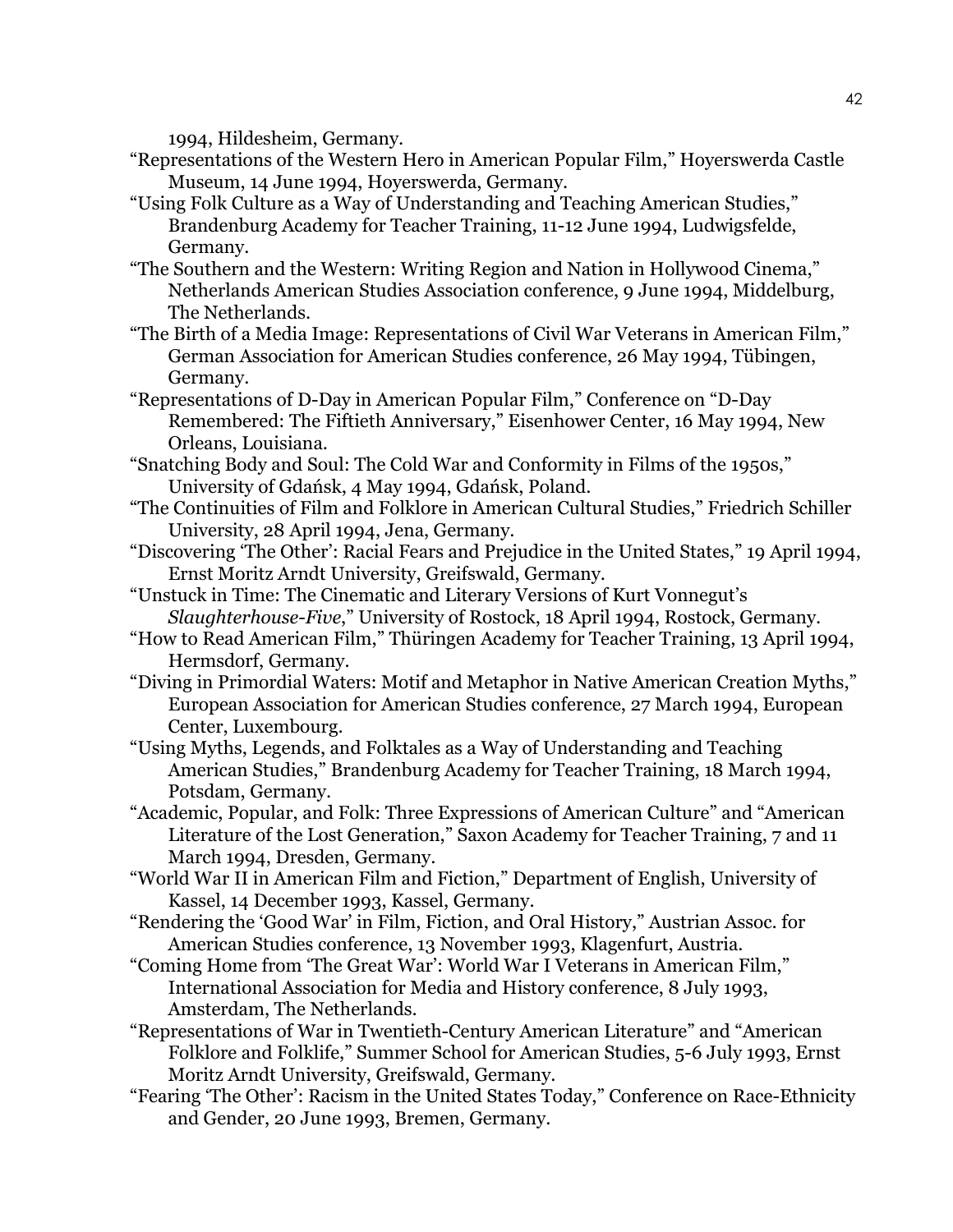1994, Hildesheim, Germany.

"Representations of the Western Hero in American Popular Film," Hoyerswerda Castle Museum, 14 June 1994, Hoyerswerda, Germany.

"Using Folk Culture as a Way of Understanding and Teaching American Studies," Brandenburg Academy for Teacher Training, 11-12 June 1994, Ludwigsfelde, Germany.

"The Southern and the Western: Writing Region and Nation in Hollywood Cinema," Netherlands American Studies Association conference, 9 June 1994, Middelburg, The Netherlands.

"The Birth of a Media Image: Representations of Civil War Veterans in American Film," German Association for American Studies conference, 26 May 1994, Tübingen, Germany.

"Representations of D-Day in American Popular Film," Conference on "D-Day Remembered: The Fiftieth Anniversary," Eisenhower Center, 16 May 1994, New Orleans, Louisiana.

"Snatching Body and Soul: The Cold War and Conformity in Films of the 1950s," University of Gdańsk, 4 May 1994, Gdańsk, Poland.

"The Continuities of Film and Folklore in American Cultural Studies," Friedrich Schiller University, 28 April 1994, Jena, Germany.

"Discovering 'The Other': Racial Fears and Prejudice in the United States," 19 April 1994, Ernst Moritz Arndt University, Greifswald, Germany.

"Unstuck in Time: The Cinematic and Literary Versions of Kurt Vonnegut's *Slaughterhouse-Five*," University of Rostock, 18 April 1994, Rostock, Germany.

"How to Read American Film," Thüringen Academy for Teacher Training, 13 April 1994, Hermsdorf, Germany.

"Diving in Primordial Waters: Motif and Metaphor in Native American Creation Myths," European Association for American Studies conference, 27 March 1994, European Center, Luxembourg.

"Using Myths, Legends, and Folktales as a Way of Understanding and Teaching American Studies," Brandenburg Academy for Teacher Training, 18 March 1994, Potsdam, Germany.

"Academic, Popular, and Folk: Three Expressions of American Culture" and "American Literature of the Lost Generation," Saxon Academy for Teacher Training, 7 and 11 March 1994, Dresden, Germany.

"World War II in American Film and Fiction," Department of English, University of Kassel, 14 December 1993, Kassel, Germany.

"Rendering the 'Good War' in Film, Fiction, and Oral History," Austrian Assoc. for American Studies conference, 13 November 1993, Klagenfurt, Austria.

"Coming Home from 'The Great War': World War I Veterans in American Film," International Association for Media and History conference, 8 July 1993, Amsterdam, The Netherlands.

"Representations of War in Twentieth-Century American Literature" and "American Folklore and Folklife," Summer School for American Studies, 5-6 July 1993, Ernst Moritz Arndt University, Greifswald, Germany.

"Fearing 'The Other': Racism in the United States Today," Conference on Race-Ethnicity and Gender, 20 June 1993, Bremen, Germany.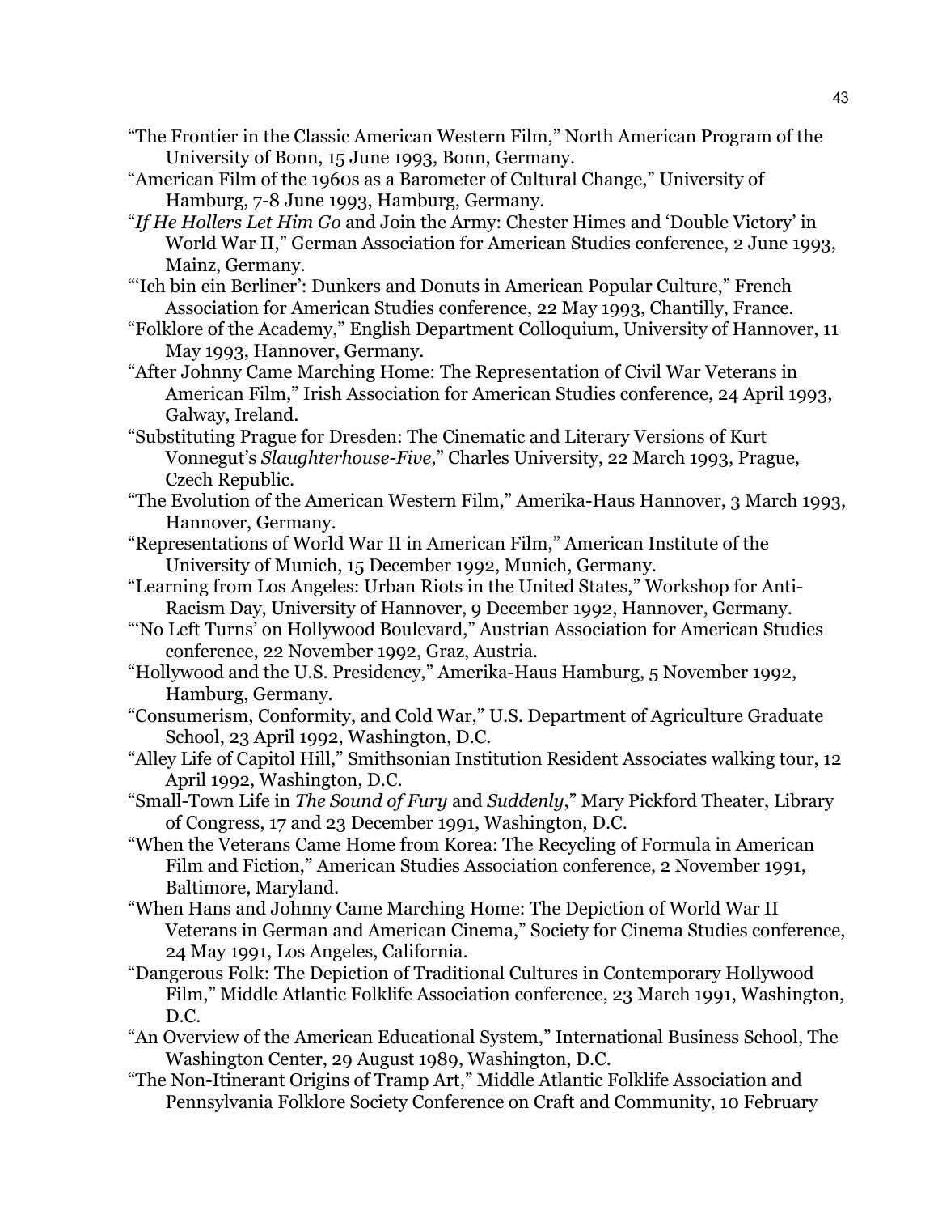"The Frontier in the Classic American Western Film," North American Program of the University of Bonn, 15 June 1993, Bonn, Germany.

"American Film of the 1960s as a Barometer of Cultural Change," University of Hamburg, 7-8 June 1993, Hamburg, Germany.

"*If He Hollers Let Him Go* and Join the Army: Chester Himes and 'Double Victory' in World War II," German Association for American Studies conference, 2 June 1993, Mainz, Germany.

"'Ich bin ein Berliner': Dunkers and Donuts in American Popular Culture," French Association for American Studies conference, 22 May 1993, Chantilly, France.

"Folklore of the Academy," English Department Colloquium, University of Hannover, 11 May 1993, Hannover, Germany.

"After Johnny Came Marching Home: The Representation of Civil War Veterans in American Film," Irish Association for American Studies conference, 24 April 1993, Galway, Ireland.

"Substituting Prague for Dresden: The Cinematic and Literary Versions of Kurt Vonnegut's *Slaughterhouse-Five*," Charles University, 22 March 1993, Prague, Czech Republic.

"The Evolution of the American Western Film," Amerika-Haus Hannover, 3 March 1993, Hannover, Germany.

"Representations of World War II in American Film," American Institute of the University of Munich, 15 December 1992, Munich, Germany.

"Learning from Los Angeles: Urban Riots in the United States," Workshop for Anti-Racism Day, University of Hannover, 9 December 1992, Hannover, Germany.

"'No Left Turns' on Hollywood Boulevard," Austrian Association for American Studies conference, 22 November 1992, Graz, Austria.

"Hollywood and the U.S. Presidency," Amerika-Haus Hamburg, 5 November 1992, Hamburg, Germany.

"Consumerism, Conformity, and Cold War," U.S. Department of Agriculture Graduate School, 23 April 1992, Washington, D.C.

"Alley Life of Capitol Hill," Smithsonian Institution Resident Associates walking tour, 12 April 1992, Washington, D.C.

"Small-Town Life in *The Sound of Fury* and *Suddenly*," Mary Pickford Theater, Library of Congress, 17 and 23 December 1991, Washington, D.C.

"When the Veterans Came Home from Korea: The Recycling of Formula in American Film and Fiction," American Studies Association conference, 2 November 1991, Baltimore, Maryland.

"When Hans and Johnny Came Marching Home: The Depiction of World War II Veterans in German and American Cinema," Society for Cinema Studies conference, 24 May 1991, Los Angeles, California.

"Dangerous Folk: The Depiction of Traditional Cultures in Contemporary Hollywood Film," Middle Atlantic Folklife Association conference, 23 March 1991, Washington, D.C.

"An Overview of the American Educational System," International Business School, The Washington Center, 29 August 1989, Washington, D.C.

"The Non-Itinerant Origins of Tramp Art," Middle Atlantic Folklife Association and Pennsylvania Folklore Society Conference on Craft and Community, 10 February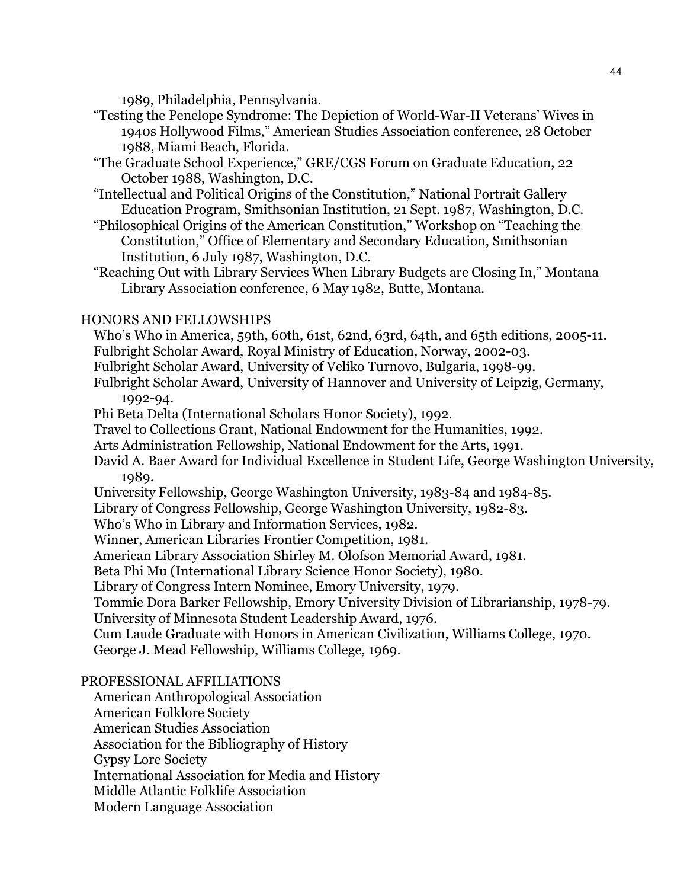1989, Philadelphia, Pennsylvania.

"Testing the Penelope Syndrome: The Depiction of World-War-II Veterans' Wives in 1940s Hollywood Films," American Studies Association conference, 28 October 1988, Miami Beach, Florida.

"The Graduate School Experience," GRE/CGS Forum on Graduate Education, 22 October 1988, Washington, D.C.

"Intellectual and Political Origins of the Constitution," National Portrait Gallery Education Program, Smithsonian Institution, 21 Sept. 1987, Washington, D.C.

"Philosophical Origins of the American Constitution," Workshop on "Teaching the Constitution," Office of Elementary and Secondary Education, Smithsonian Institution, 6 July 1987, Washington, D.C.

"Reaching Out with Library Services When Library Budgets are Closing In," Montana Library Association conference, 6 May 1982, Butte, Montana.

## HONORS AND FELLOWSHIPS

Who's Who in America, 59th, 60th, 61st, 62nd, 63rd, 64th, and 65th editions, 2005-11.
Fulbright Scholar Award, Royal Ministry of Education, Norway, 2002-03.
Fulbright Scholar Award, University of Veliko Turnovo, Bulgaria, 1998-99.
Fulbright Scholar Award, University of Hannover and University of Leipzig, Germany, 1992-94.
Phi Beta Delta (International Scholars Honor Society), 1992.
Travel to Collections Grant, National Endowment for the Humanities, 1992.
Arts Administration Fellowship, National Endowment for the Arts, 1991.
David A. Baer Award for Individual Excellence in Student Life, George Washington University, 1989.
University Fellowship, George Washington University, 1983-84 and 1984-85.
Library of Congress Fellowship, George Washington University, 1982-83.
Who's Who in Library and Information Services, 1982.
Winner, American Libraries Frontier Competition, 1981.
American Library Association Shirley M. Olofson Memorial Award, 1981.
Beta Phi Mu (International Library Science Honor Society), 1980.
Library of Congress Intern Nominee, Emory University, 1979.
Tommie Dora Barker Fellowship, Emory University Division of Librarianship, 1978-79.
University of Minnesota Student Leadership Award, 1976.
Cum Laude Graduate with Honors in American Civilization, Williams College, 1970.
George J. Mead Fellowship, Williams College, 1969.

## PROFESSIONAL AFFILIATIONS

American Anthropological Association
American Folklore Society
American Studies Association
Association for the Bibliography of History
Gypsy Lore Society
International Association for Media and History
Middle Atlantic Folklife Association
Modern Language Association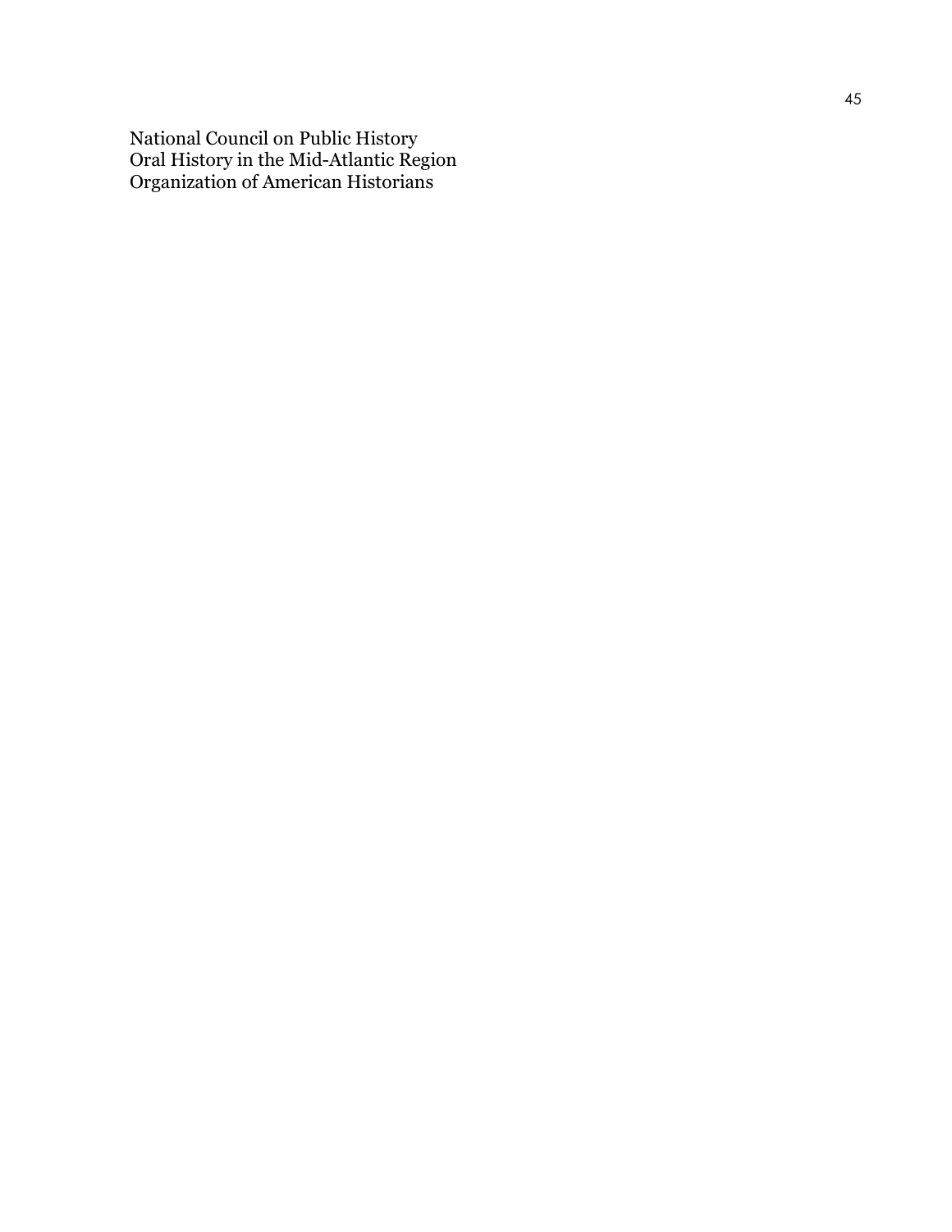National Council on Public History
Oral History in the Mid-Atlantic Region
Organization of American Historians